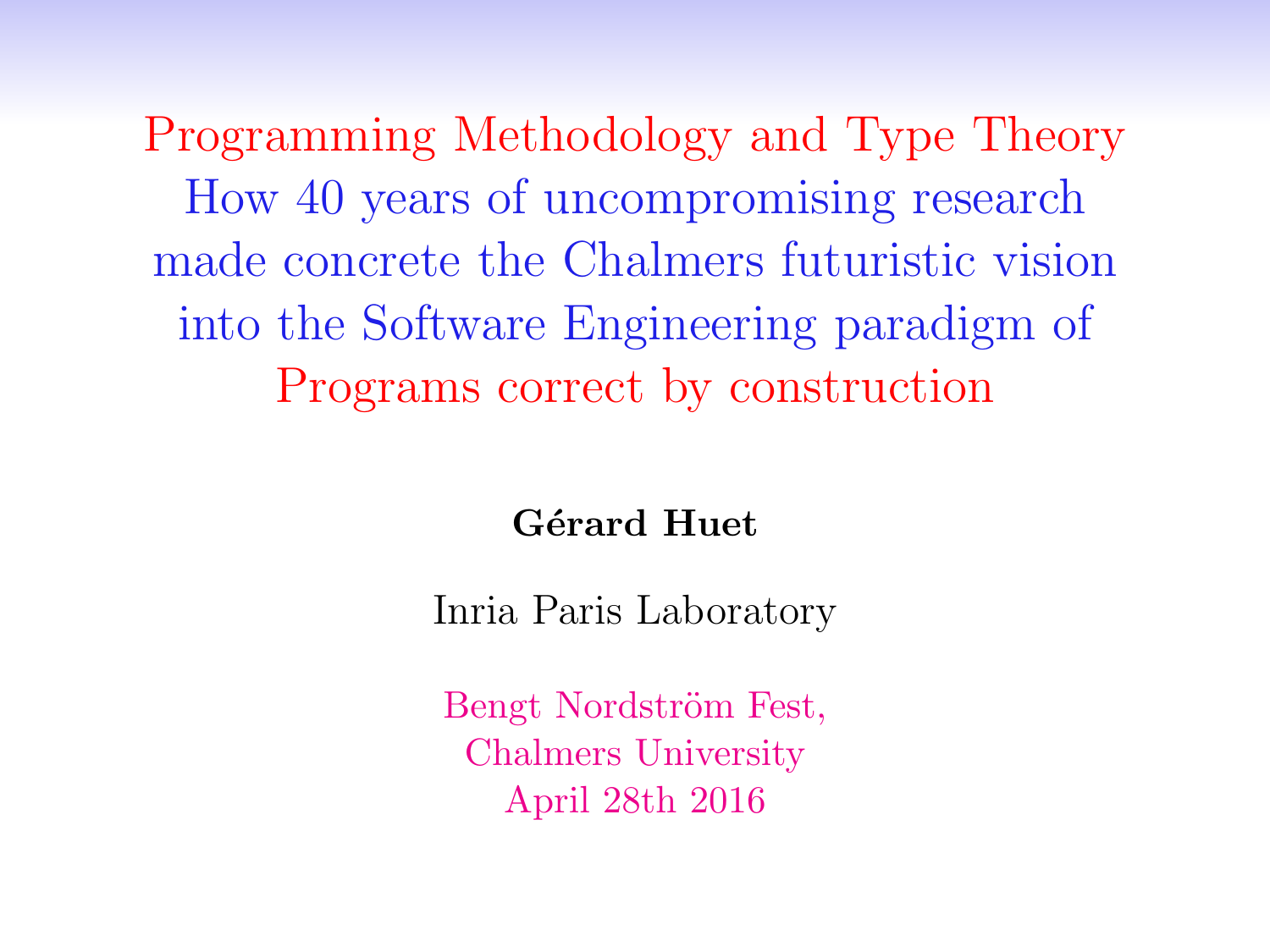# Programming Methodology and Type Theory

## How 40 years of uncompromising research made concrete the Chalmers futuristic vision into the Software Engineering paradigm of Programs correct by construction

**Gérard Huet**

Inria Paris Laboratory

Bengt Nordström Fest,
Chalmers University
April 28th 2016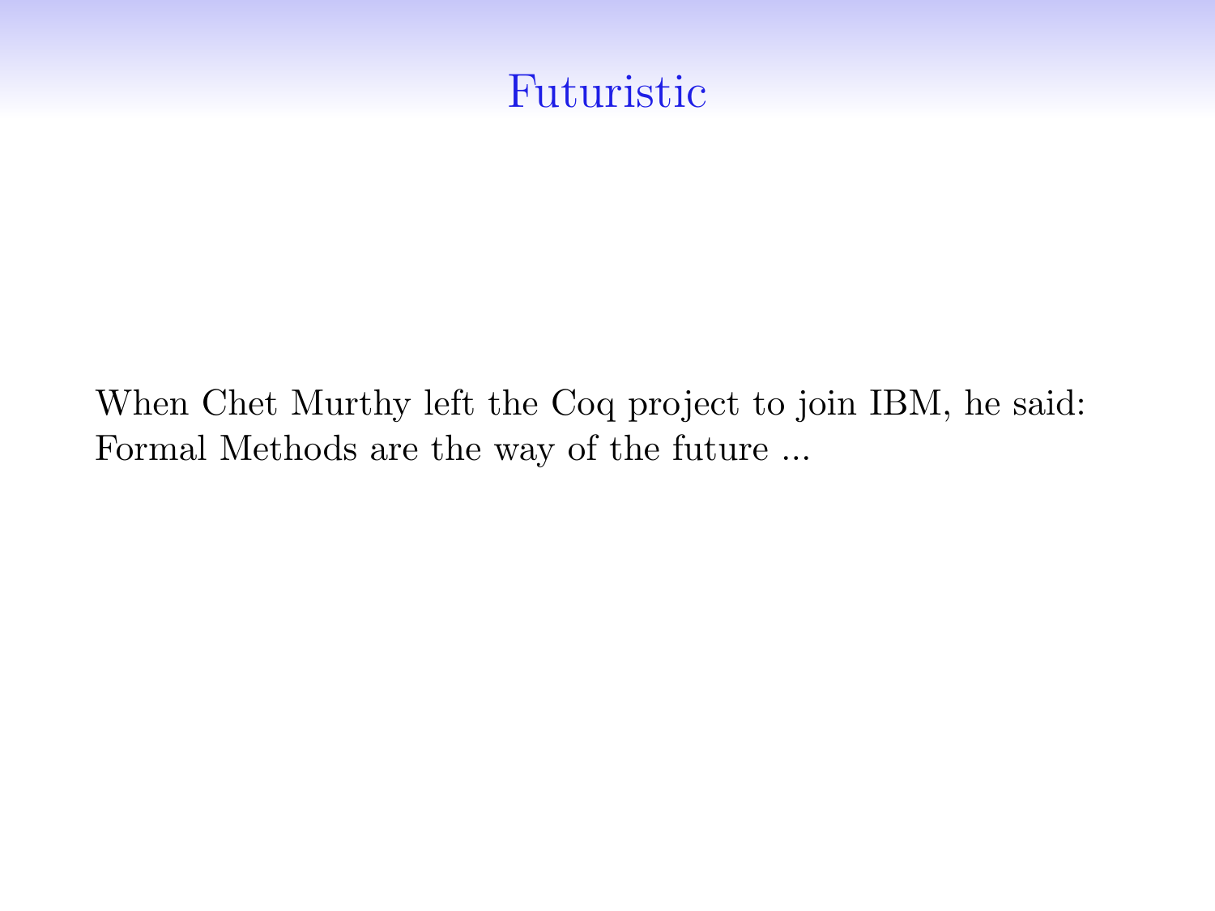# Futuristic

When Chet Murthy left the Coq project to join IBM, he said:
Formal Methods are the way of the future ...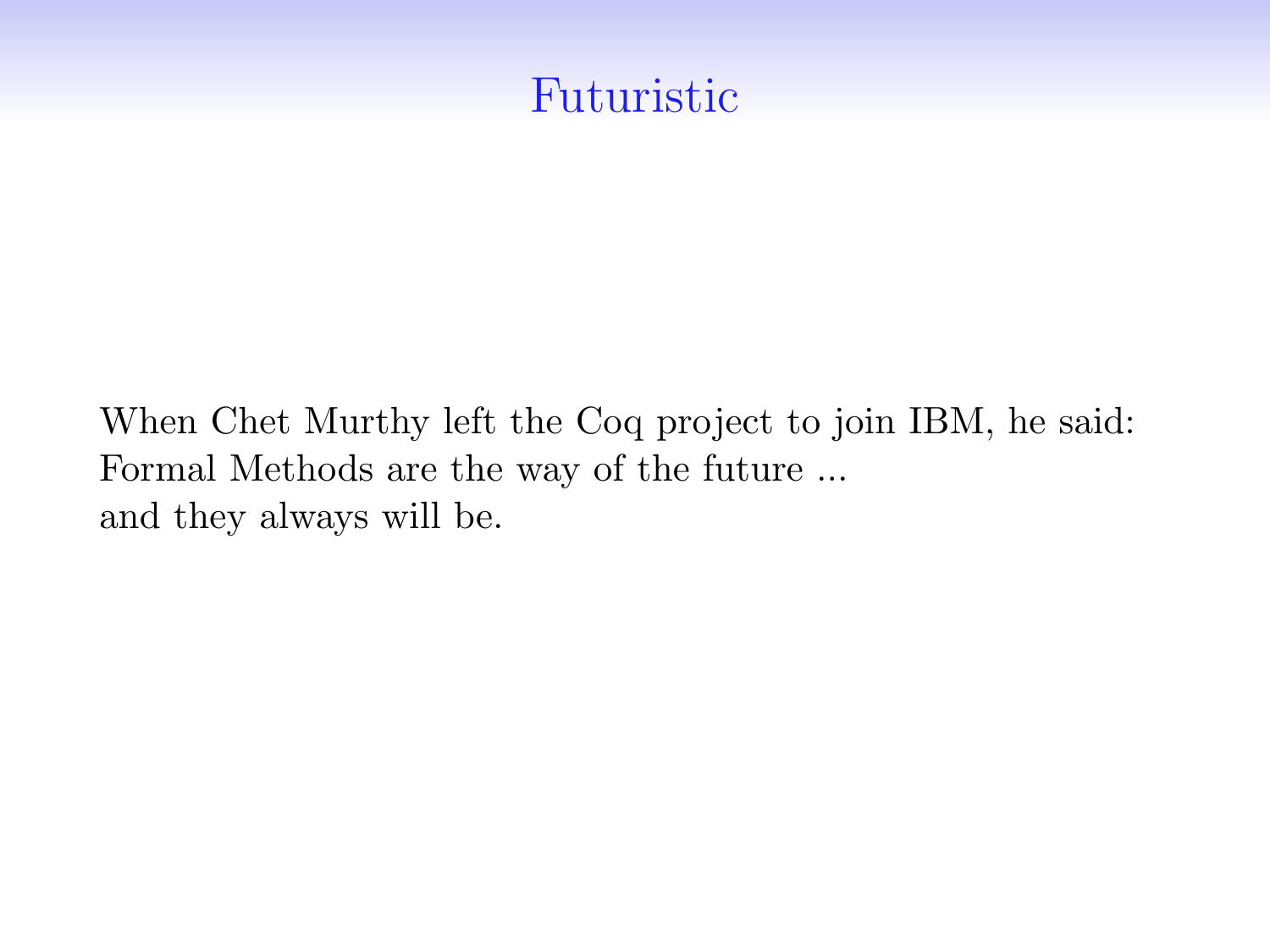# Futuristic

When Chet Murthy left the Coq project to join IBM, he said:
Formal Methods are the way of the future ...
and they always will be.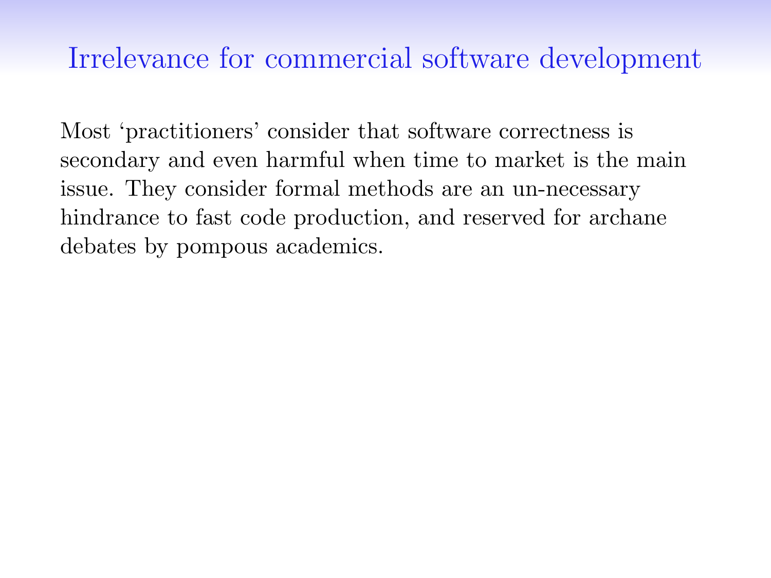# Irrelevance for commercial software development

Most ‘practitioners’ consider that software correctness is secondary and even harmful when time to market is the main issue. They consider formal methods are an un-necessary hindrance to fast code production, and reserved for archane debates by pompous academics.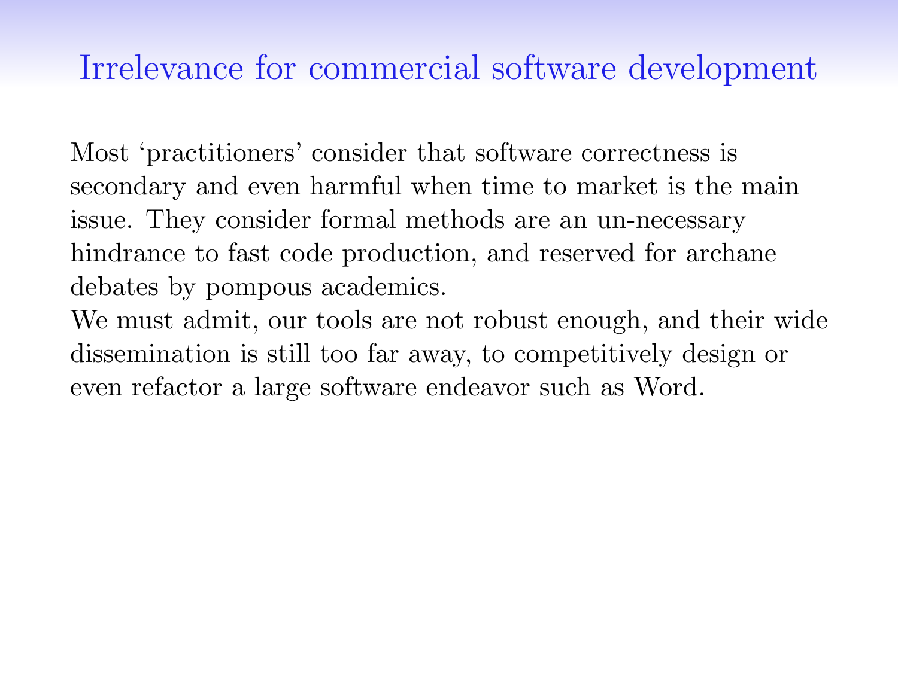# Irrelevance for commercial software development

Most 'practitioners' consider that software correctness is secondary and even harmful when time to market is the main issue. They consider formal methods are an un-necessary hindrance to fast code production, and reserved for archane debates by pompous academics.

We must admit, our tools are not robust enough, and their wide dissemination is still too far away, to competitively design or even refactor a large software endeavor such as Word.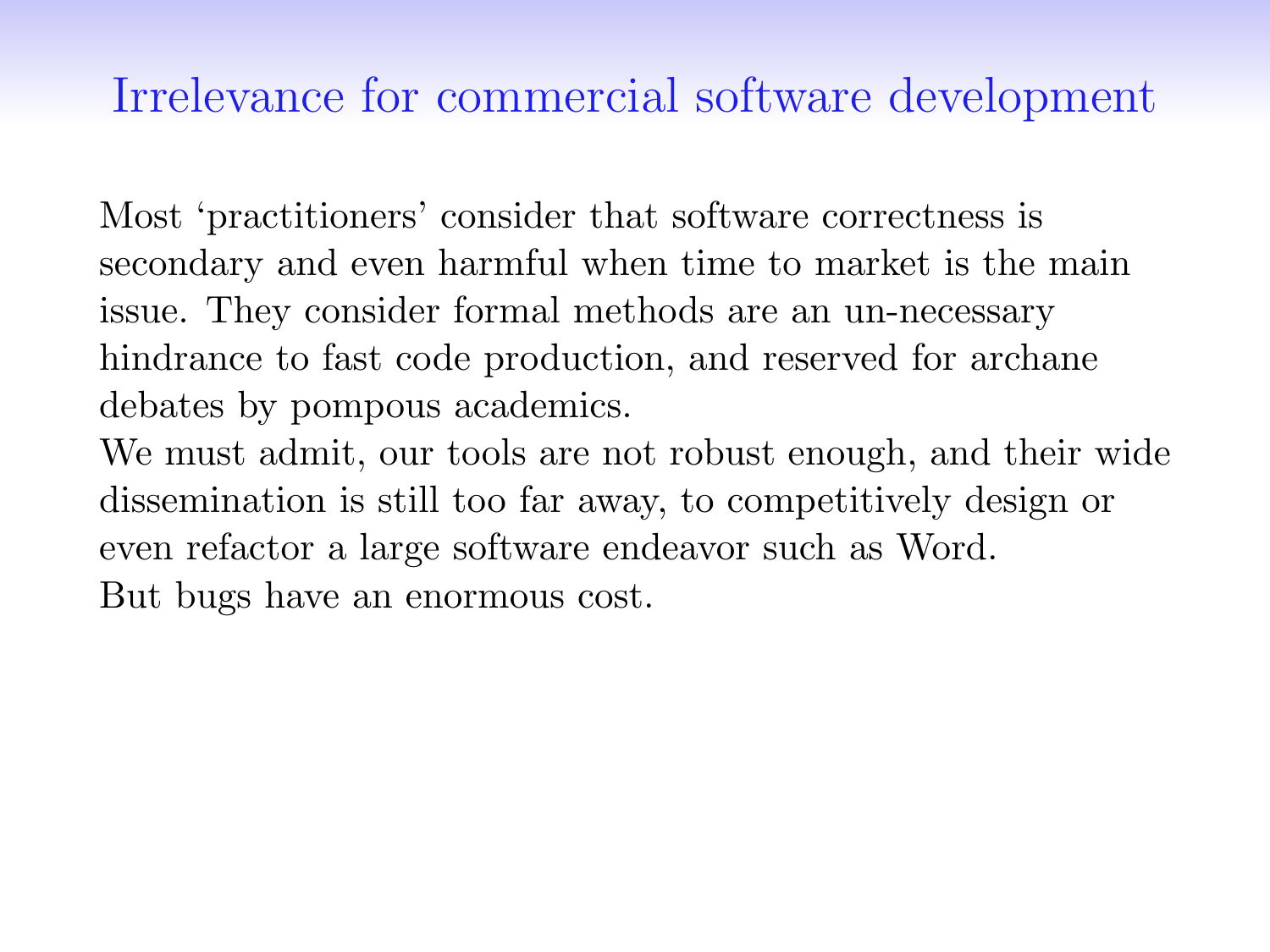# Irrelevance for commercial software development

Most ‘practitioners’ consider that software correctness is secondary and even harmful when time to market is the main issue. They consider formal methods are an un-necessary hindrance to fast code production, and reserved for archane debates by pompous academics.

We must admit, our tools are not robust enough, and their wide dissemination is still too far away, to competitively design or even refactor a large software endeavor such as Word.

But bugs have an enormous cost.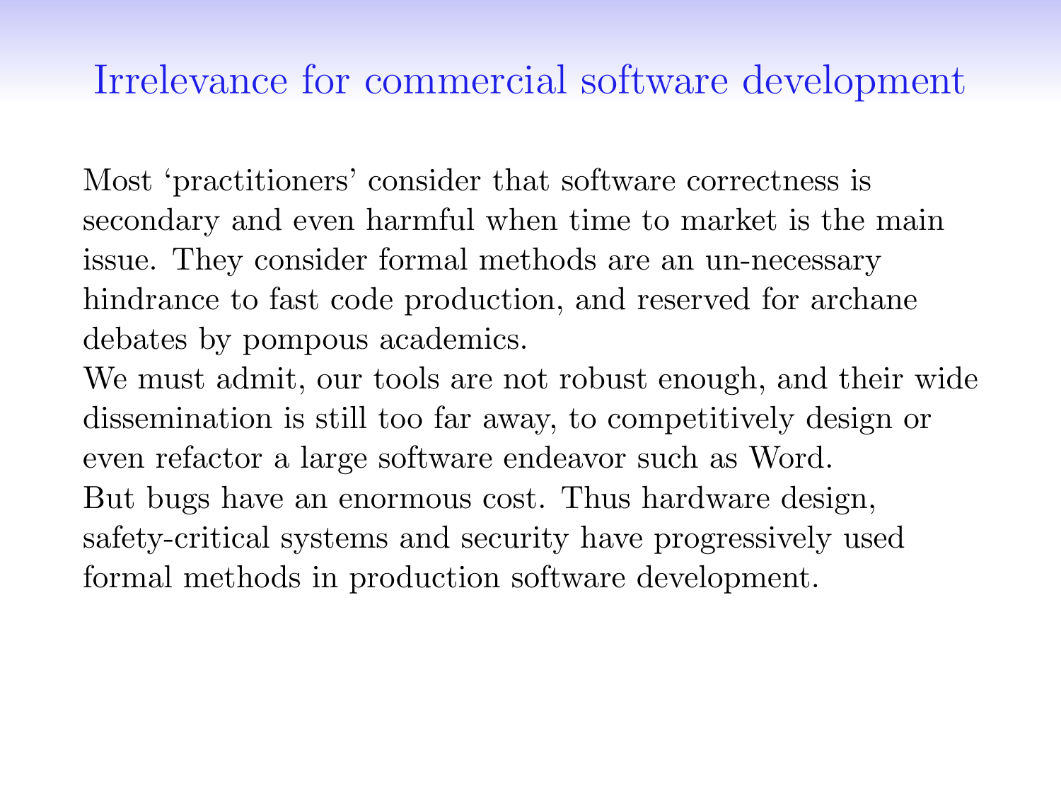# Irrelevance for commercial software development

Most 'practitioners' consider that software correctness is secondary and even harmful when time to market is the main issue. They consider formal methods are an un-necessary hindrance to fast code production, and reserved for archane debates by pompous academics.

We must admit, our tools are not robust enough, and their wide dissemination is still too far away, to competitively design or even refactor a large software endeavor such as Word.

But bugs have an enormous cost. Thus hardware design, safety-critical systems and security have progressively used formal methods in production software development.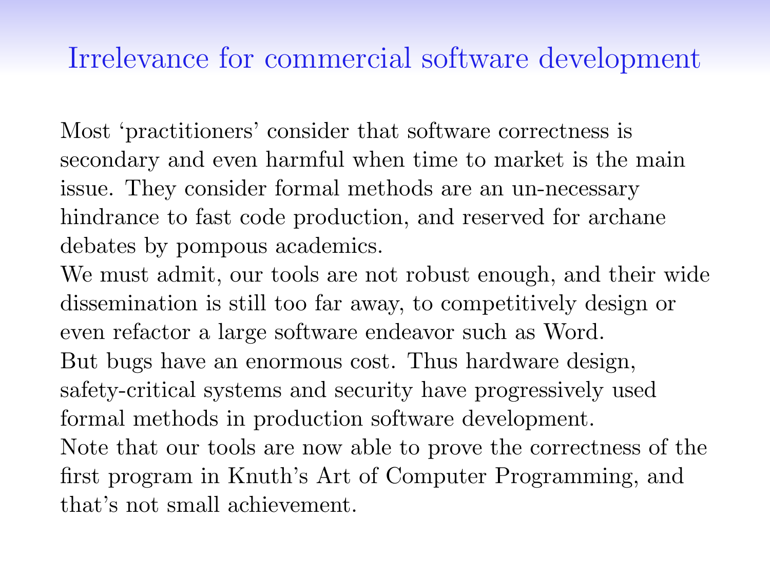# Irrelevance for commercial software development

Most 'practitioners' consider that software correctness is secondary and even harmful when time to market is the main issue. They consider formal methods are an un-necessary hindrance to fast code production, and reserved for archane debates by pompous academics.

We must admit, our tools are not robust enough, and their wide dissemination is still too far away, to competitively design or even refactor a large software endeavor such as Word.

But bugs have an enormous cost. Thus hardware design, safety-critical systems and security have progressively used formal methods in production software development.

Note that our tools are now able to prove the correctness of the first program in Knuth's Art of Computer Programming, and that's not small achievement.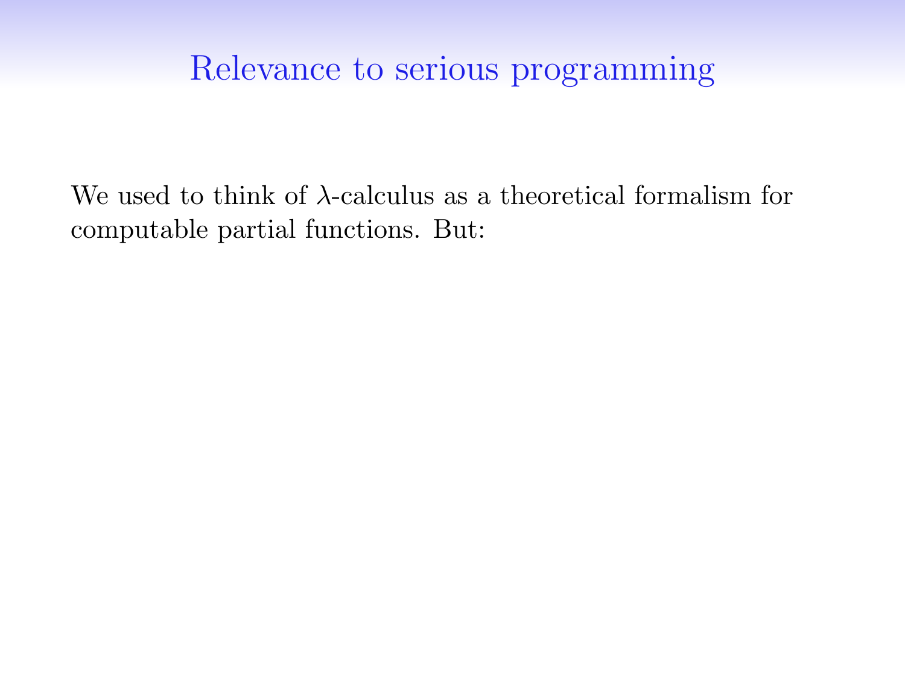# Relevance to serious programming

We used to think of $\lambda$-calculus as a theoretical formalism for computable partial functions. But: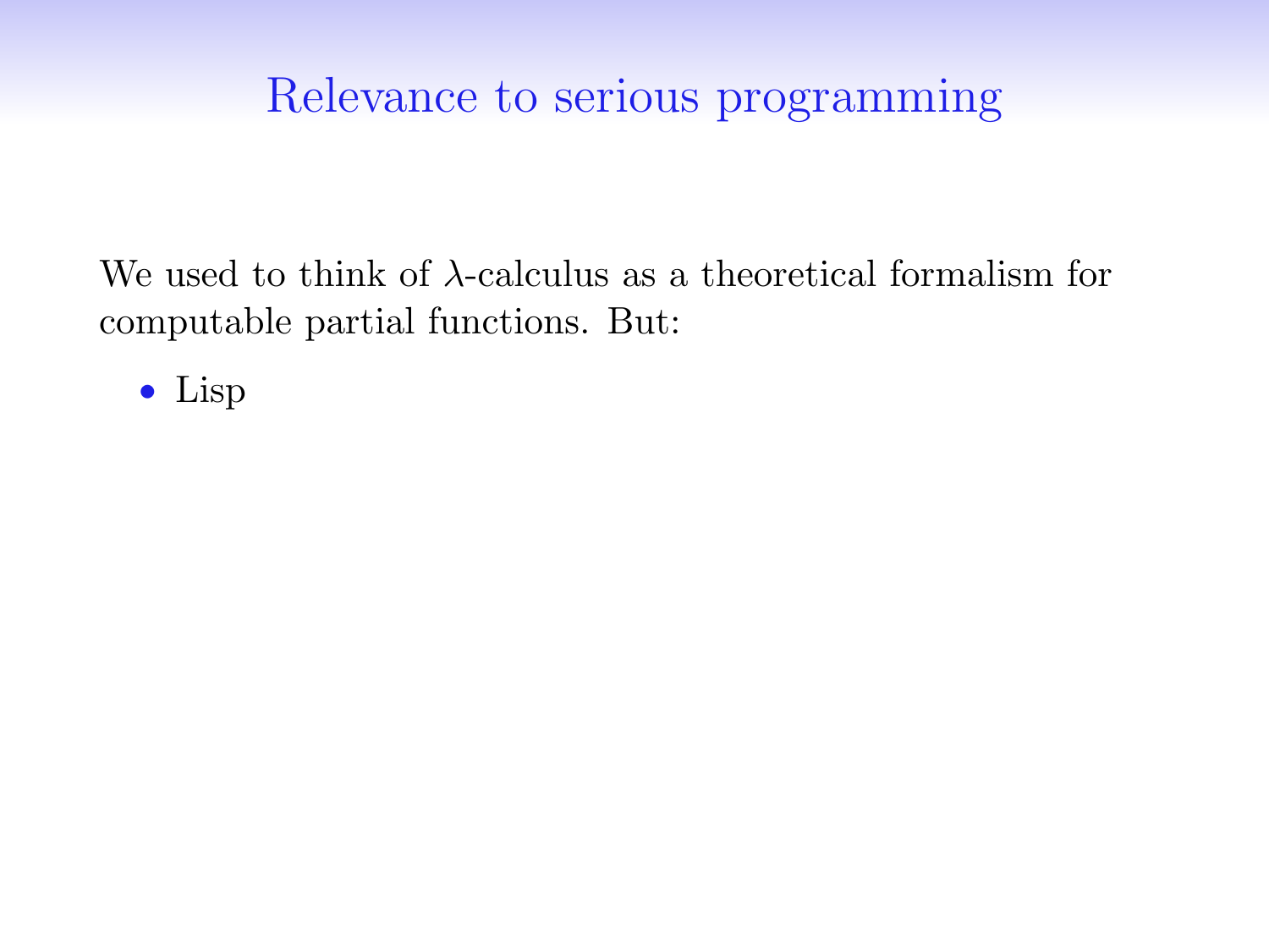# Relevance to serious programming

We used to think of $\lambda$-calculus as a theoretical formalism for computable partial functions. But:

- Lisp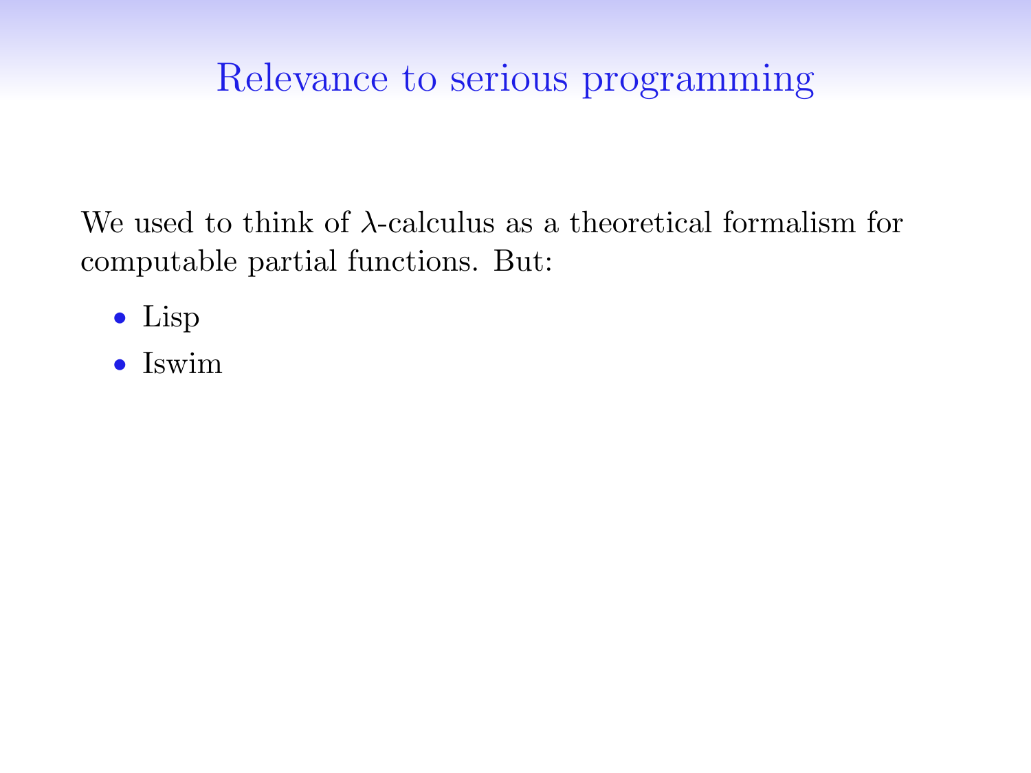# Relevance to serious programming

We used to think of $\lambda$-calculus as a theoretical formalism for computable partial functions. But:

- Lisp
- Iswim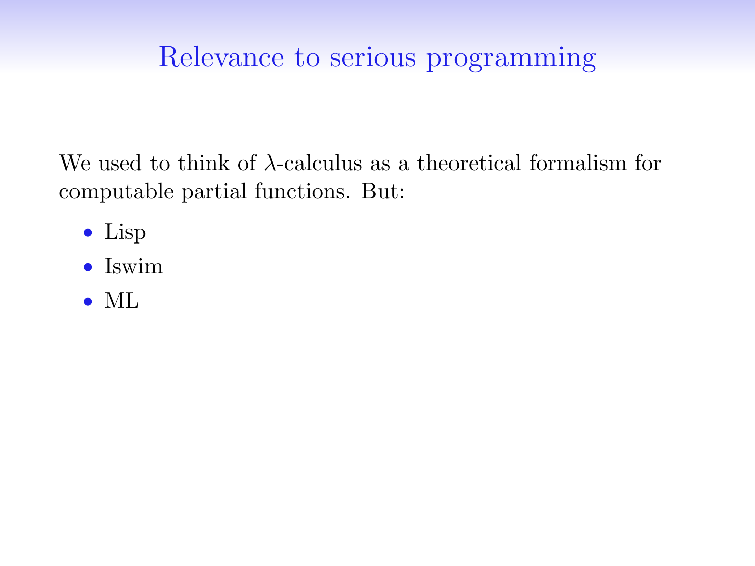# Relevance to serious programming

We used to think of $\lambda$-calculus as a theoretical formalism for computable partial functions. But:

- Lisp
- Iswim
- ML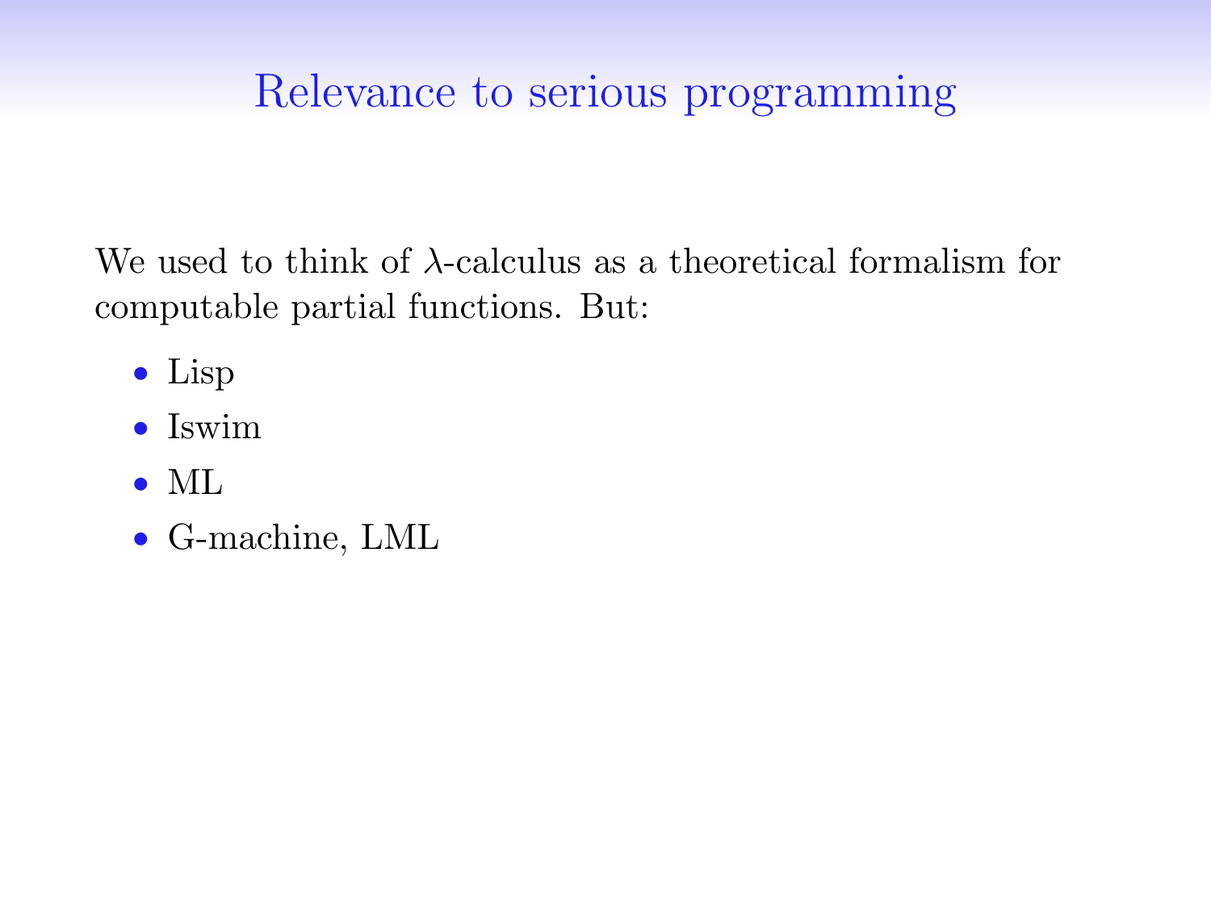# Relevance to serious programming

We used to think of $\lambda$-calculus as a theoretical formalism for computable partial functions. But:

- Lisp
- Iswim
- ML
- G-machine, LML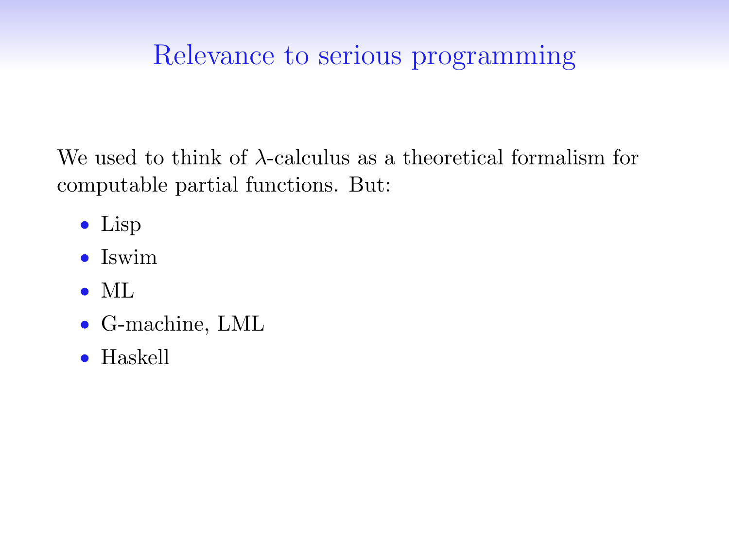# Relevance to serious programming

We used to think of $\lambda$-calculus as a theoretical formalism for computable partial functions. But:

- Lisp
- Iswim
- ML
- G-machine, LML
- Haskell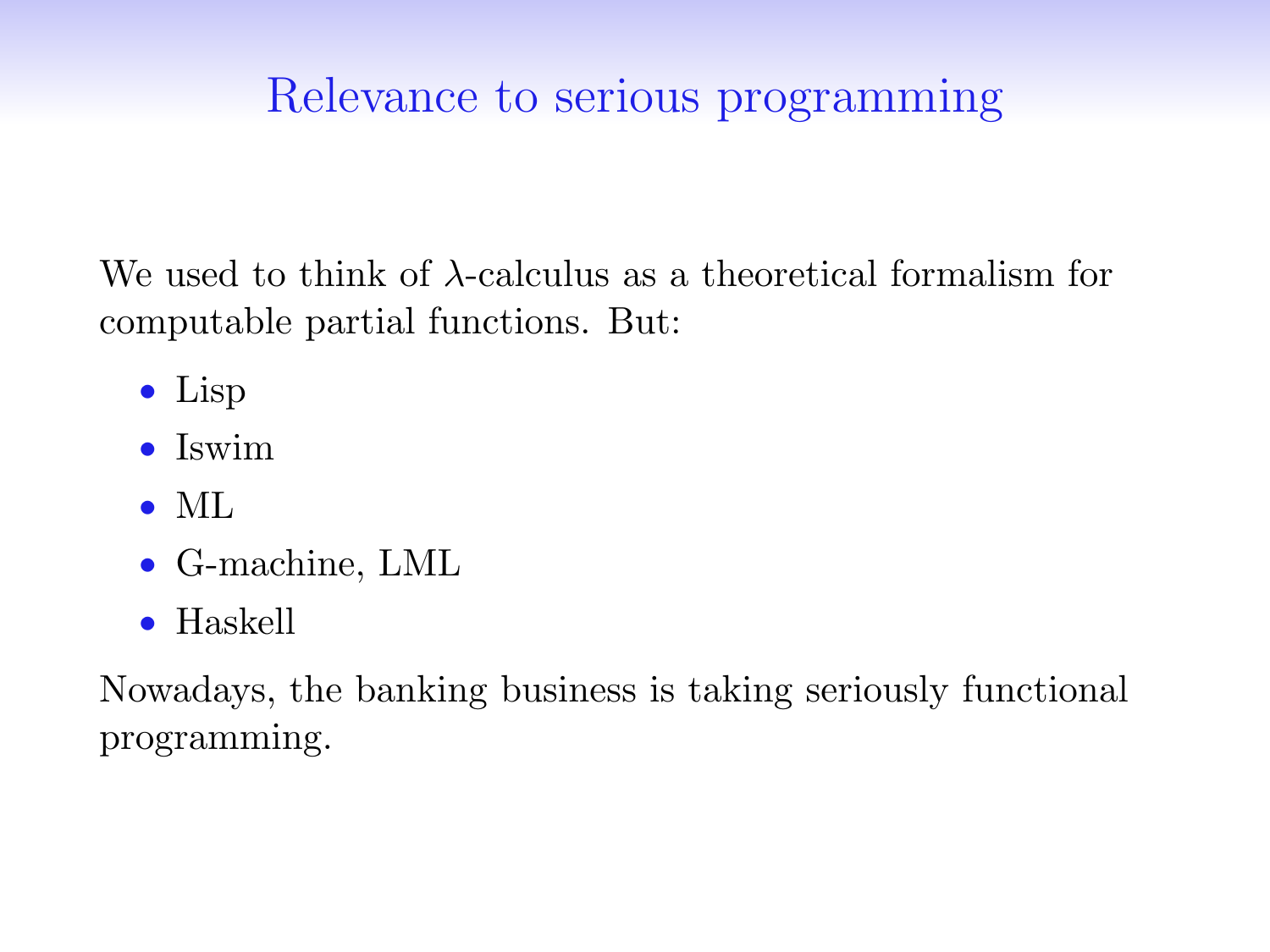# Relevance to serious programming

We used to think of $\lambda$-calculus as a theoretical formalism for computable partial functions. But:

- Lisp
- Iswim
- ML
- G-machine, LML
- Haskell

Nowadays, the banking business is taking seriously functional programming.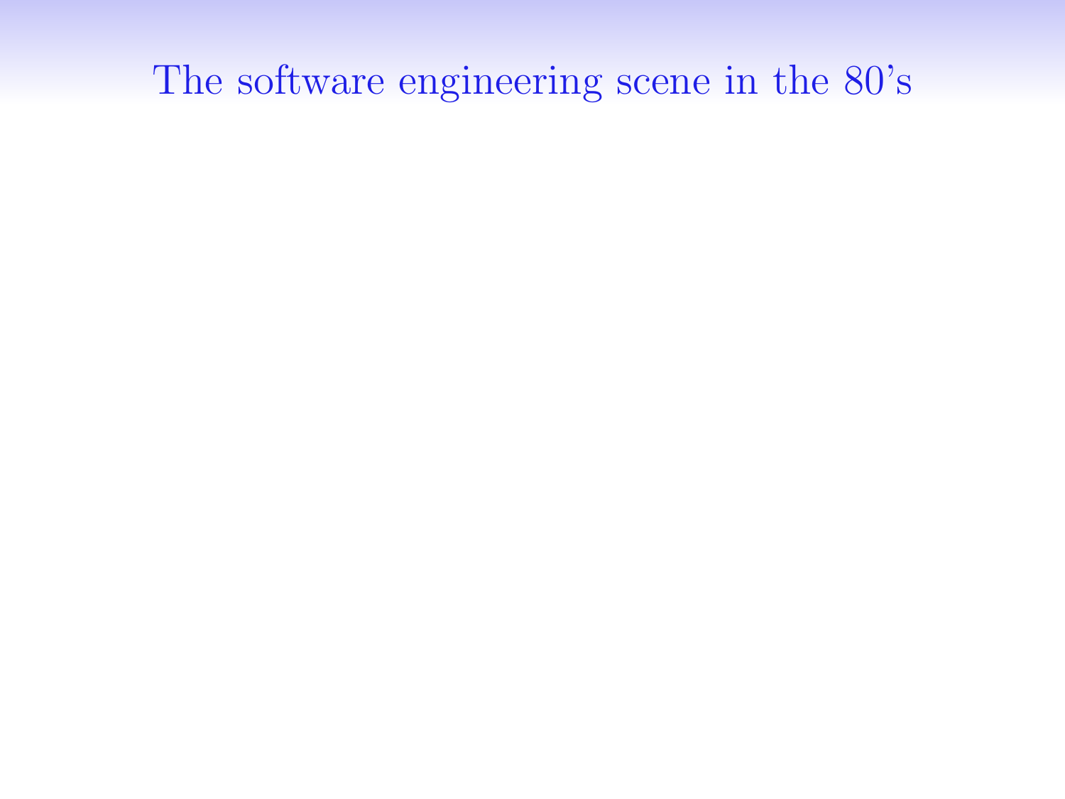# The software engineering scene in the 80's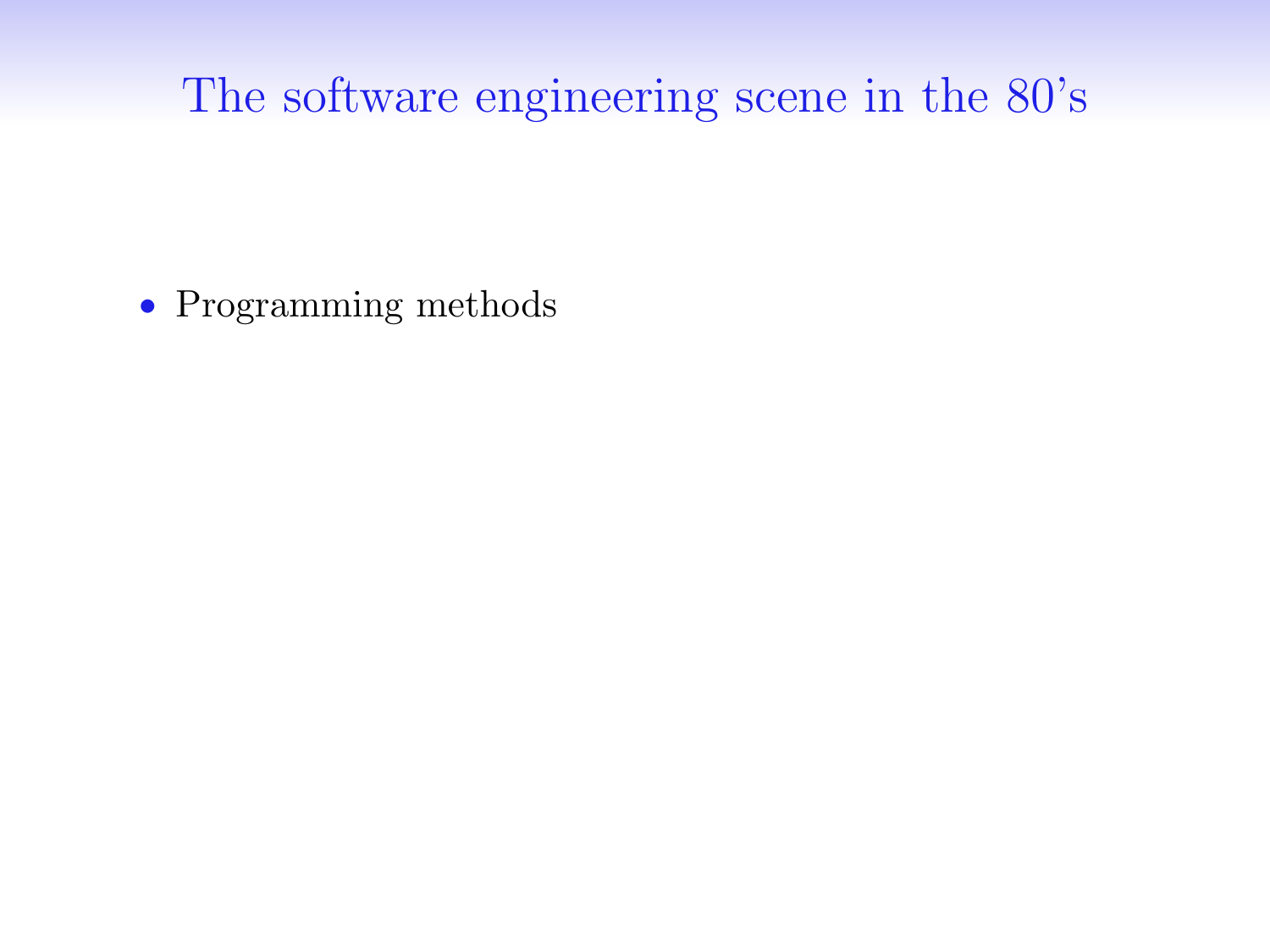# The software engineering scene in the 80's

- Programming methods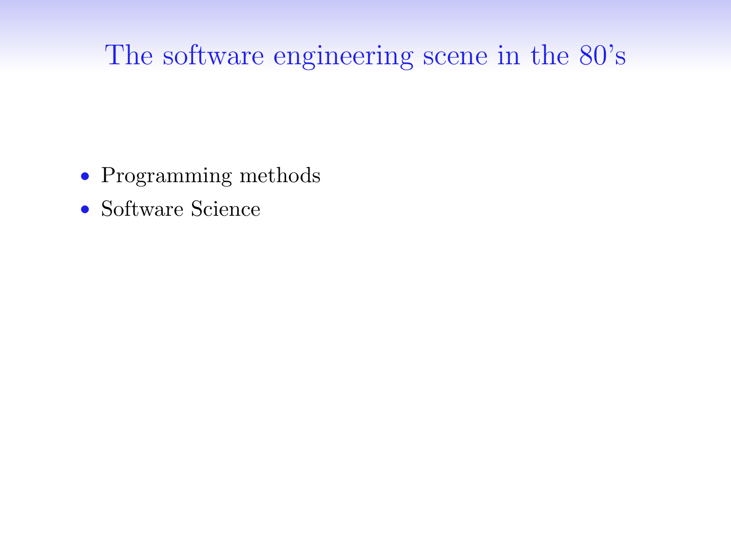# The software engineering scene in the 80's

- Programming methods
- Software Science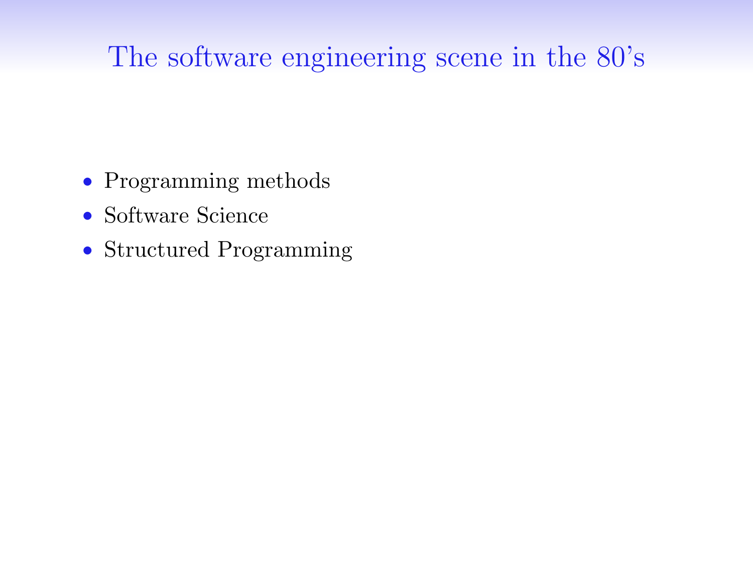# The software engineering scene in the 80's

- Programming methods
- Software Science
- Structured Programming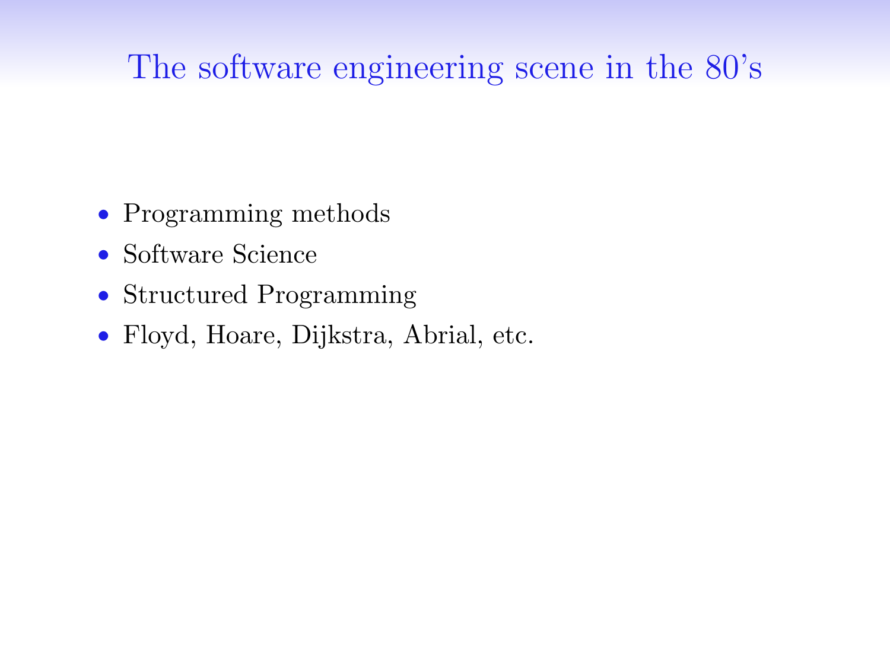# The software engineering scene in the 80's

- Programming methods
- Software Science
- Structured Programming
- Floyd, Hoare, Dijkstra, Abrial, etc.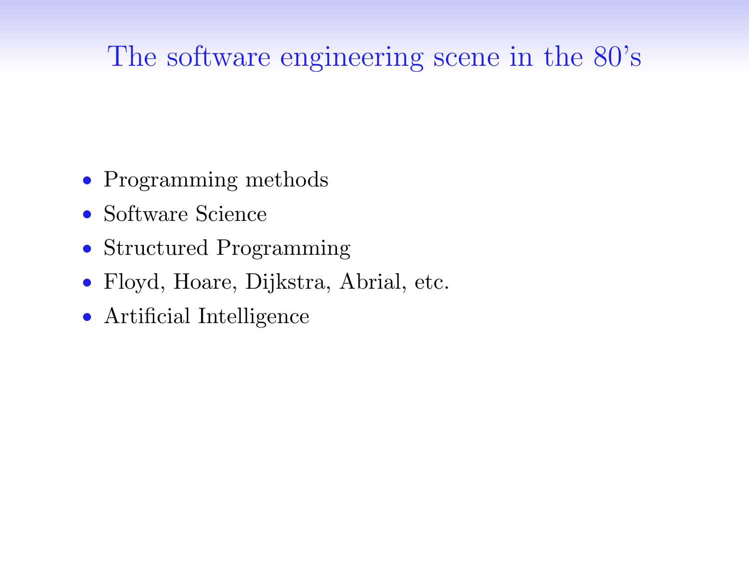# The software engineering scene in the 80's

- Programming methods
- Software Science
- Structured Programming
- Floyd, Hoare, Dijkstra, Abrial, etc.
- Artificial Intelligence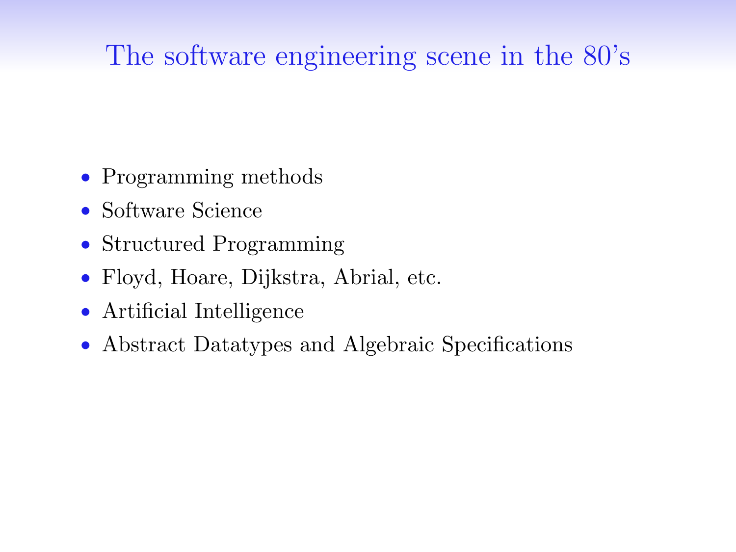# The software engineering scene in the 80's

- Programming methods
- Software Science
- Structured Programming
- Floyd, Hoare, Dijkstra, Abrial, etc.
- Artificial Intelligence
- Abstract Datatypes and Algebraic Specifications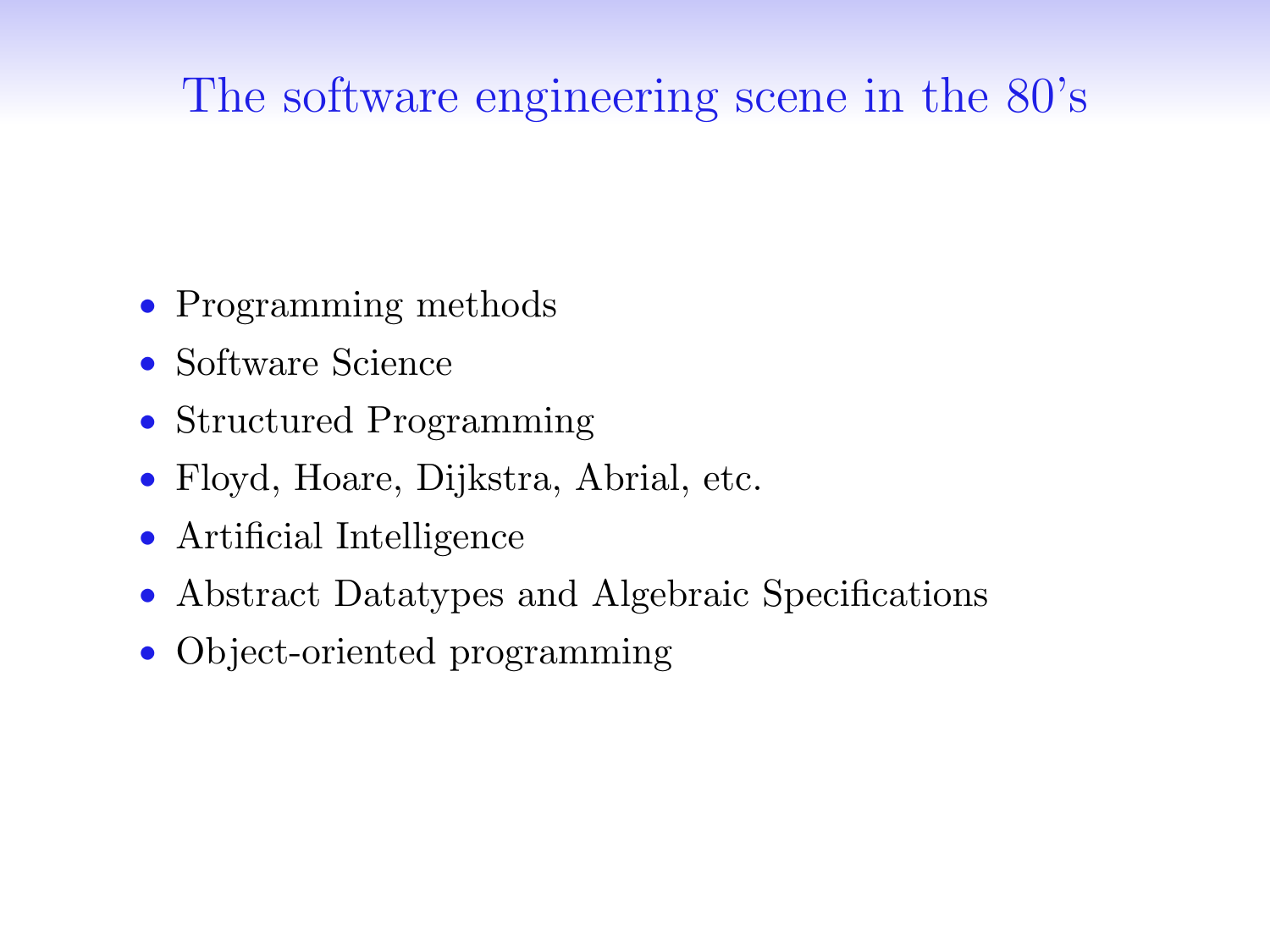# The software engineering scene in the 80's

- Programming methods
- Software Science
- Structured Programming
- Floyd, Hoare, Dijkstra, Abrial, etc.
- Artificial Intelligence
- Abstract Datatypes and Algebraic Specifications
- Object-oriented programming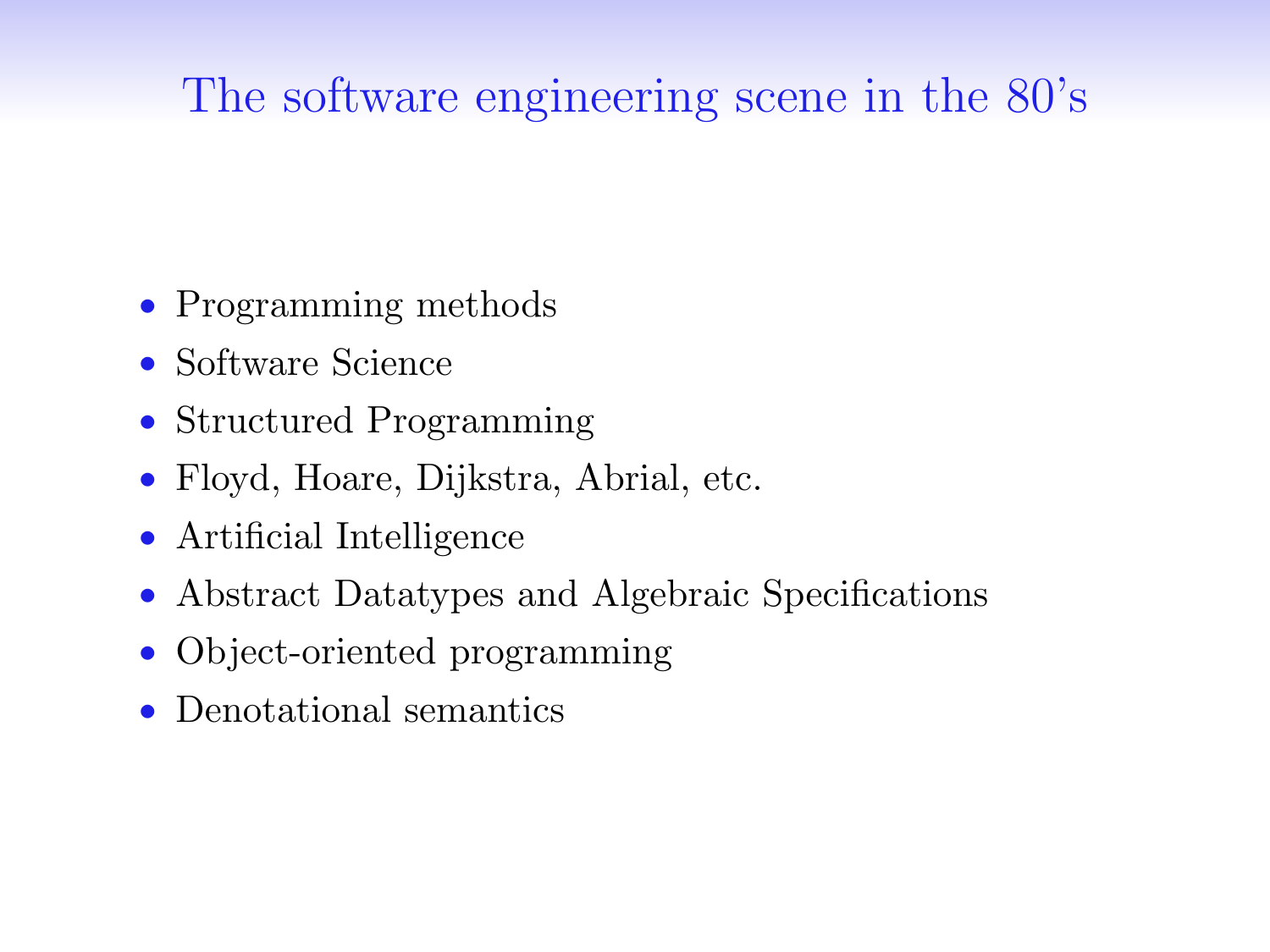# The software engineering scene in the 80's

- Programming methods
- Software Science
- Structured Programming
- Floyd, Hoare, Dijkstra, Abrial, etc.
- Artificial Intelligence
- Abstract Datatypes and Algebraic Specifications
- Object-oriented programming
- Denotational semantics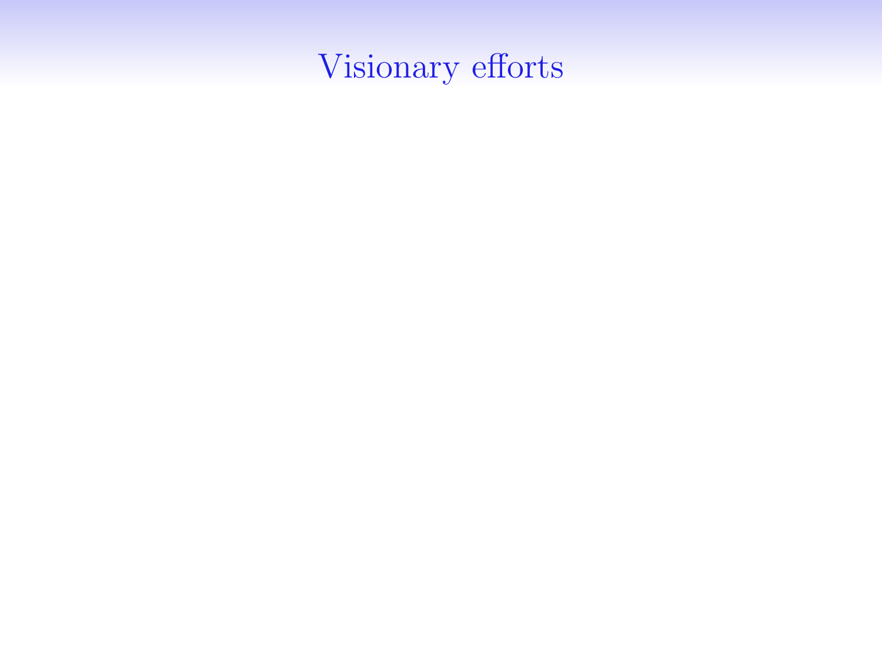# Visionary efforts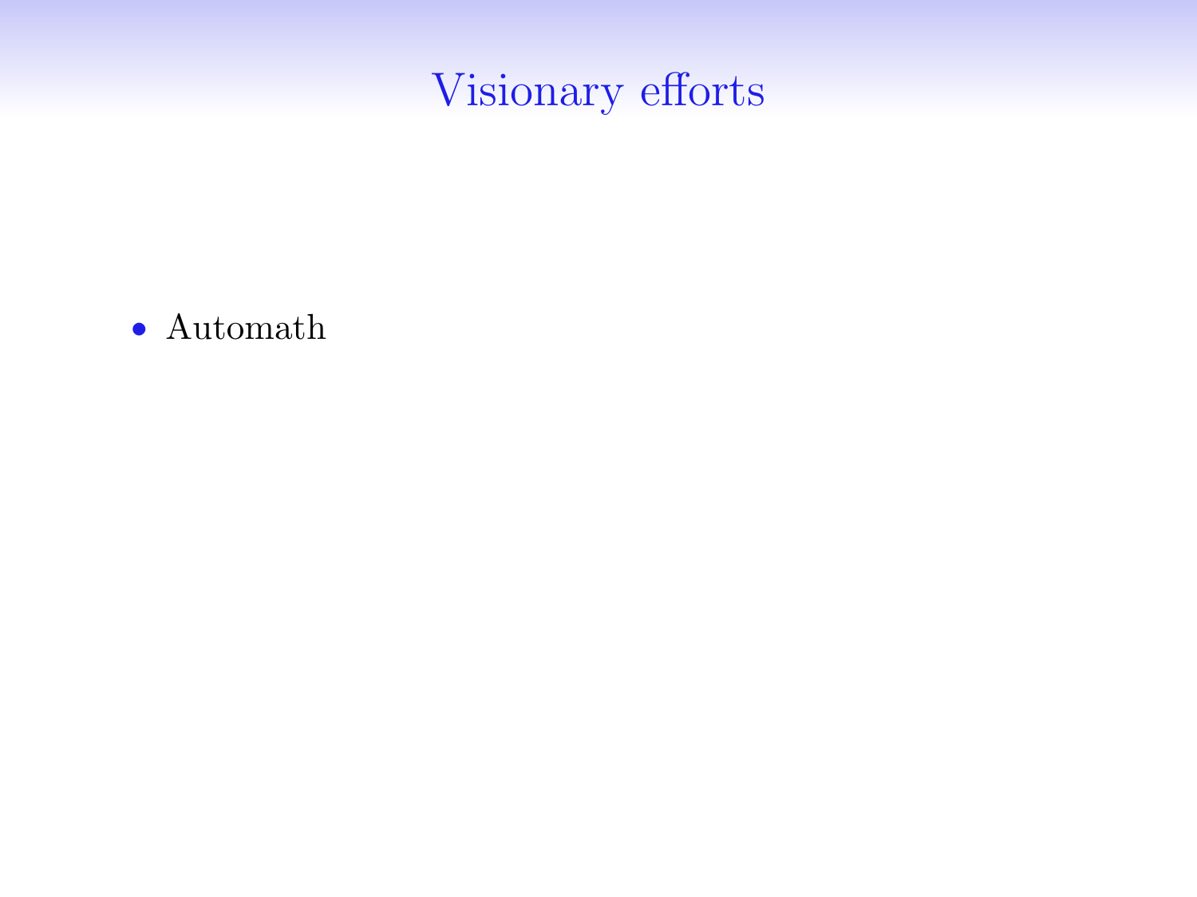# Visionary efforts

- Automath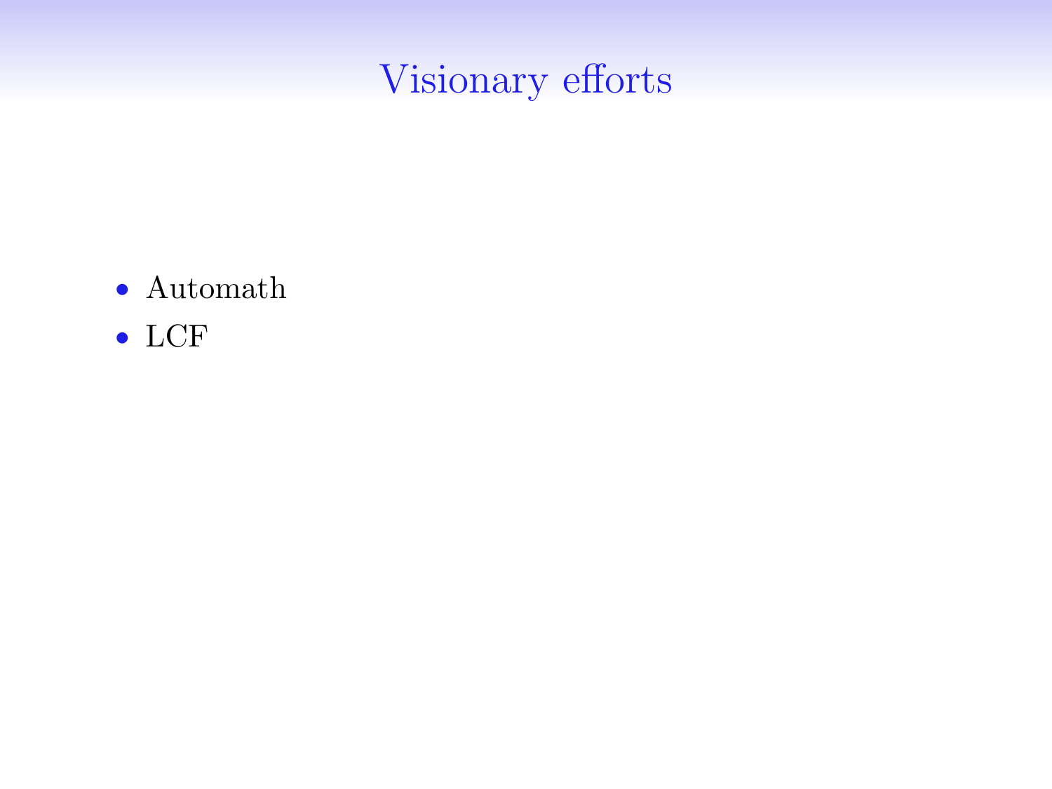# Visionary efforts

- Automath
- LCF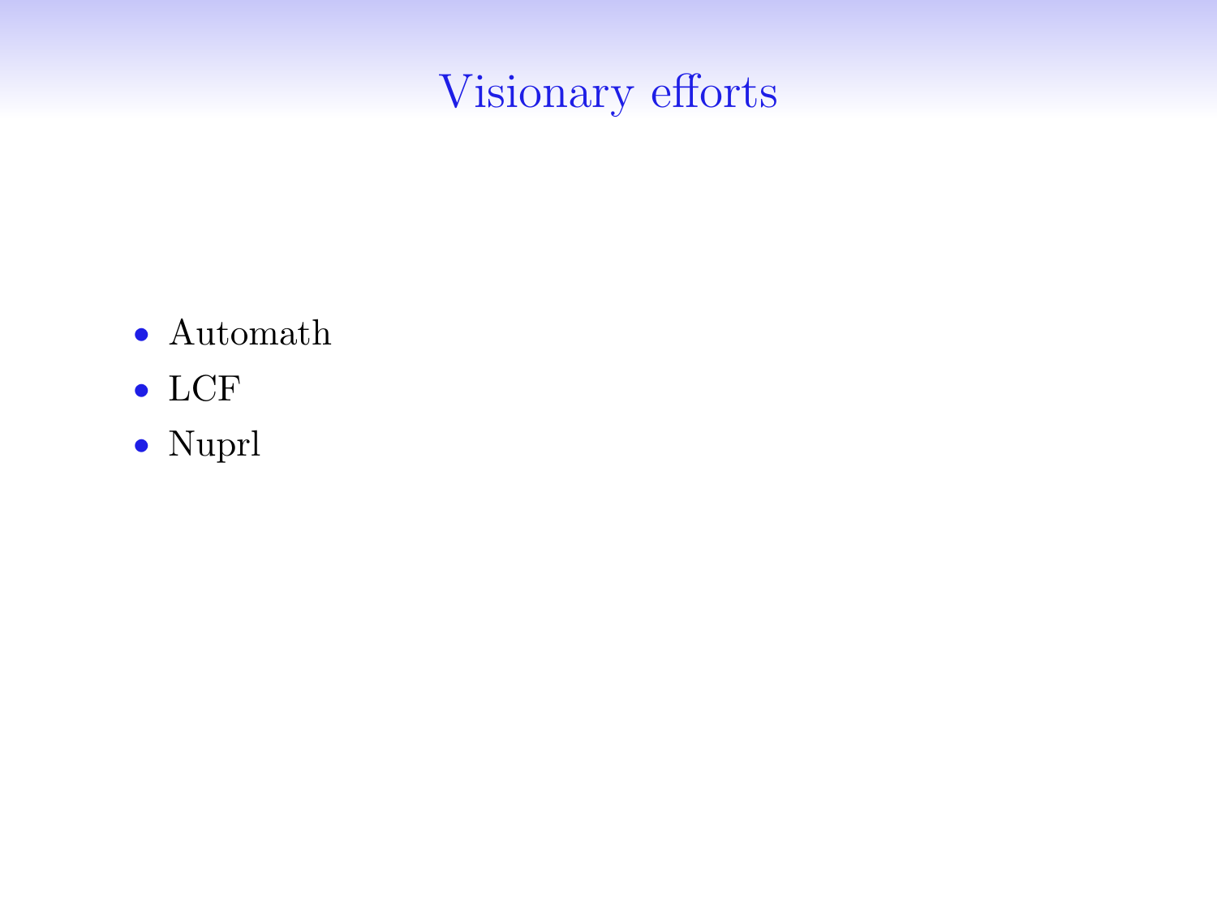# Visionary efforts

- Automath
- LCF
- Nuprl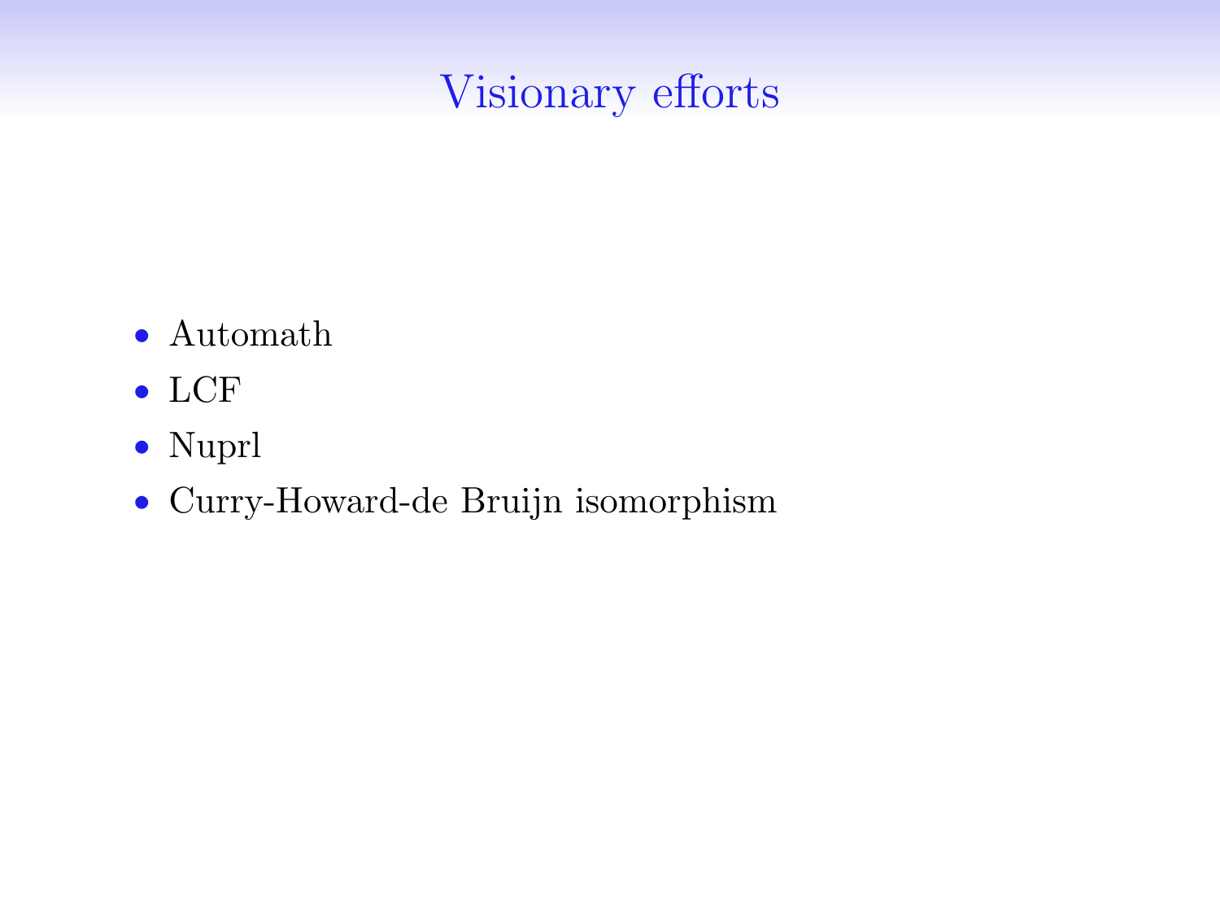# Visionary efforts

- Automath
- LCF
- Nuprl
- Curry-Howard-de Bruijn isomorphism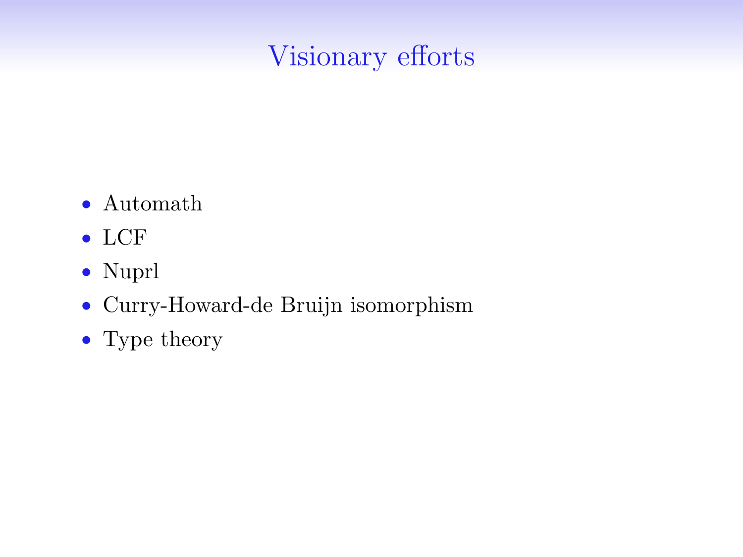# Visionary efforts

- Automath
- LCF
- Nuprl
- Curry-Howard-de Bruijn isomorphism
- Type theory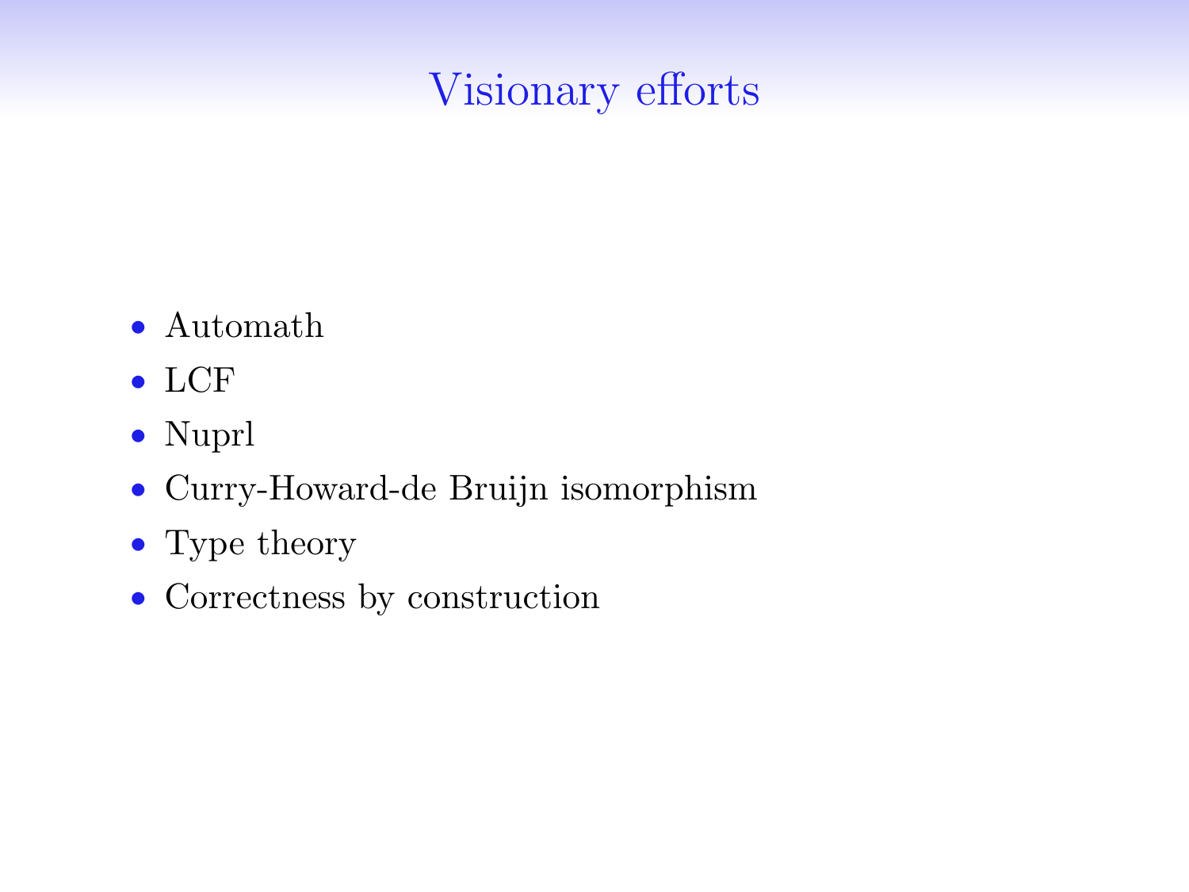# Visionary efforts

- Automath
- LCF
- Nuprl
- Curry-Howard-de Bruijn isomorphism
- Type theory
- Correctness by construction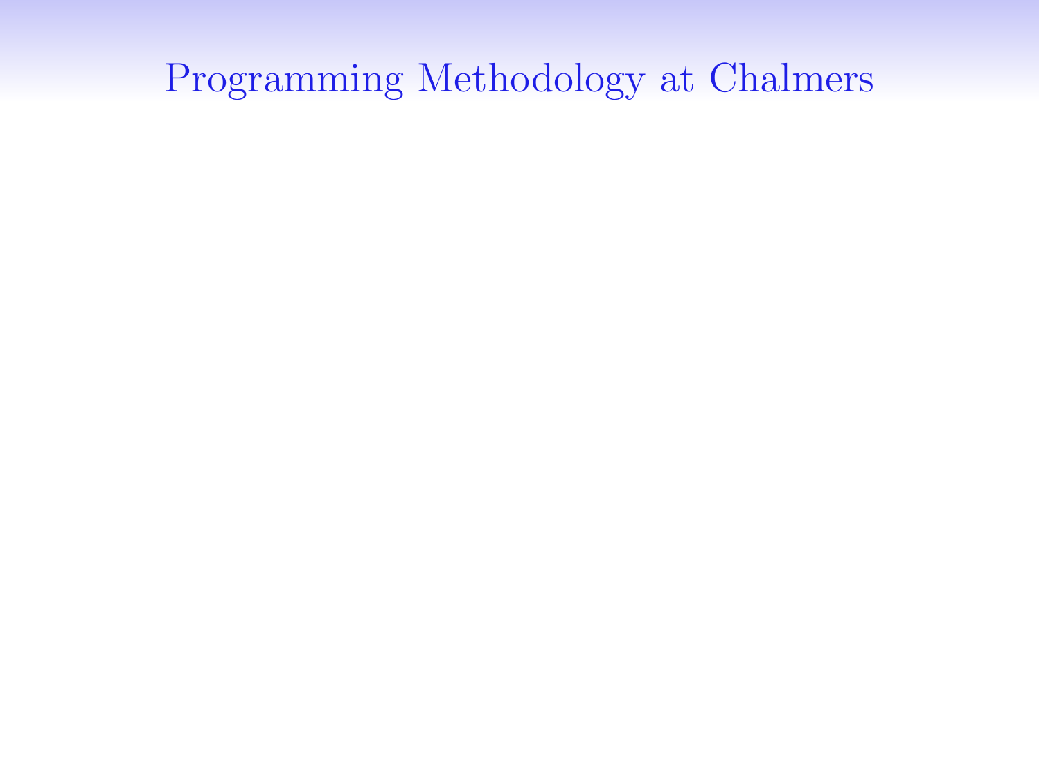# Programming Methodology at Chalmers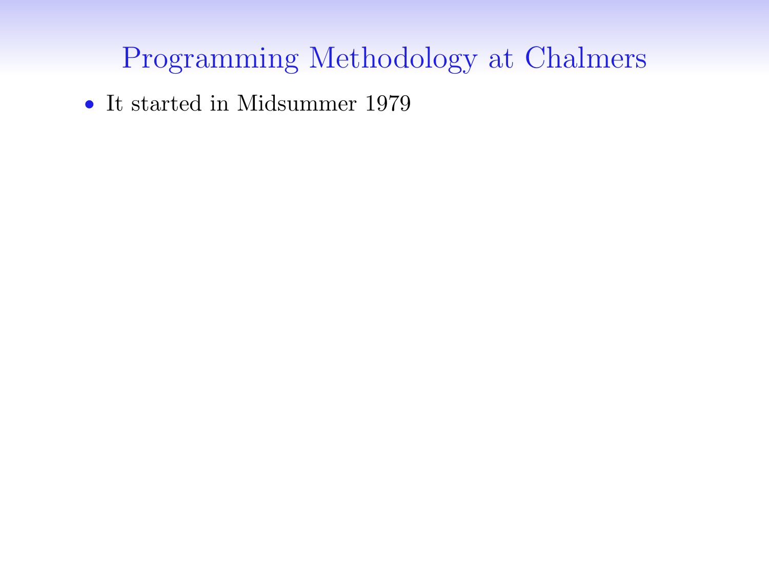# Programming Methodology at Chalmers

- It started in Midsummer 1979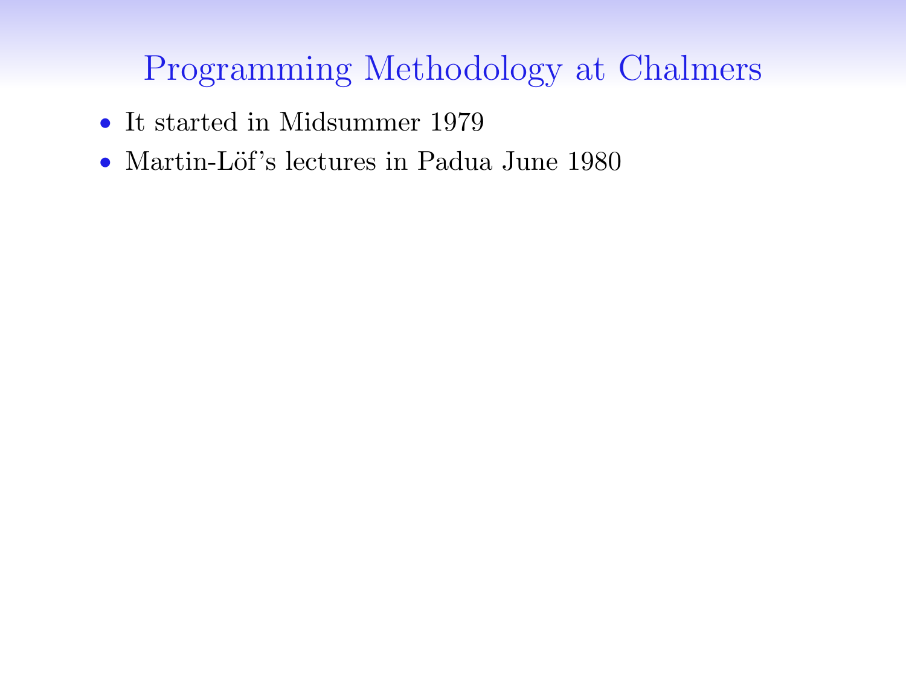# Programming Methodology at Chalmers

- It started in Midsummer 1979
- Martin-Löf's lectures in Padua June 1980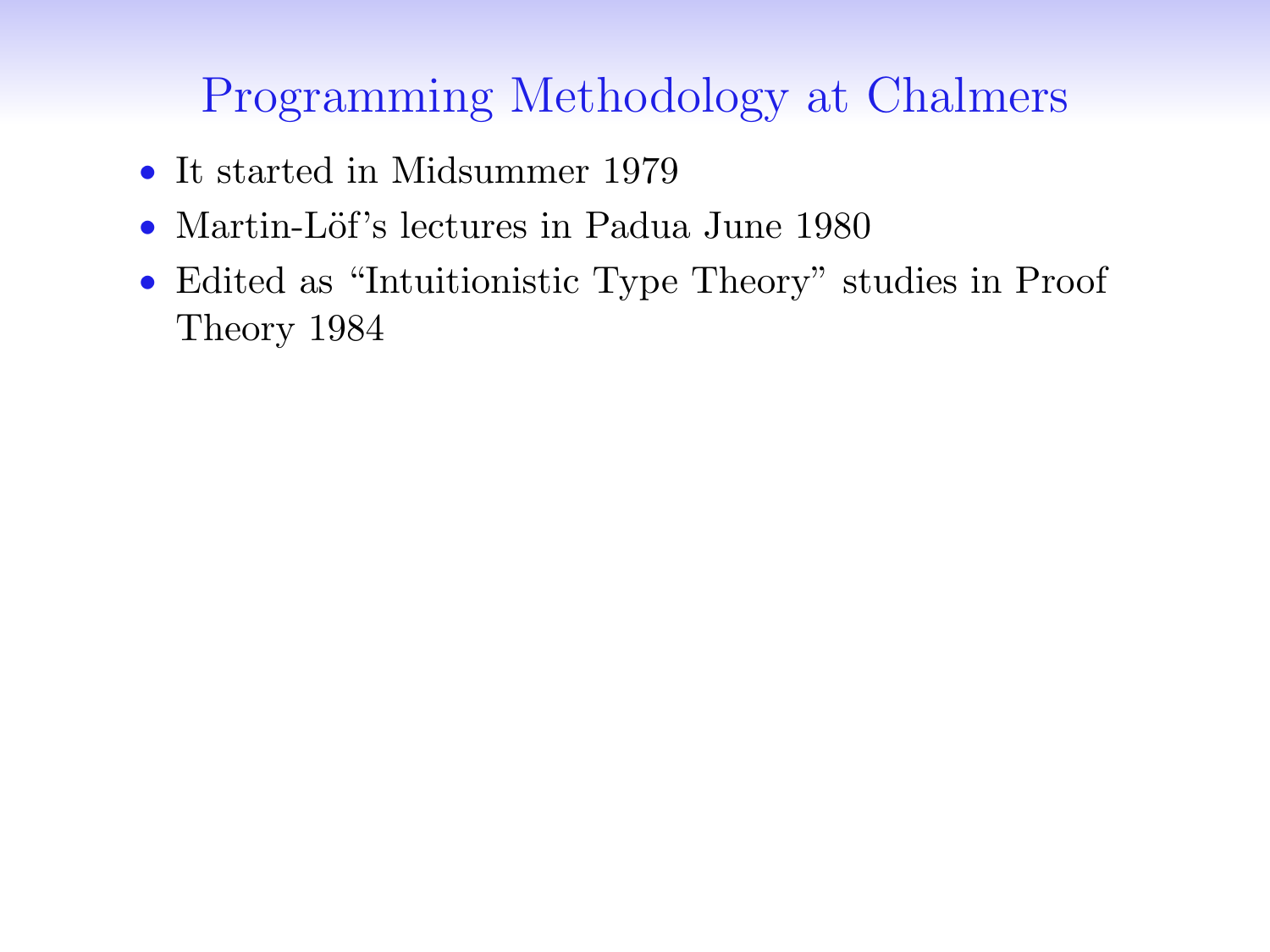# Programming Methodology at Chalmers

- It started in Midsummer 1979
- Martin-Löf's lectures in Padua June 1980
- Edited as "Intuitionistic Type Theory" studies in Proof Theory 1984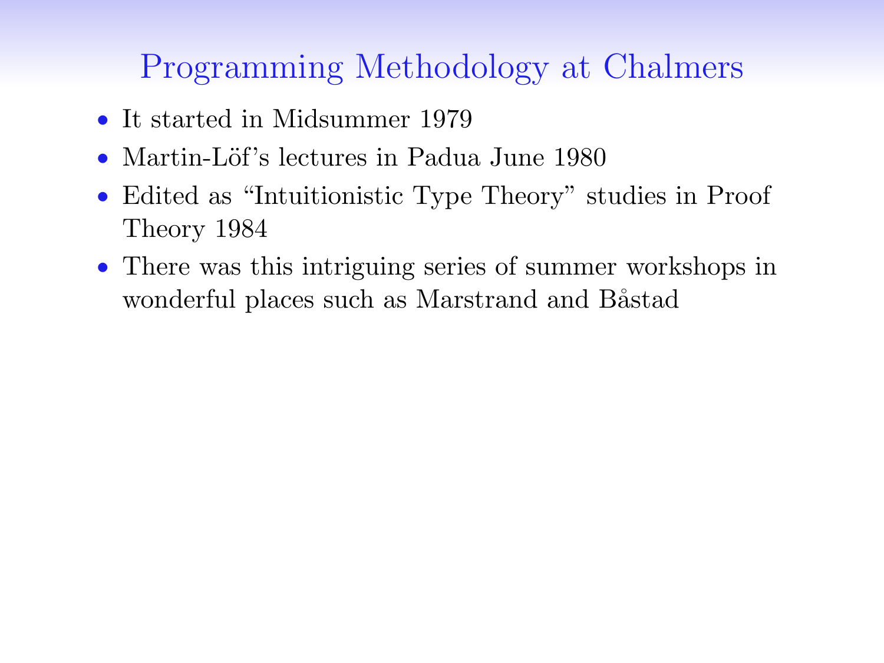# Programming Methodology at Chalmers

- It started in Midsummer 1979
- Martin-Löf's lectures in Padua June 1980
- Edited as "Intuitionistic Type Theory" studies in Proof Theory 1984
- There was this intriguing series of summer workshops in wonderful places such as Marstrand and Båstad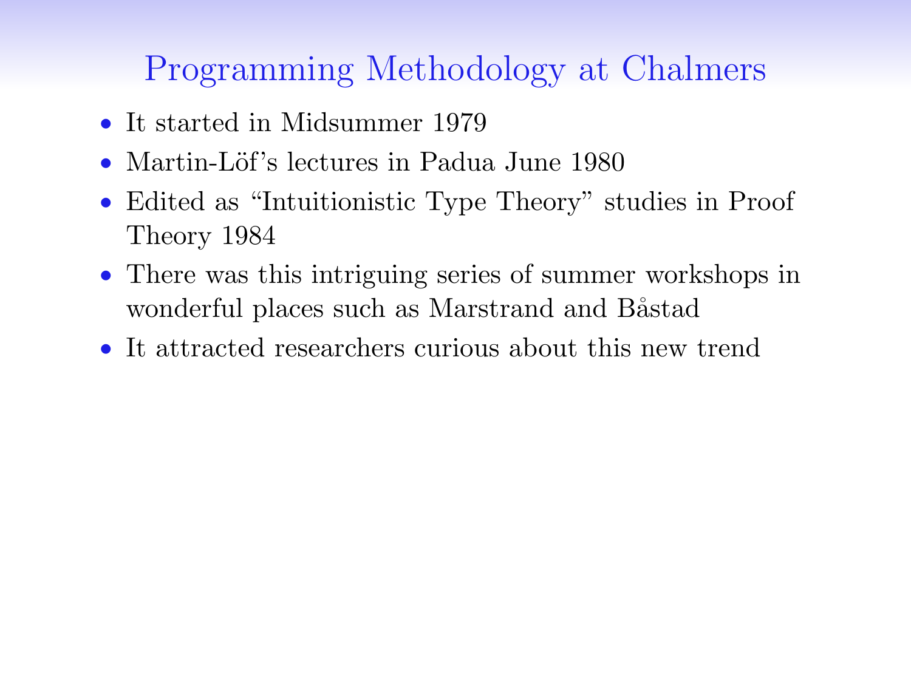# Programming Methodology at Chalmers

- It started in Midsummer 1979
- Martin-Löf's lectures in Padua June 1980
- Edited as "Intuitionistic Type Theory" studies in Proof Theory 1984
- There was this intriguing series of summer workshops in wonderful places such as Marstrand and Båstad
- It attracted researchers curious about this new trend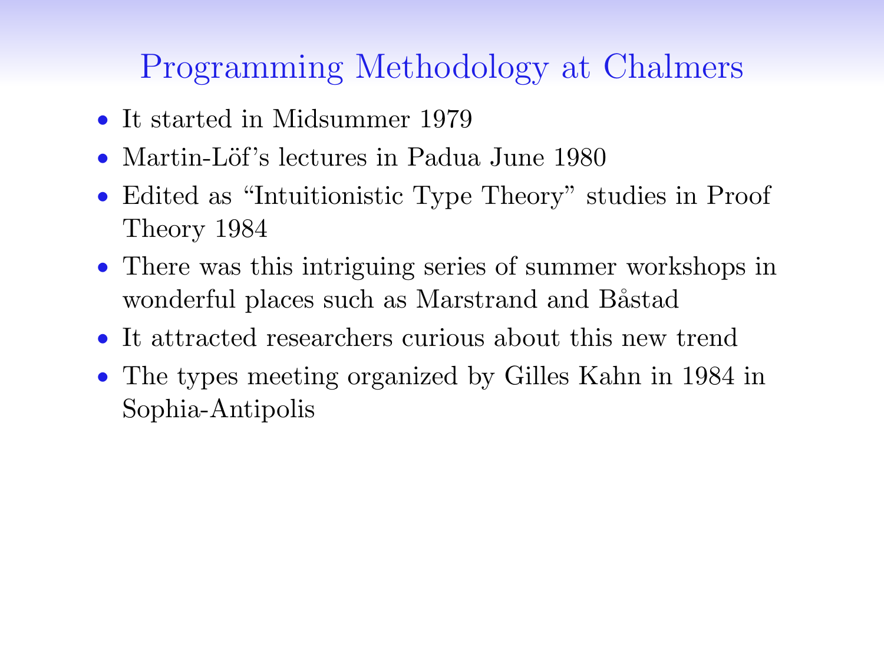## Programming Methodology at Chalmers

- It started in Midsummer 1979
- Martin-Löf's lectures in Padua June 1980
- Edited as "Intuitionistic Type Theory" studies in Proof Theory 1984
- There was this intriguing series of summer workshops in wonderful places such as Marstrand and Båstad
- It attracted researchers curious about this new trend
- The types meeting organized by Gilles Kahn in 1984 in Sophia-Antipolis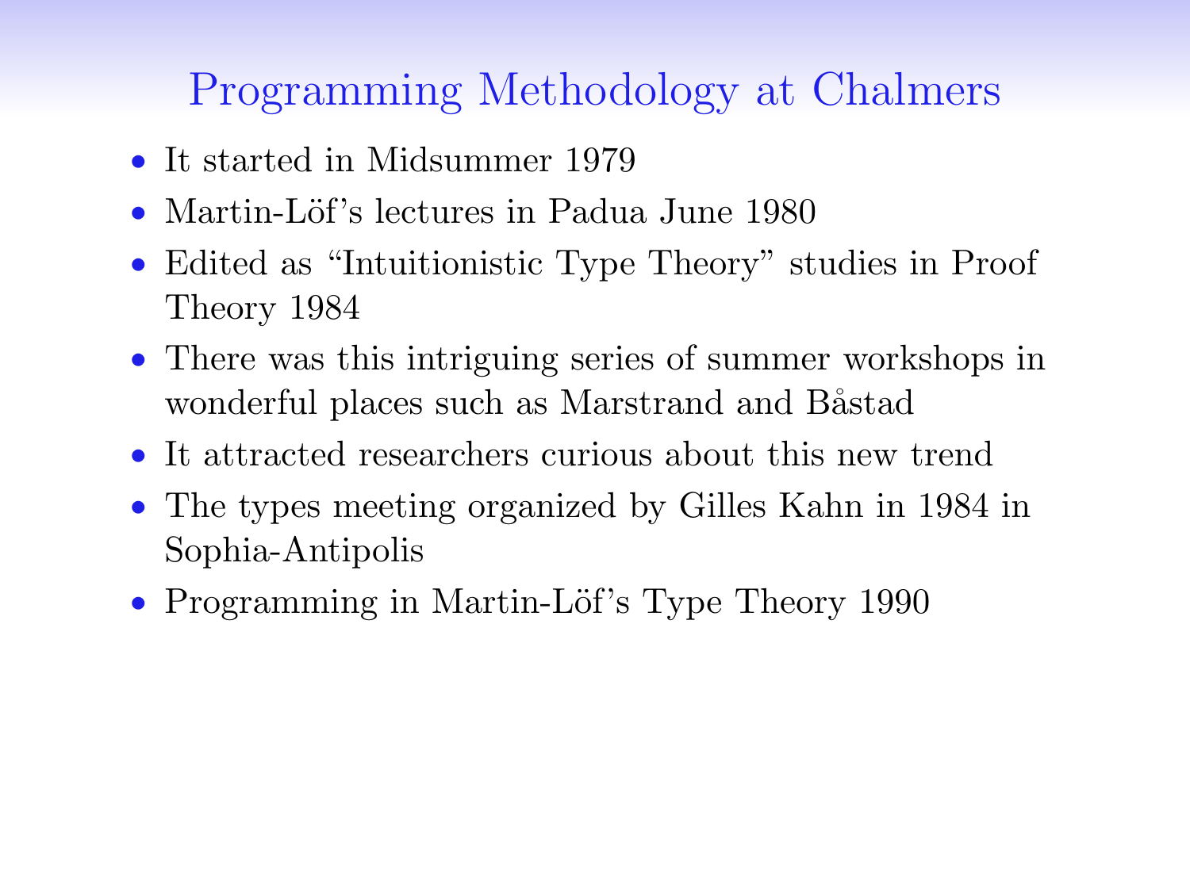# Programming Methodology at Chalmers

- It started in Midsummer 1979
- Martin-Löf's lectures in Padua June 1980
- Edited as "Intuitionistic Type Theory" studies in Proof Theory 1984
- There was this intriguing series of summer workshops in wonderful places such as Marstrand and Båstad
- It attracted researchers curious about this new trend
- The types meeting organized by Gilles Kahn in 1984 in Sophia-Antipolis
- Programming in Martin-Löf's Type Theory 1990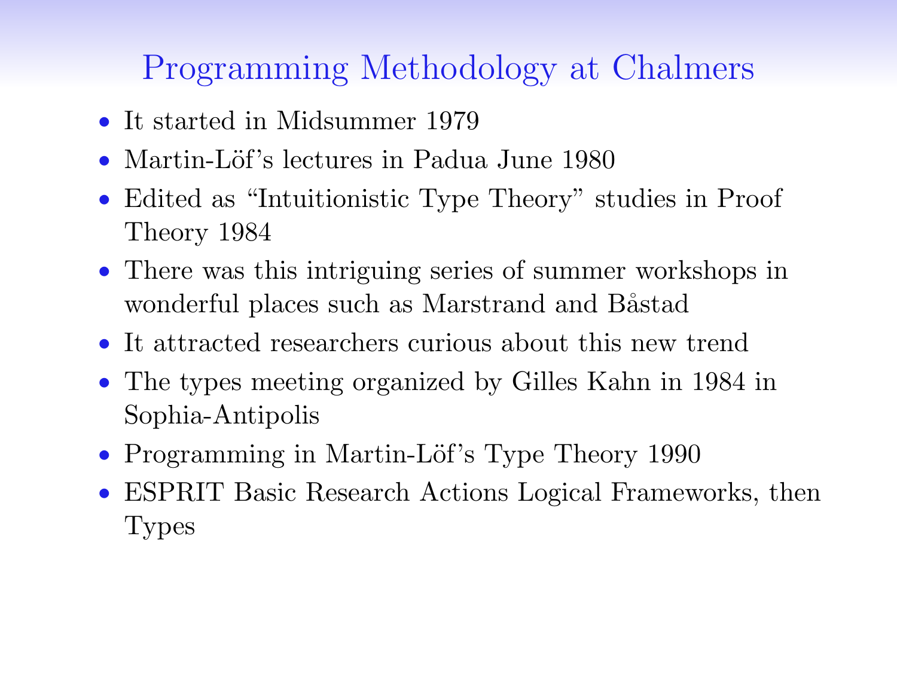# Programming Methodology at Chalmers

- It started in Midsummer 1979
- Martin-Löf's lectures in Padua June 1980
- Edited as "Intuitionistic Type Theory" studies in Proof Theory 1984
- There was this intriguing series of summer workshops in wonderful places such as Marstrand and Båstad
- It attracted researchers curious about this new trend
- The types meeting organized by Gilles Kahn in 1984 in Sophia-Antipolis
- Programming in Martin-Löf's Type Theory 1990
- ESPRIT Basic Research Actions Logical Frameworks, then Types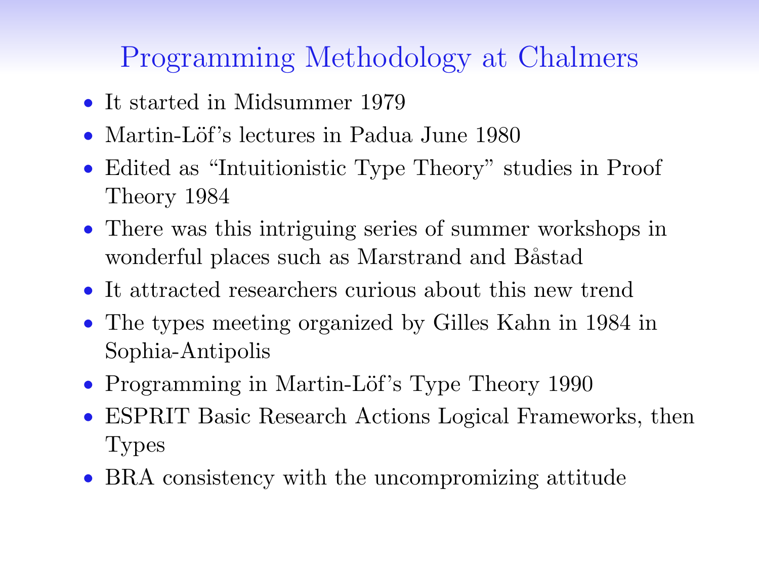# Programming Methodology at Chalmers

- It started in Midsummer 1979
- Martin-Löf's lectures in Padua June 1980
- Edited as "Intuitionistic Type Theory" studies in Proof Theory 1984
- There was this intriguing series of summer workshops in wonderful places such as Marstrand and Båstad
- It attracted researchers curious about this new trend
- The types meeting organized by Gilles Kahn in 1984 in Sophia-Antipolis
- Programming in Martin-Löf's Type Theory 1990
- ESPRIT Basic Research Actions Logical Frameworks, then Types
- BRA consistency with the uncompromizing attitude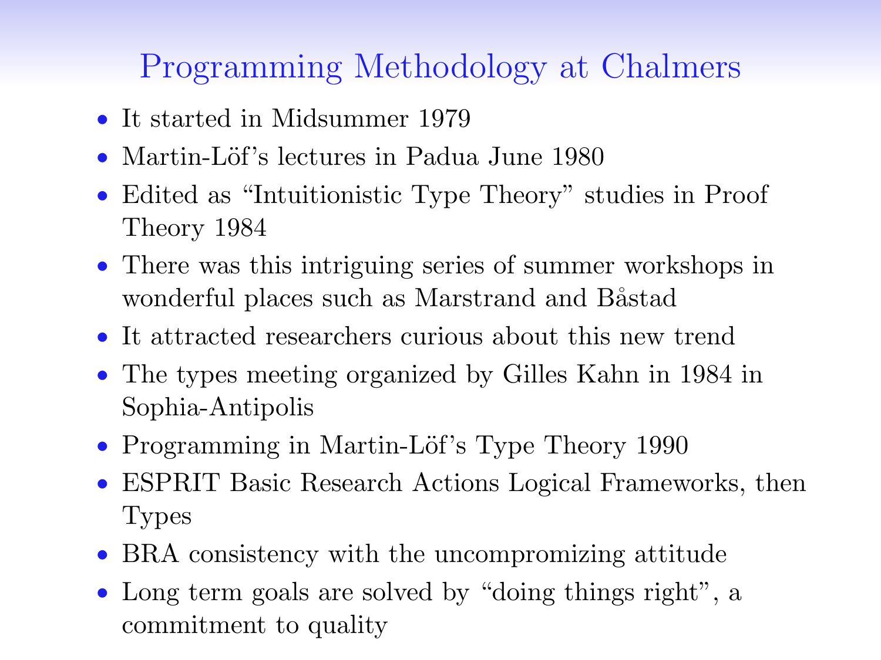# Programming Methodology at Chalmers

- It started in Midsummer 1979
- Martin-Löf's lectures in Padua June 1980
- Edited as "Intuitionistic Type Theory" studies in Proof Theory 1984
- There was this intriguing series of summer workshops in wonderful places such as Marstrand and Båstad
- It attracted researchers curious about this new trend
- The types meeting organized by Gilles Kahn in 1984 in Sophia-Antipolis
- Programming in Martin-Löf's Type Theory 1990
- ESPRIT Basic Research Actions Logical Frameworks, then Types
- BRA consistency with the uncompromizing attitude
- Long term goals are solved by "doing things right", a commitment to quality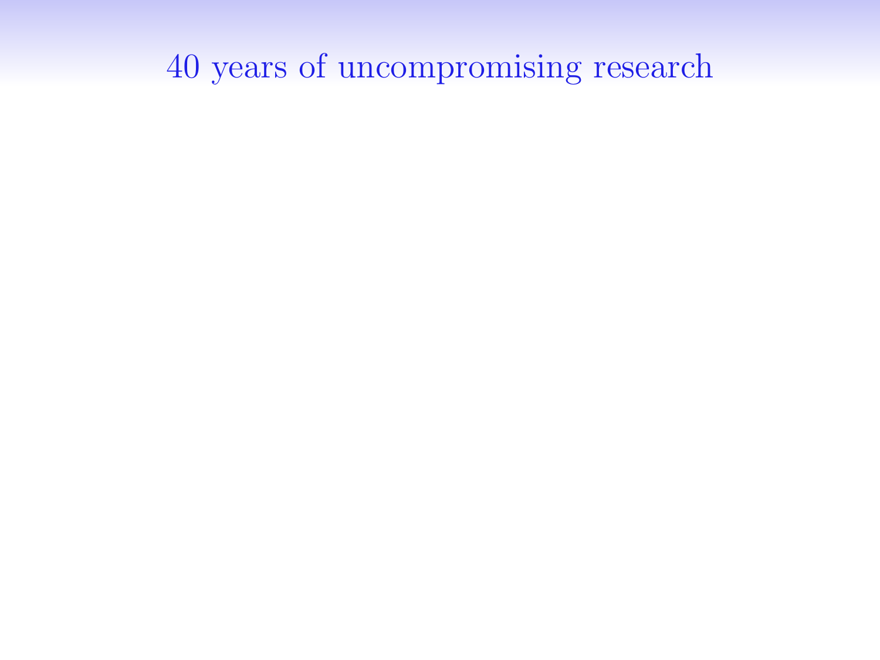# 40 years of uncompromising research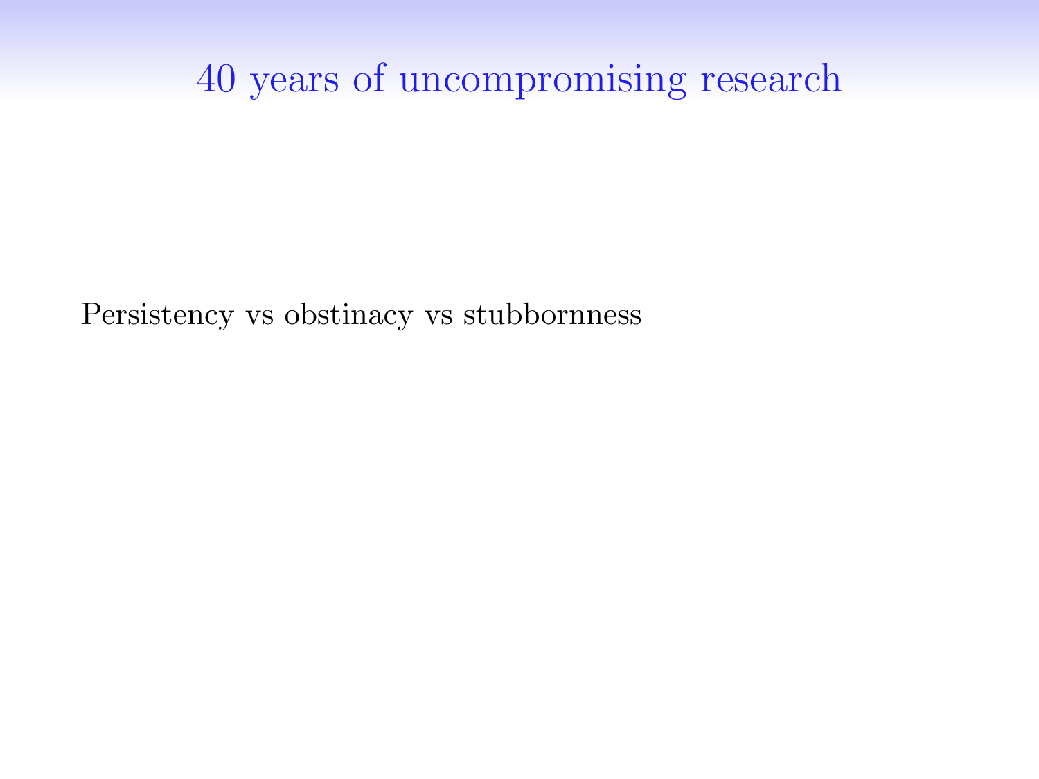# 40 years of uncompromising research

Persistency vs obstinacy vs stubbornness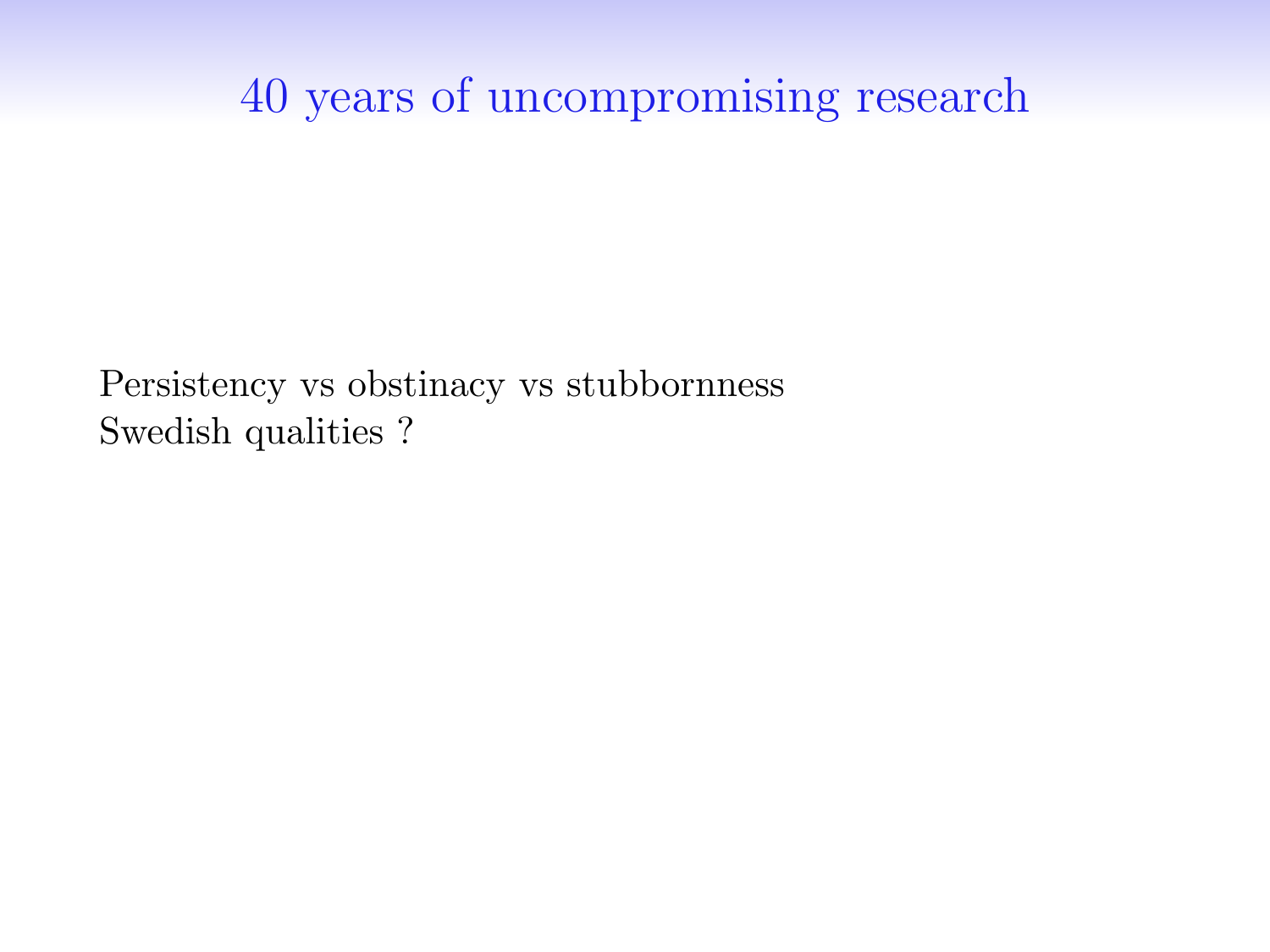# 40 years of uncompromising research

Persistency vs obstinacy vs stubbornness
Swedish qualities ?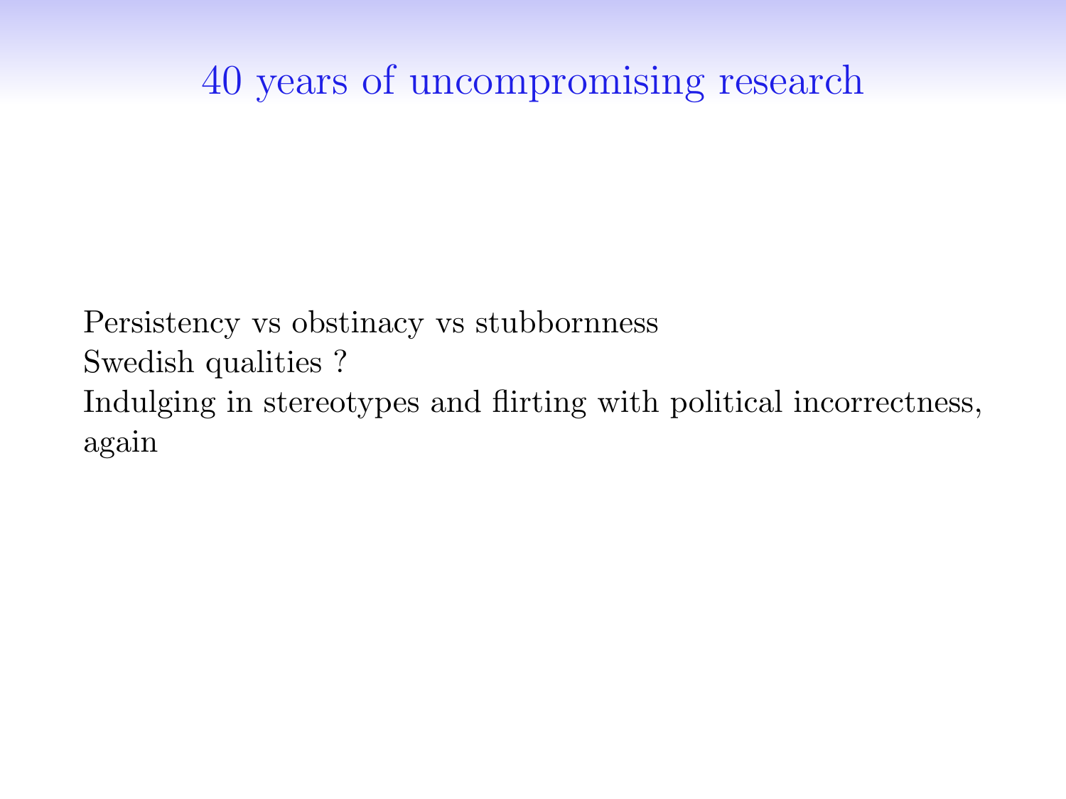# 40 years of uncompromising research

Persistency vs obstinacy vs stubbornness
Swedish qualities ?
Indulging in stereotypes and flirting with political incorrectness, again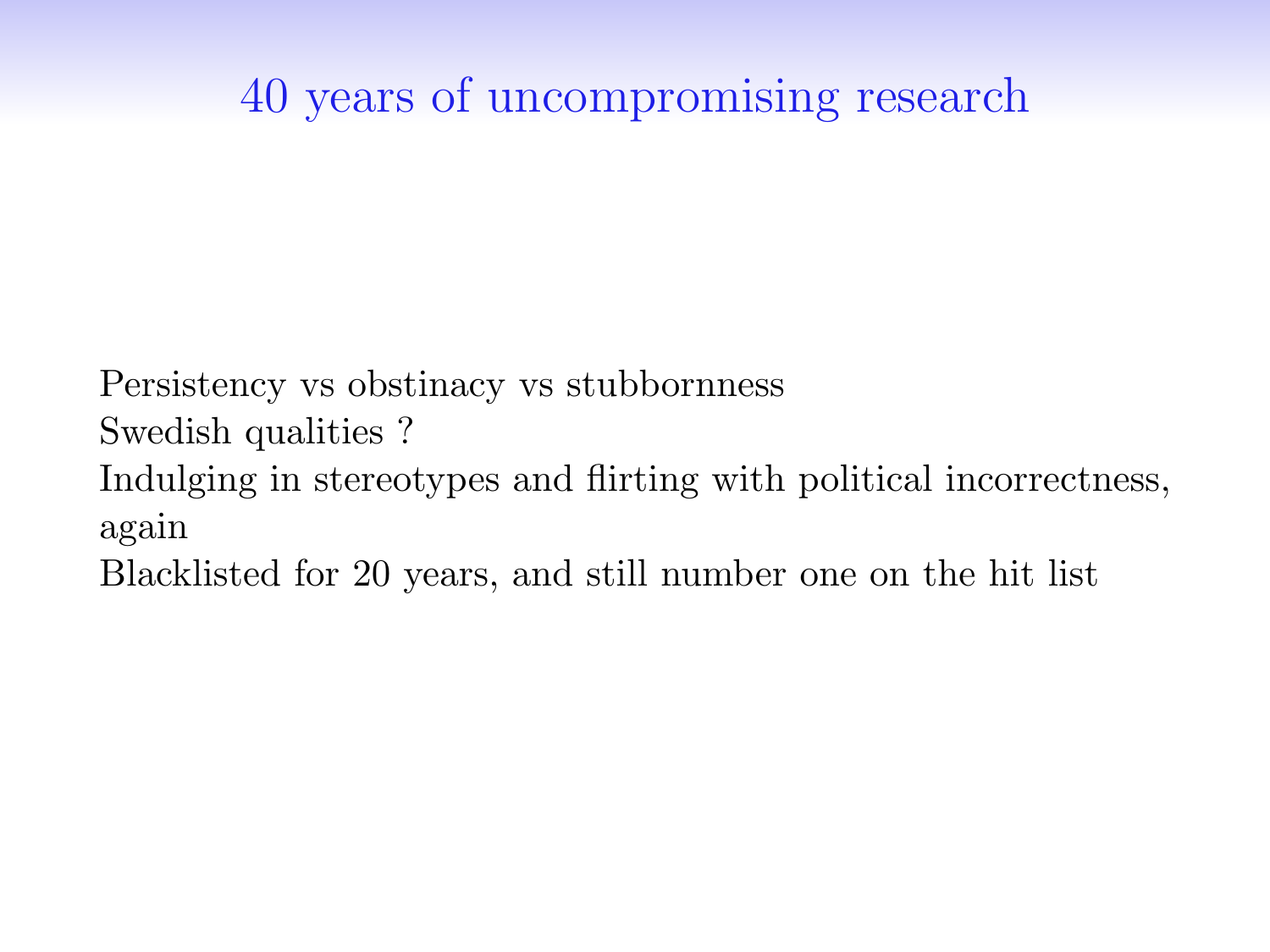# 40 years of uncompromising research

Persistency vs obstinacy vs stubbornness

Swedish qualities ?

Indulging in stereotypes and flirting with political incorrectness, again

Blacklisted for 20 years, and still number one on the hit list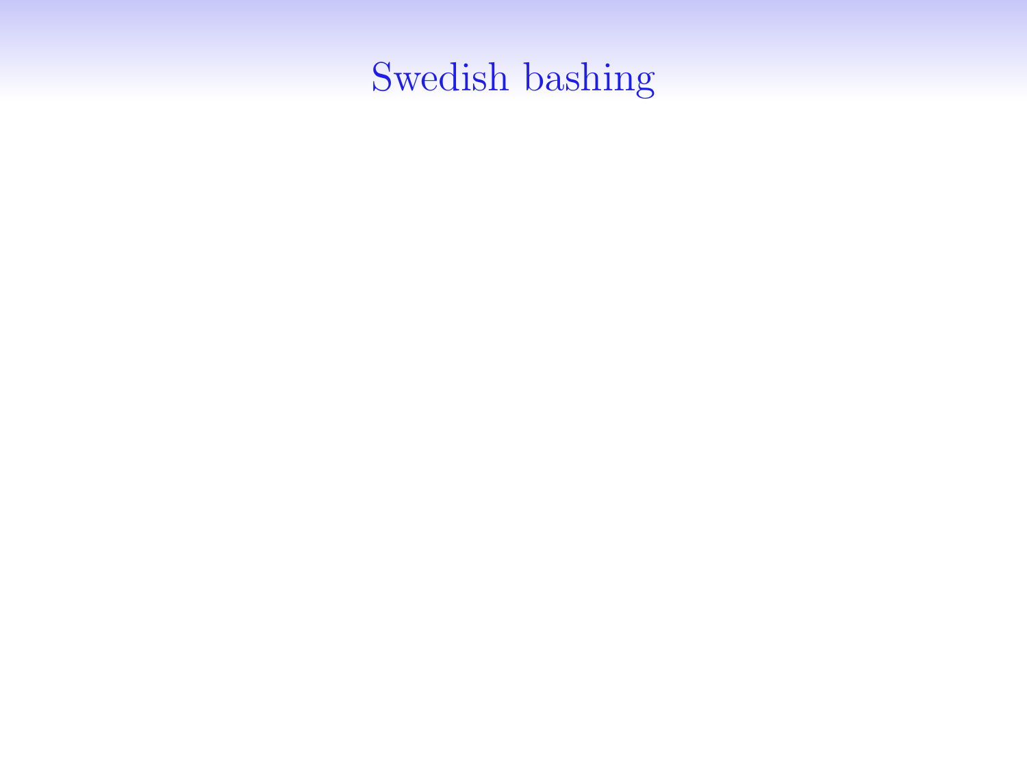# Swedish bashing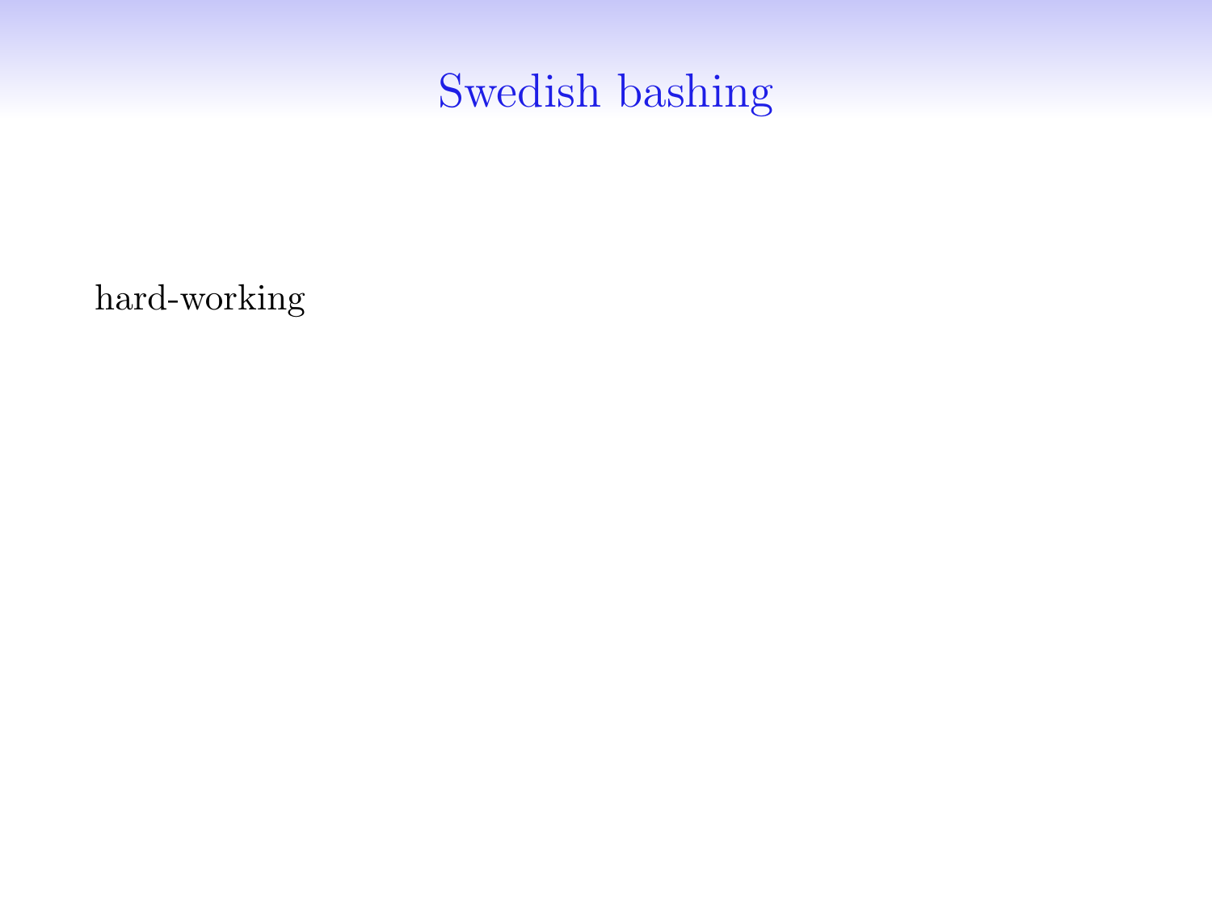# Swedish bashing

hard-working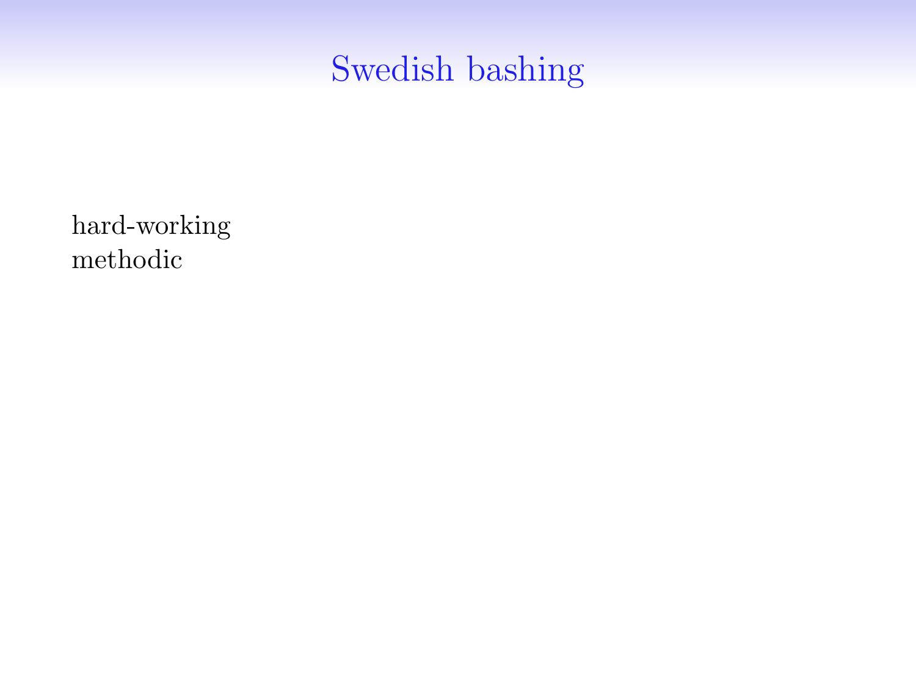# Swedish bashing

hard-working
methodic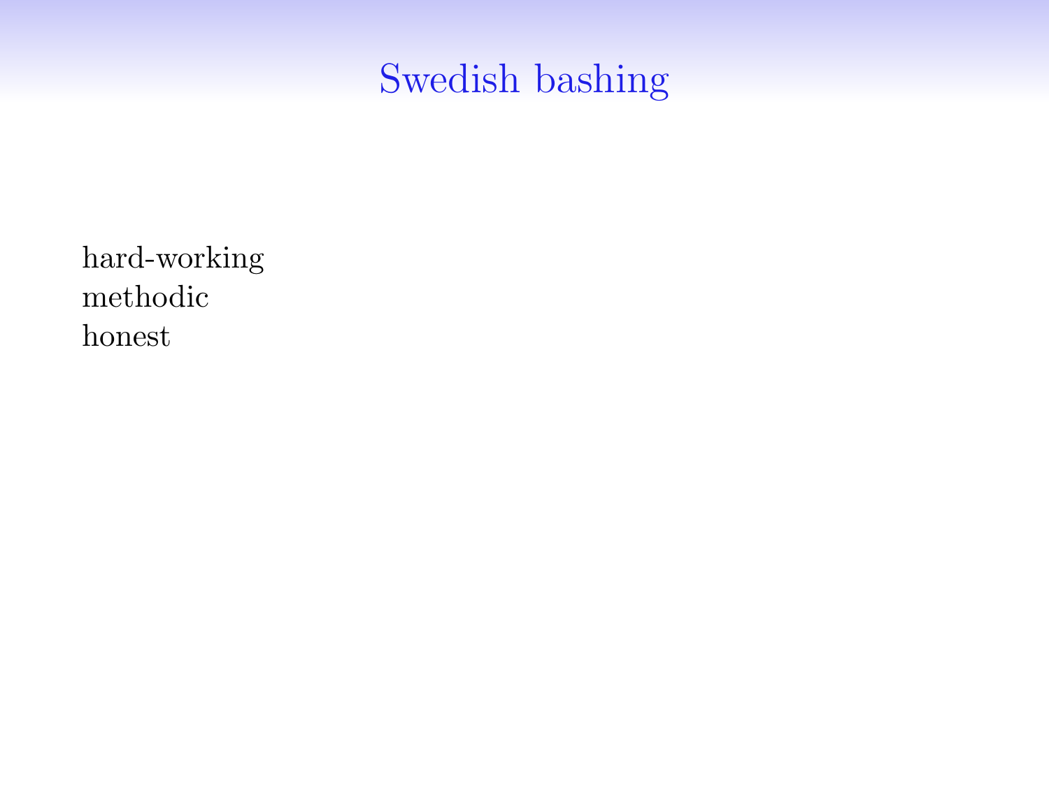# Swedish bashing

hard-working
methodic
honest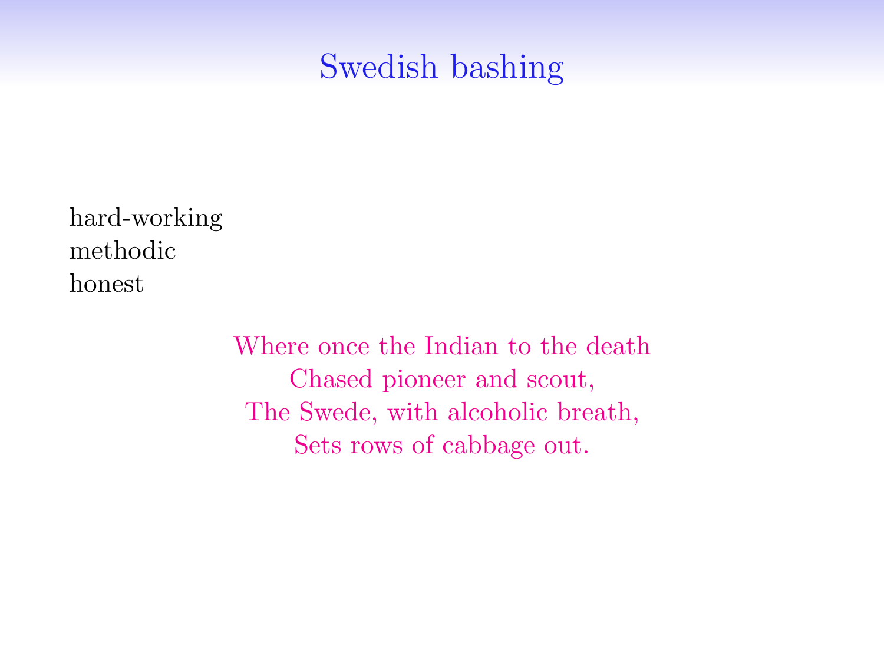# Swedish bashing

hard-working
methodic
honest

> Where once the Indian to the death
> Chased pioneer and scout,
> The Swede, with alcoholic breath,
> Sets rows of cabbage out.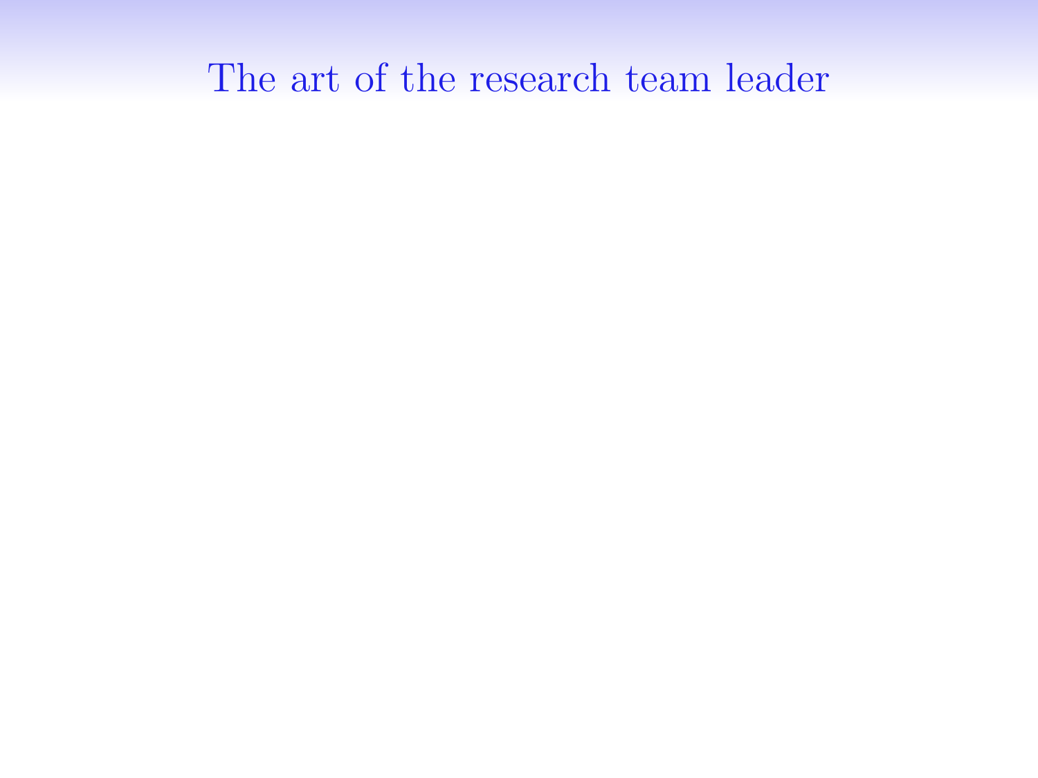# The art of the research team leader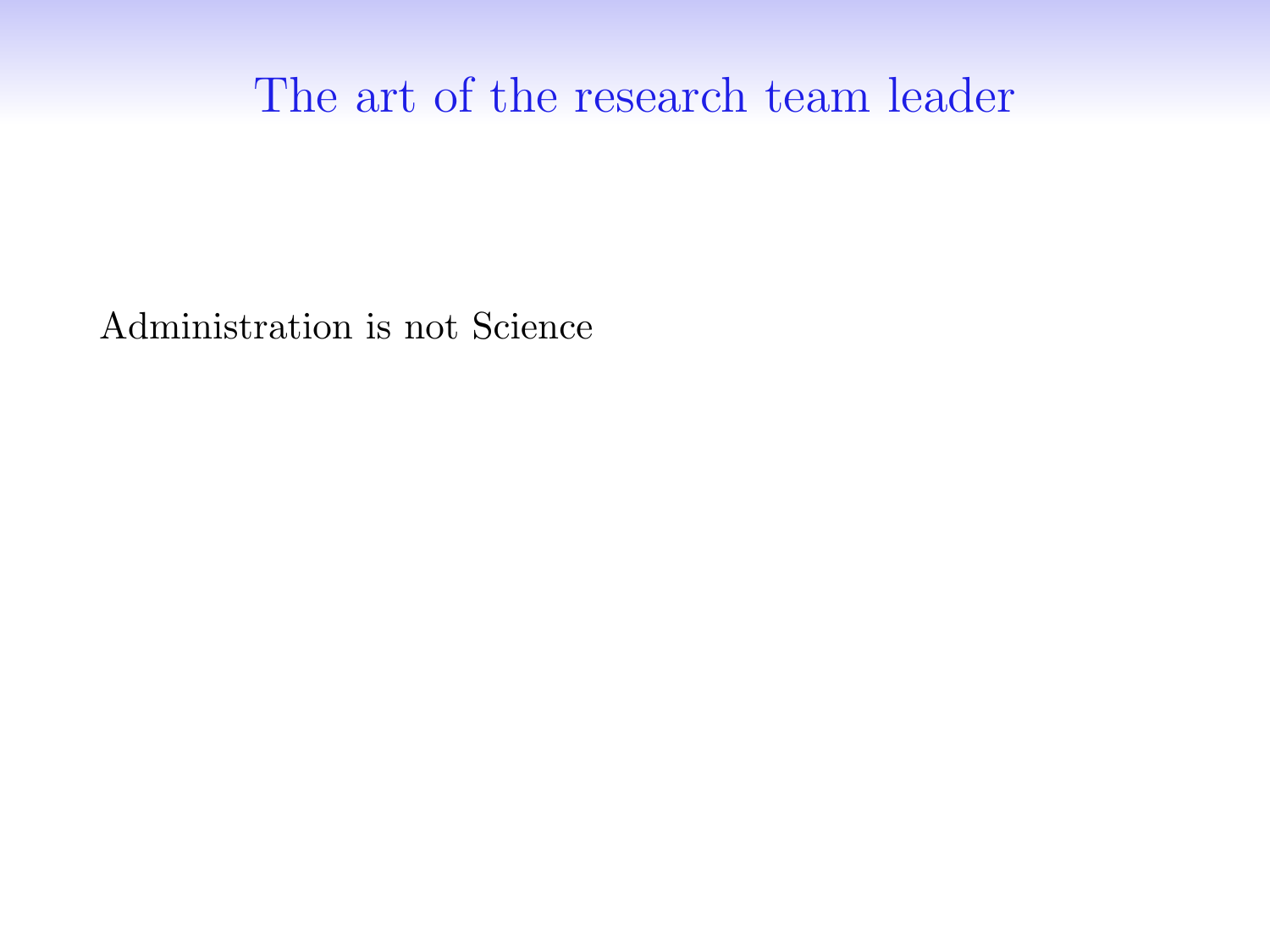# The art of the research team leader

Administration is not Science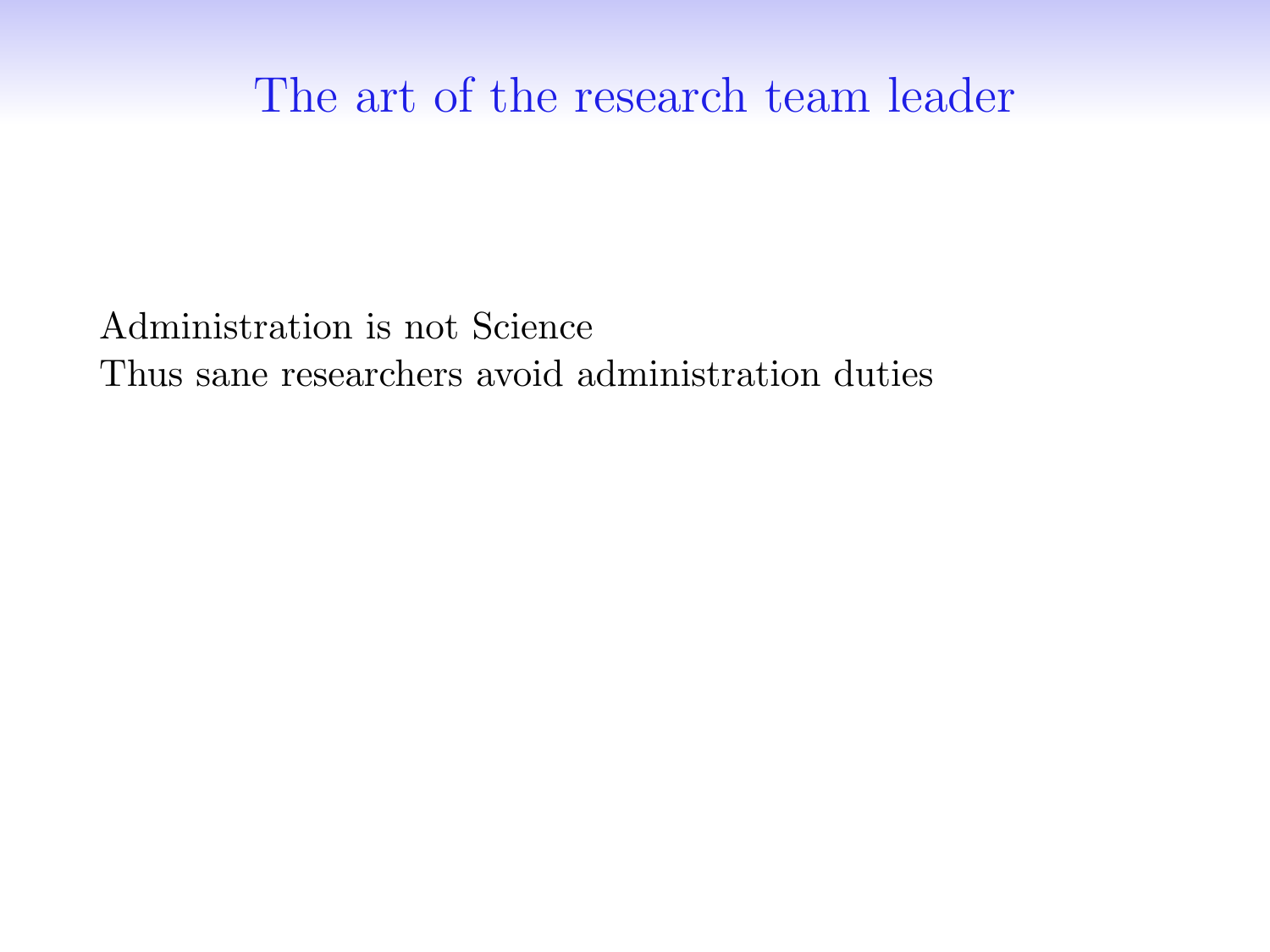# The art of the research team leader

Administration is not Science
Thus sane researchers avoid administration duties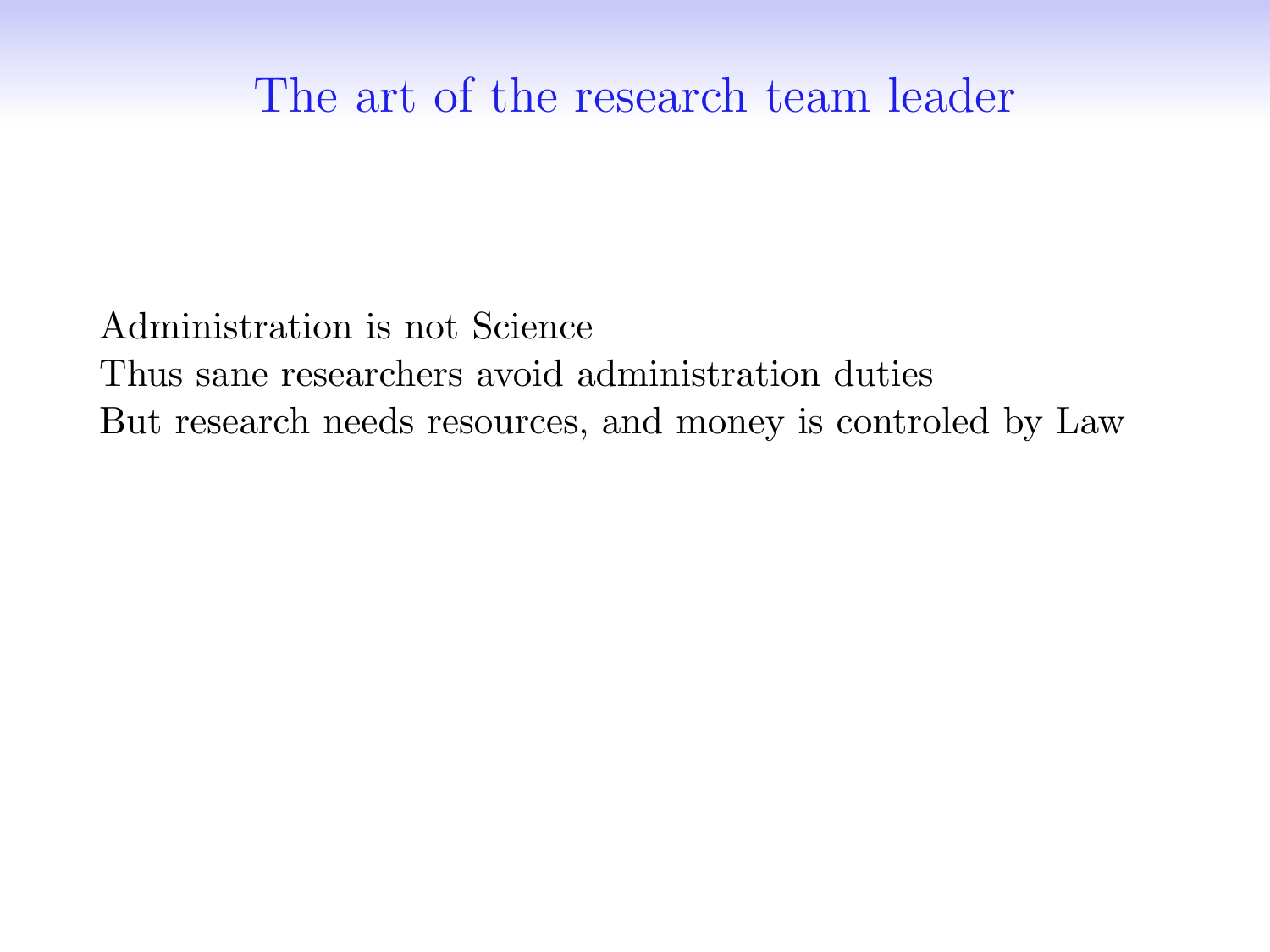# The art of the research team leader

Administration is not Science
Thus sane researchers avoid administration duties
But research needs resources, and money is controled by Law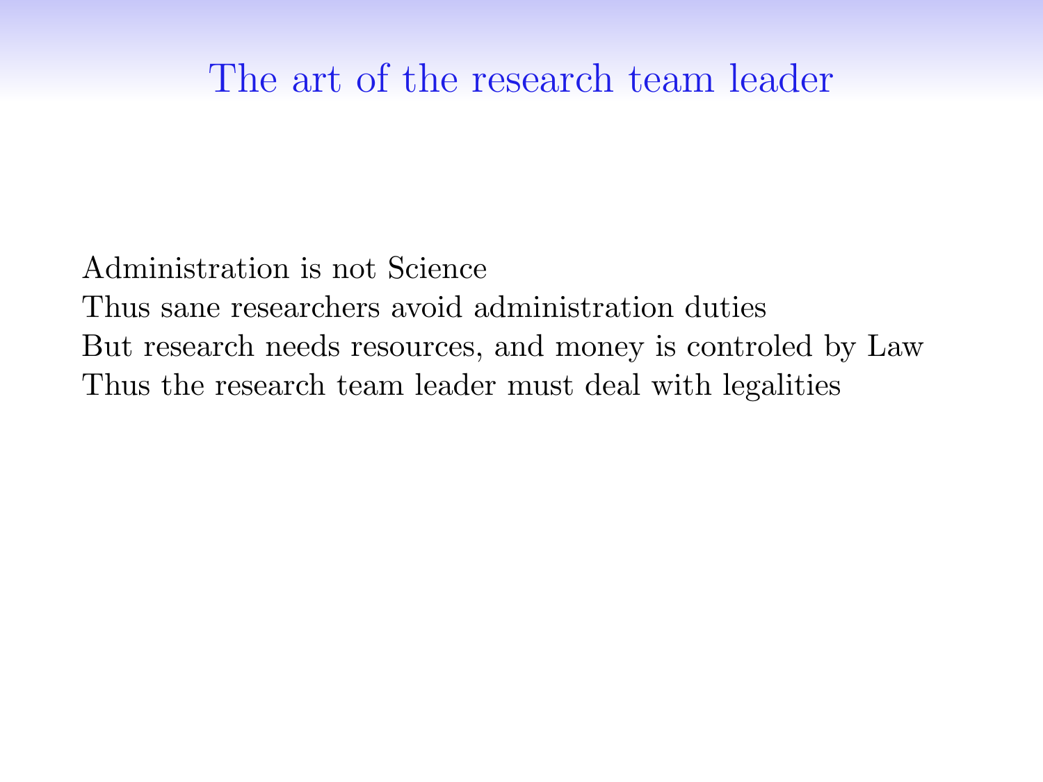## The art of the research team leader

Administration is not Science  
Thus sane researchers avoid administration duties  
But research needs resources, and money is controled by Law  
Thus the research team leader must deal with legalities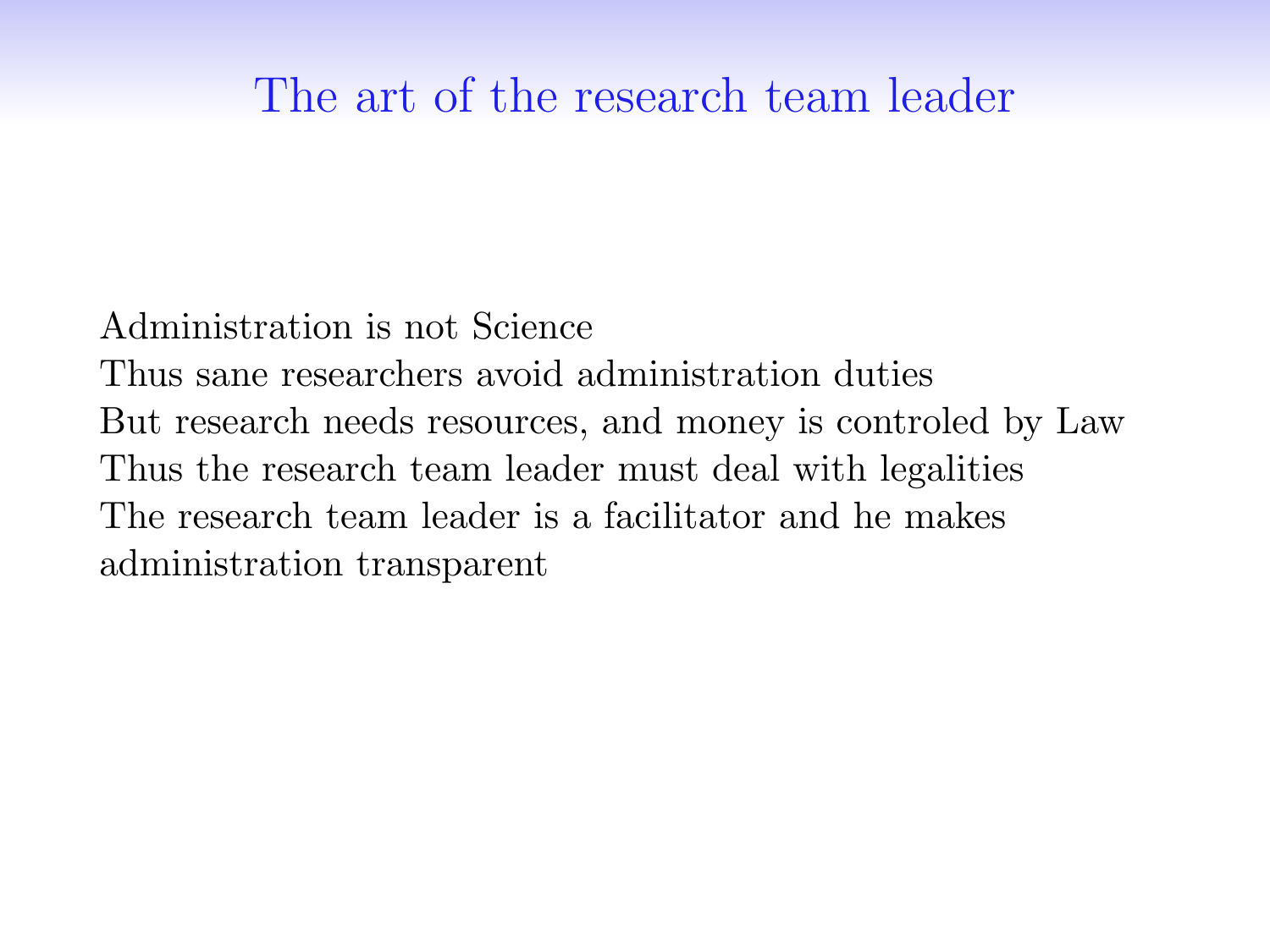# The art of the research team leader

Administration is not Science
Thus sane researchers avoid administration duties
But research needs resources, and money is controled by Law
Thus the research team leader must deal with legalities
The research team leader is a facilitator and he makes administration transparent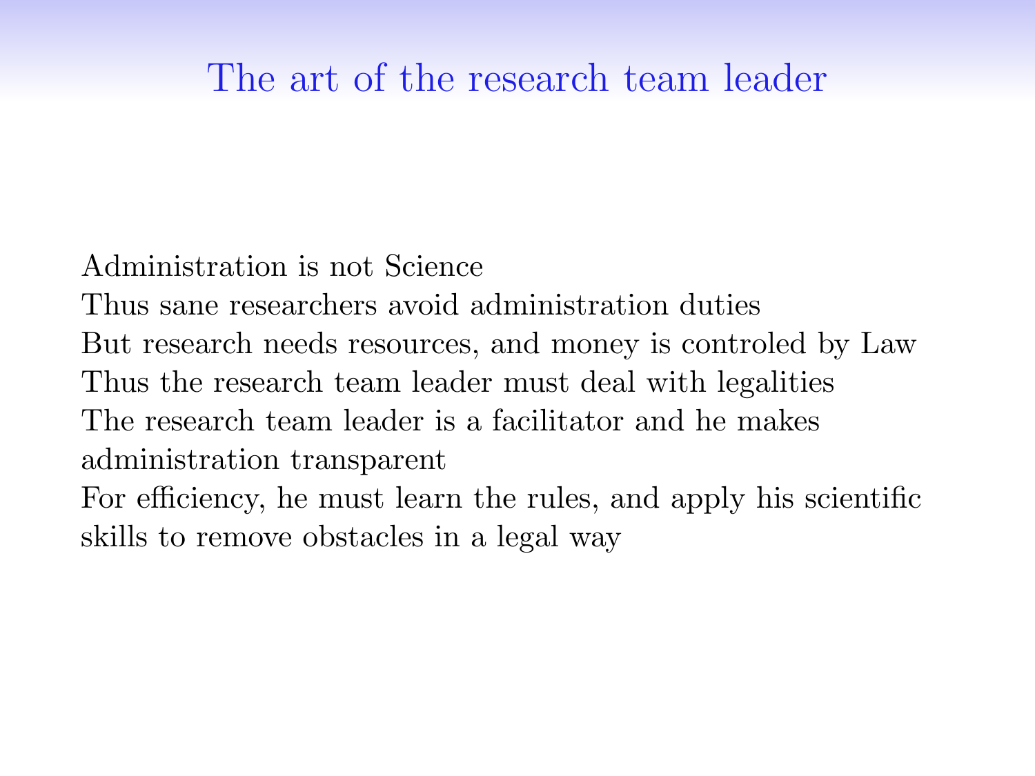# The art of the research team leader

Administration is not Science

Thus sane researchers avoid administration duties

But research needs resources, and money is controled by Law

Thus the research team leader must deal with legalities

The research team leader is a facilitator and he makes administration transparent

For efficiency, he must learn the rules, and apply his scientific skills to remove obstacles in a legal way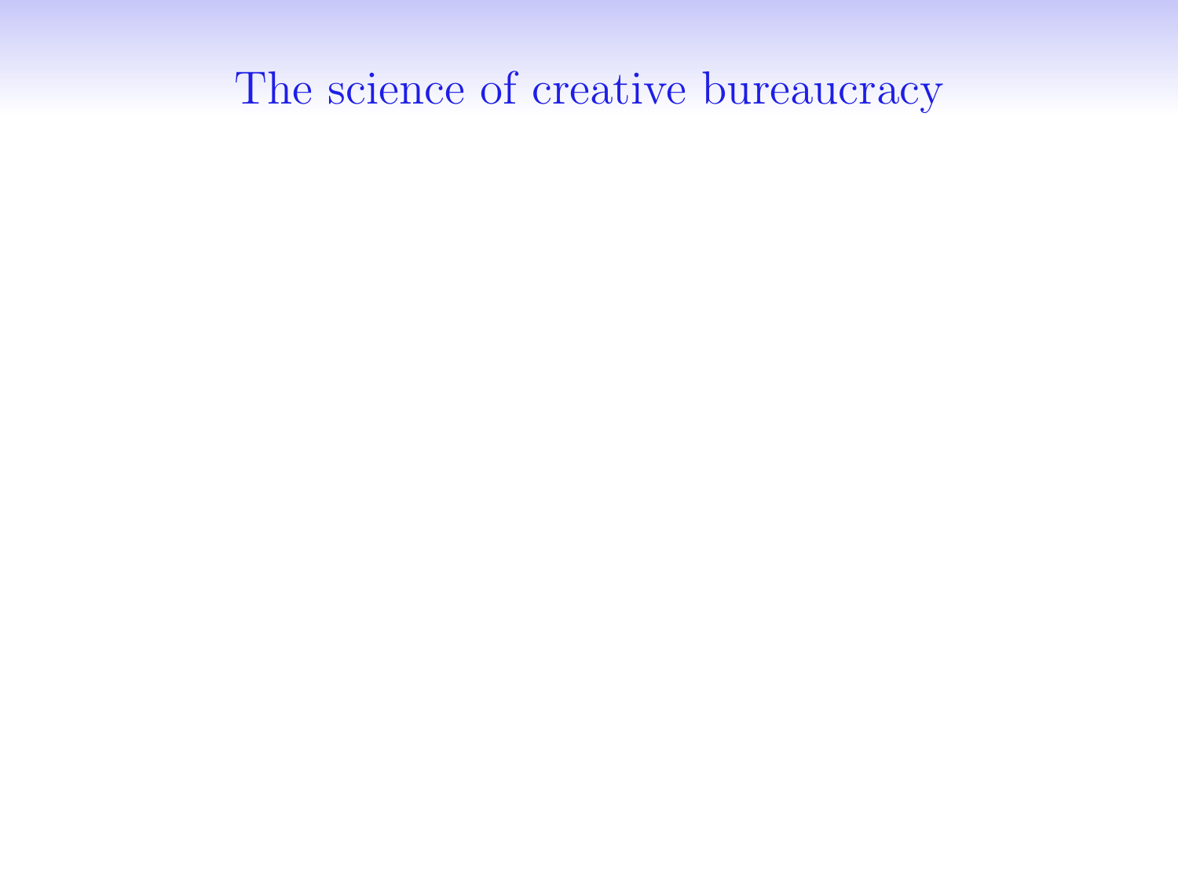# The science of creative bureaucracy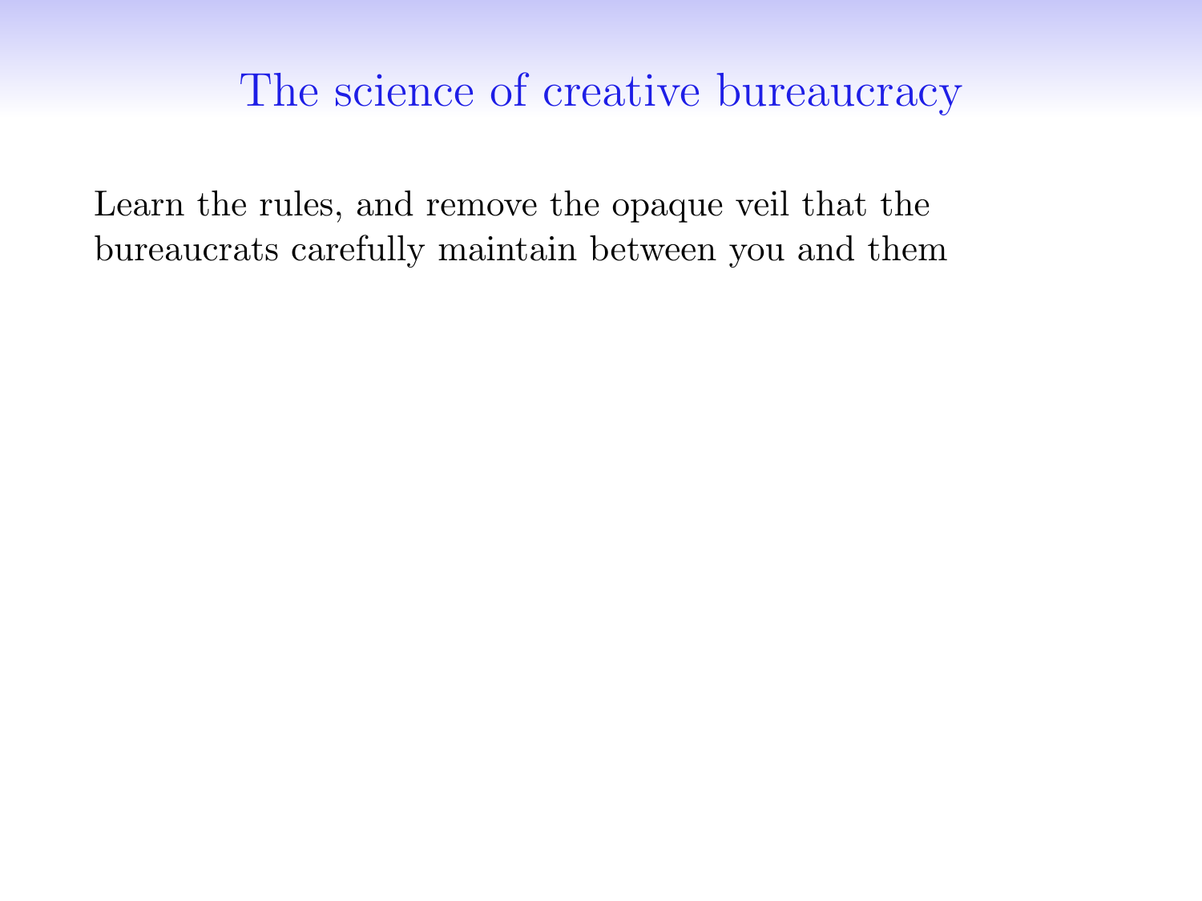# The science of creative bureaucracy

Learn the rules, and remove the opaque veil that the bureaucrats carefully maintain between you and them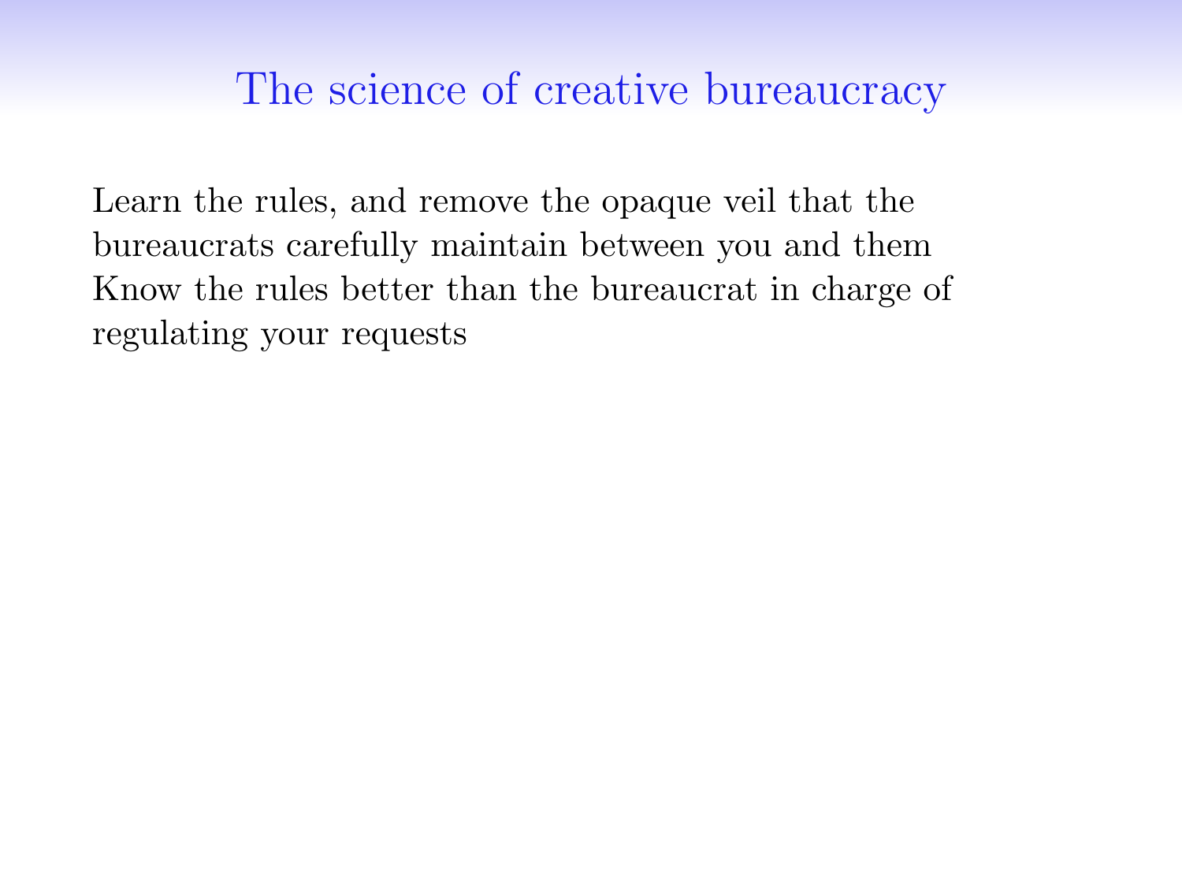# The science of creative bureaucracy

Learn the rules, and remove the opaque veil that the bureaucrats carefully maintain between you and them
Know the rules better than the bureaucrat in charge of regulating your requests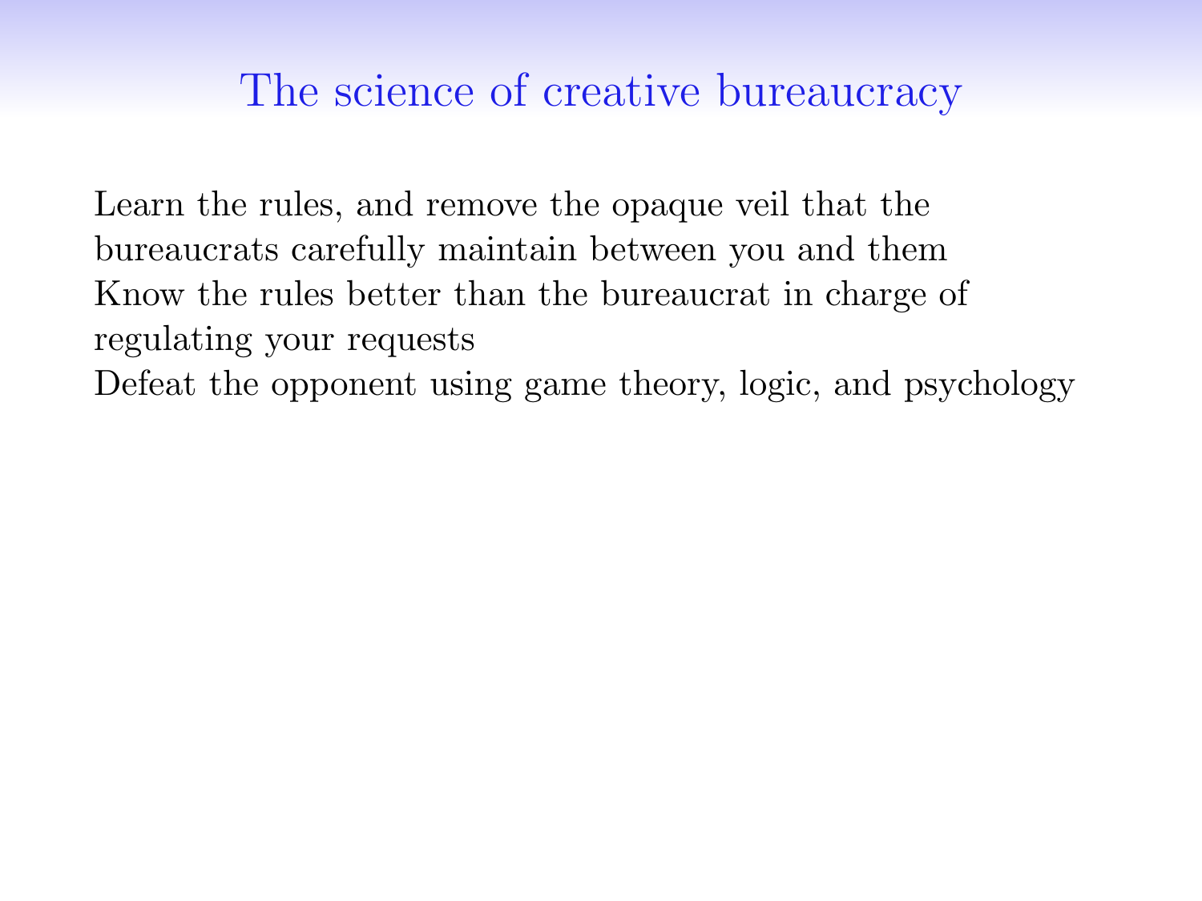# The science of creative bureaucracy

Learn the rules, and remove the opaque veil that the bureaucrats carefully maintain between you and them

Know the rules better than the bureaucrat in charge of regulating your requests

Defeat the opponent using game theory, logic, and psychology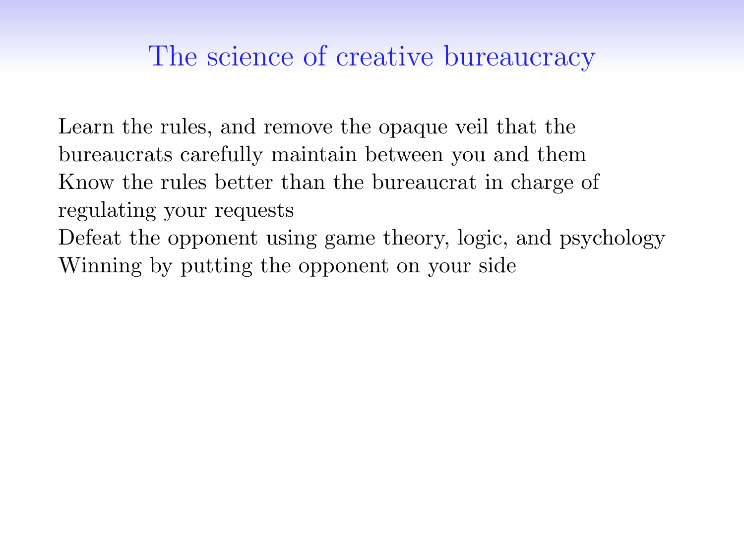# The science of creative bureaucracy

Learn the rules, and remove the opaque veil that the bureaucrats carefully maintain between you and them
Know the rules better than the bureaucrat in charge of regulating your requests
Defeat the opponent using game theory, logic, and psychology
Winning by putting the opponent on your side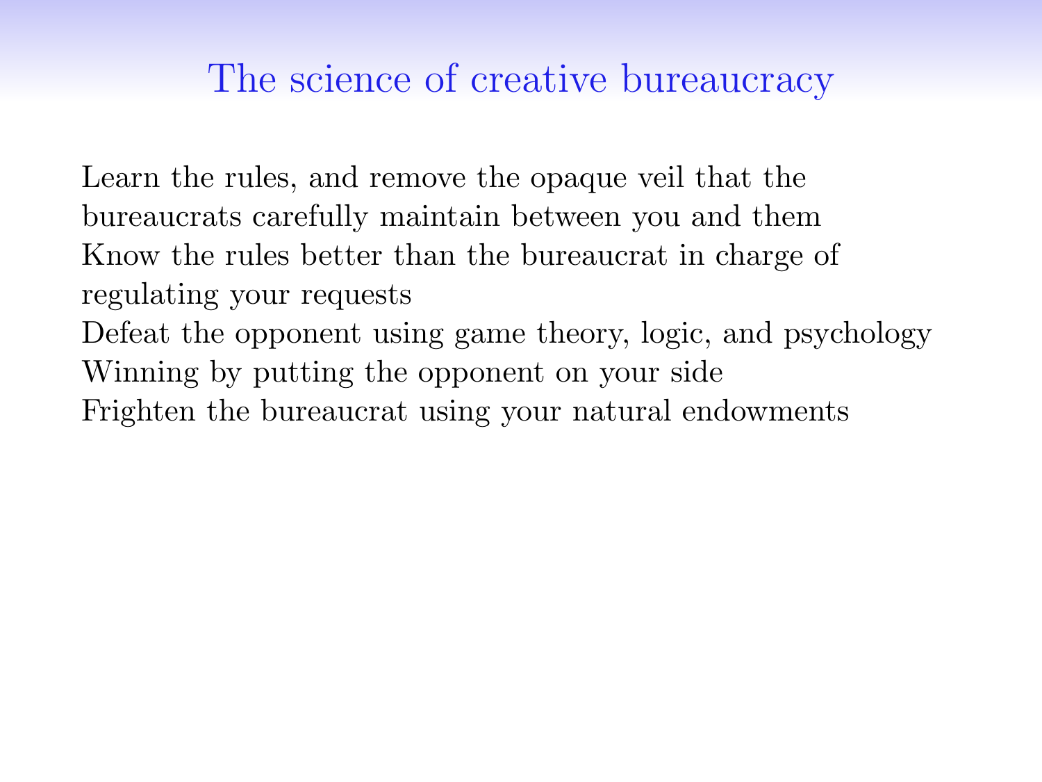# The science of creative bureaucracy

Learn the rules, and remove the opaque veil that the bureaucrats carefully maintain between you and them
Know the rules better than the bureaucrat in charge of regulating your requests
Defeat the opponent using game theory, logic, and psychology
Winning by putting the opponent on your side
Frighten the bureaucrat using your natural endowments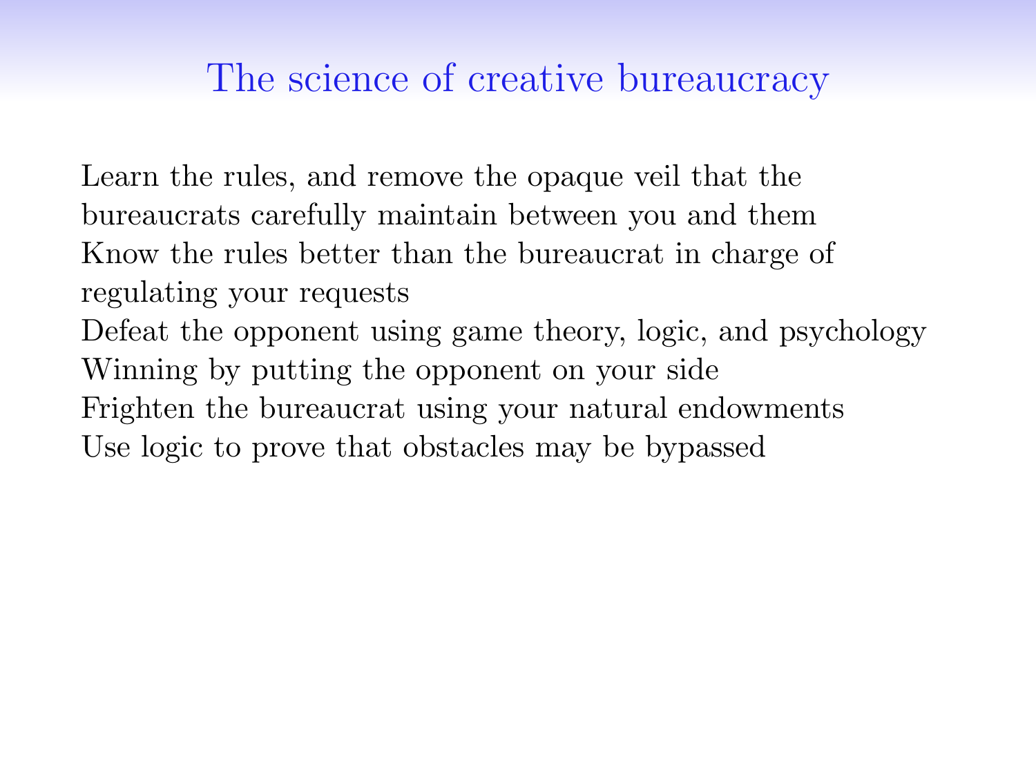# The science of creative bureaucracy

Learn the rules, and remove the opaque veil that the bureaucrats carefully maintain between you and them

Know the rules better than the bureaucrat in charge of regulating your requests

Defeat the opponent using game theory, logic, and psychology

Winning by putting the opponent on your side

Frighten the bureaucrat using your natural endowments

Use logic to prove that obstacles may be bypassed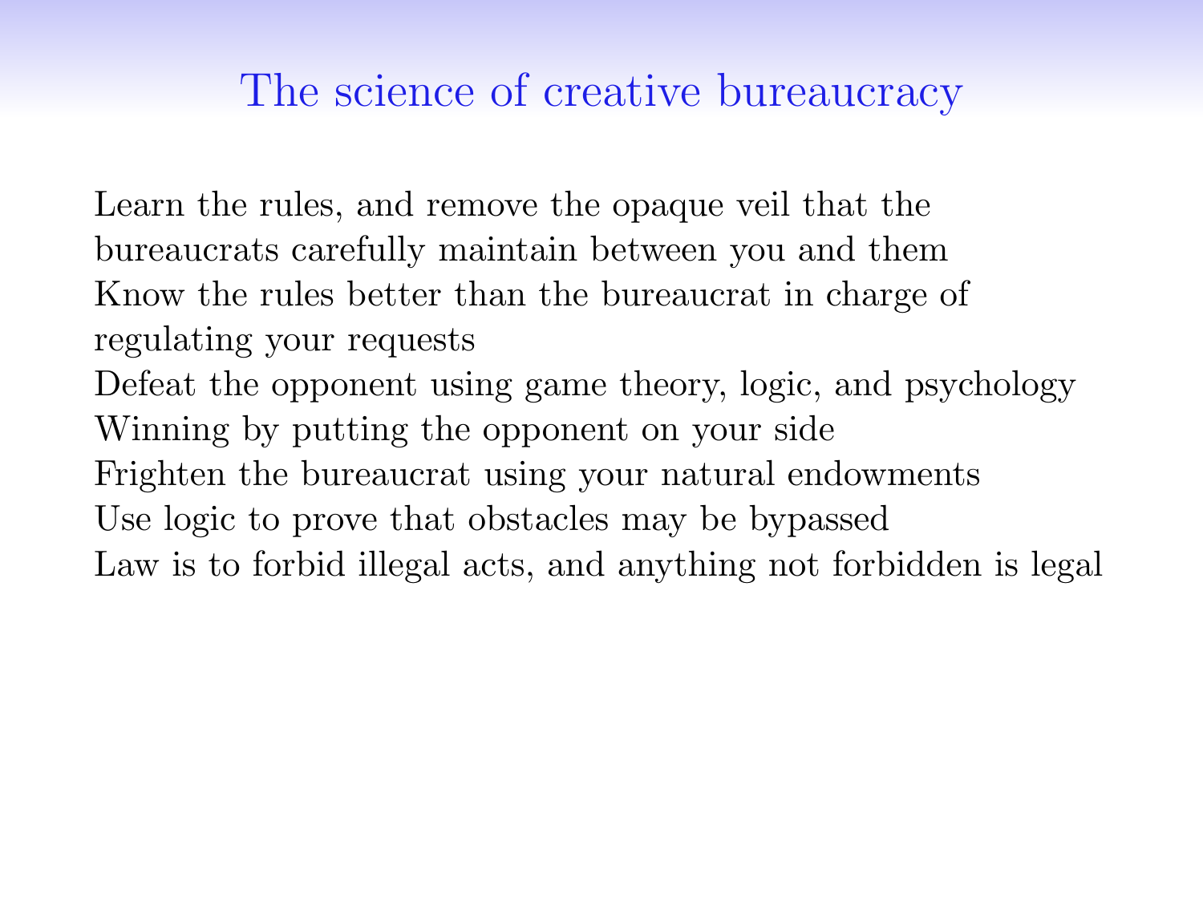# The science of creative bureaucracy

Learn the rules, and remove the opaque veil that the bureaucrats carefully maintain between you and them
Know the rules better than the bureaucrat in charge of regulating your requests
Defeat the opponent using game theory, logic, and psychology
Winning by putting the opponent on your side
Frighten the bureaucrat using your natural endowments
Use logic to prove that obstacles may be bypassed
Law is to forbid illegal acts, and anything not forbidden is legal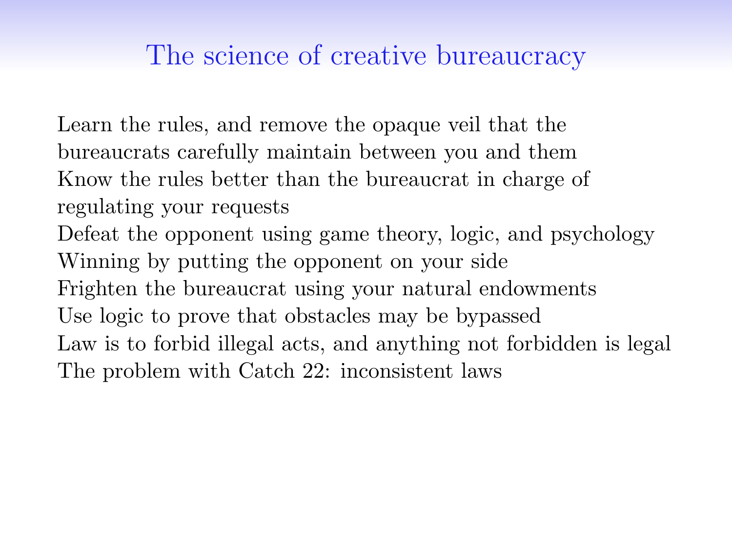# The science of creative bureaucracy

Learn the rules, and remove the opaque veil that the bureaucrats carefully maintain between you and them
Know the rules better than the bureaucrat in charge of regulating your requests
Defeat the opponent using game theory, logic, and psychology
Winning by putting the opponent on your side
Frighten the bureaucrat using your natural endowments
Use logic to prove that obstacles may be bypassed
Law is to forbid illegal acts, and anything not forbidden is legal
The problem with Catch 22: inconsistent laws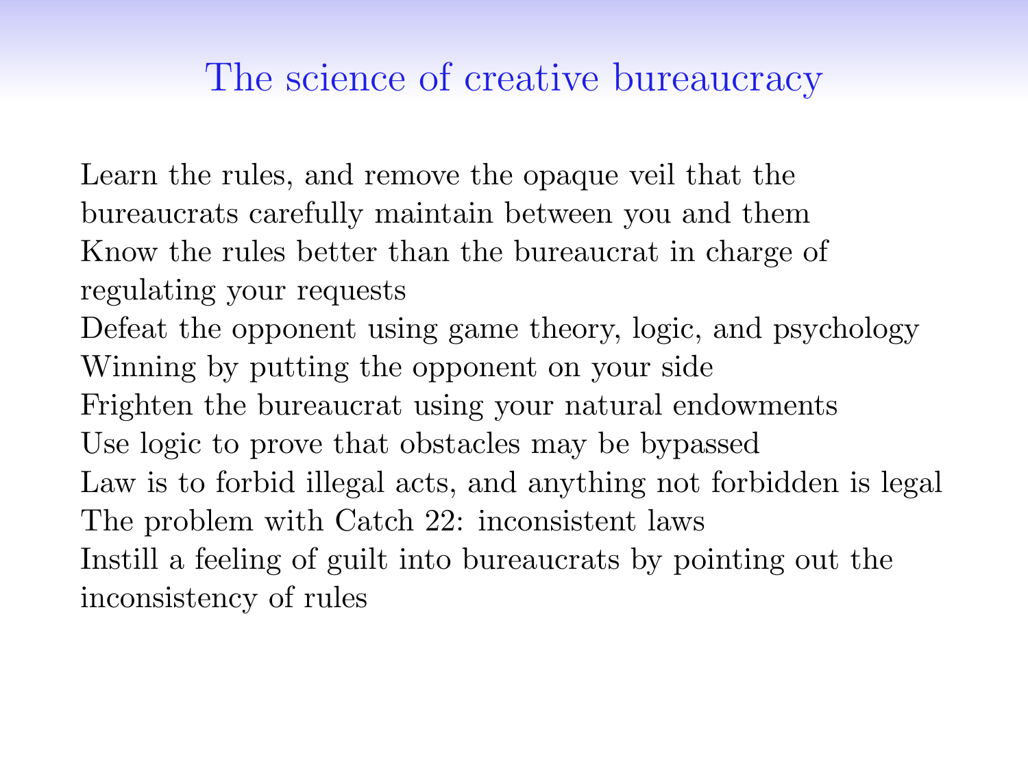# The science of creative bureaucracy

Learn the rules, and remove the opaque veil that the bureaucrats carefully maintain between you and them
Know the rules better than the bureaucrat in charge of regulating your requests
Defeat the opponent using game theory, logic, and psychology
Winning by putting the opponent on your side
Frighten the bureaucrat using your natural endowments
Use logic to prove that obstacles may be bypassed
Law is to forbid illegal acts, and anything not forbidden is legal
The problem with Catch 22: inconsistent laws
Instill a feeling of guilt into bureaucrats by pointing out the inconsistency of rules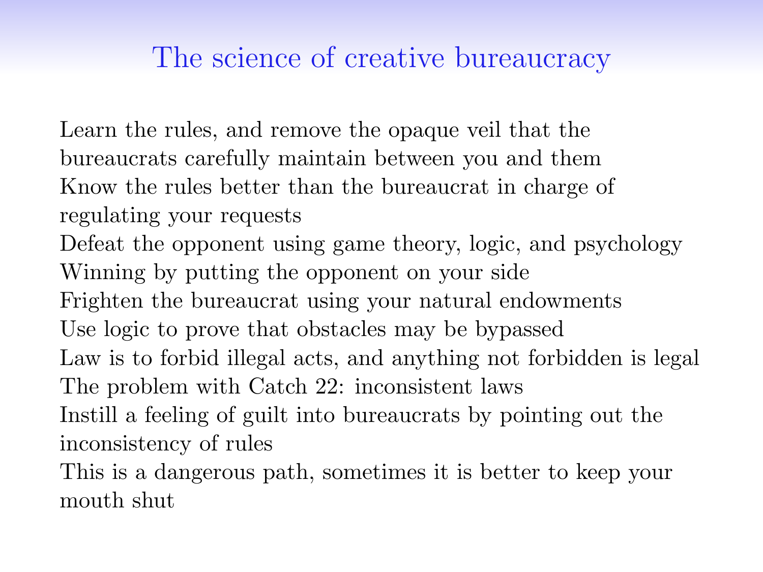# The science of creative bureaucracy

Learn the rules, and remove the opaque veil that the bureaucrats carefully maintain between you and them
Know the rules better than the bureaucrat in charge of regulating your requests
Defeat the opponent using game theory, logic, and psychology
Winning by putting the opponent on your side
Frighten the bureaucrat using your natural endowments
Use logic to prove that obstacles may be bypassed
Law is to forbid illegal acts, and anything not forbidden is legal
The problem with Catch 22: inconsistent laws
Instill a feeling of guilt into bureaucrats by pointing out the inconsistency of rules
This is a dangerous path, sometimes it is better to keep your mouth shut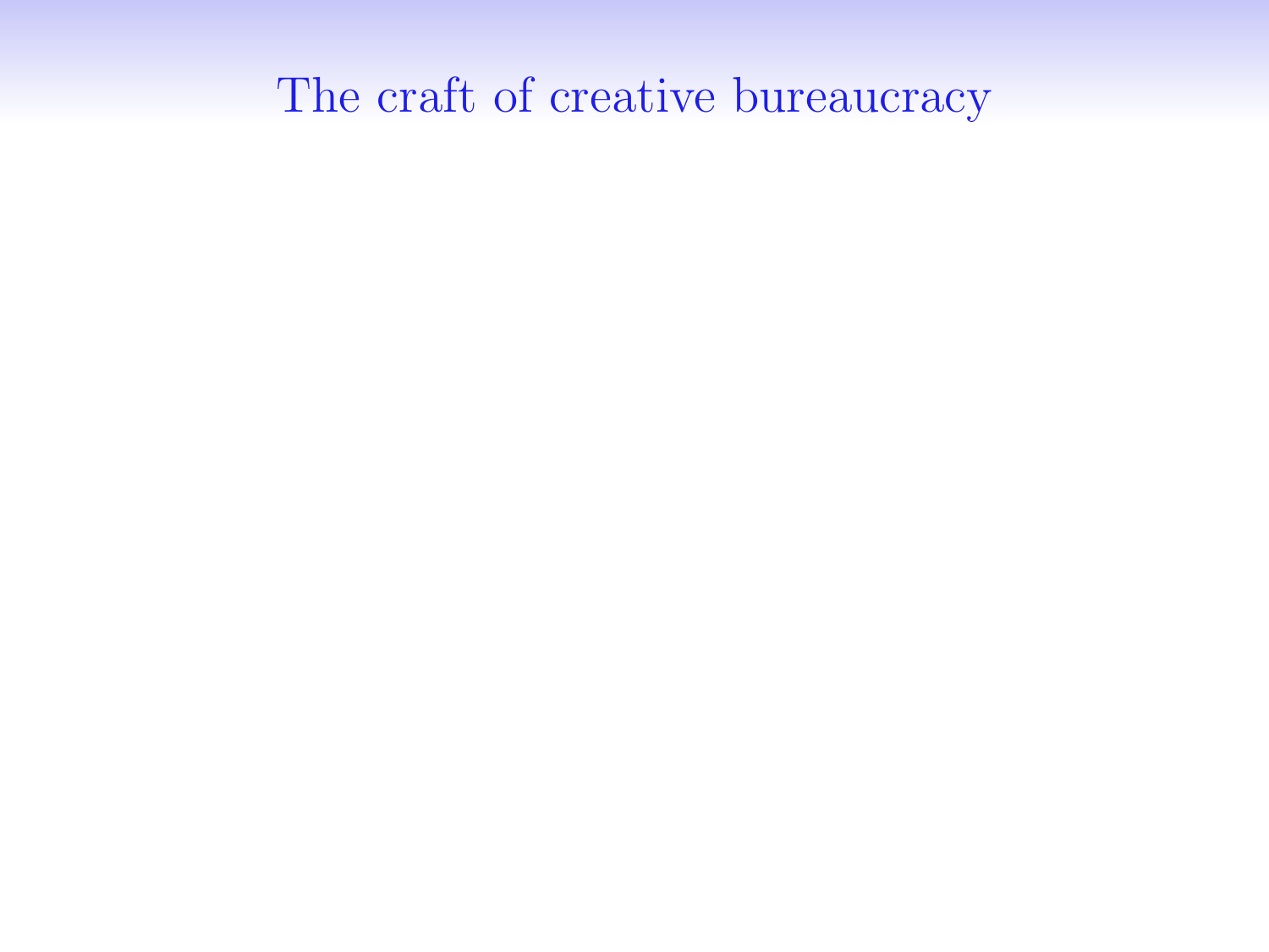# The craft of creative bureaucracy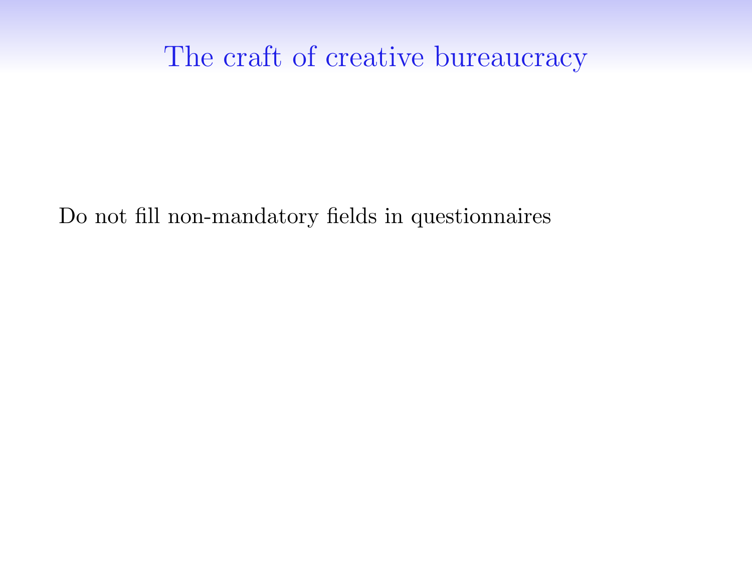# The craft of creative bureaucracy

Do not fill non-mandatory fields in questionnaires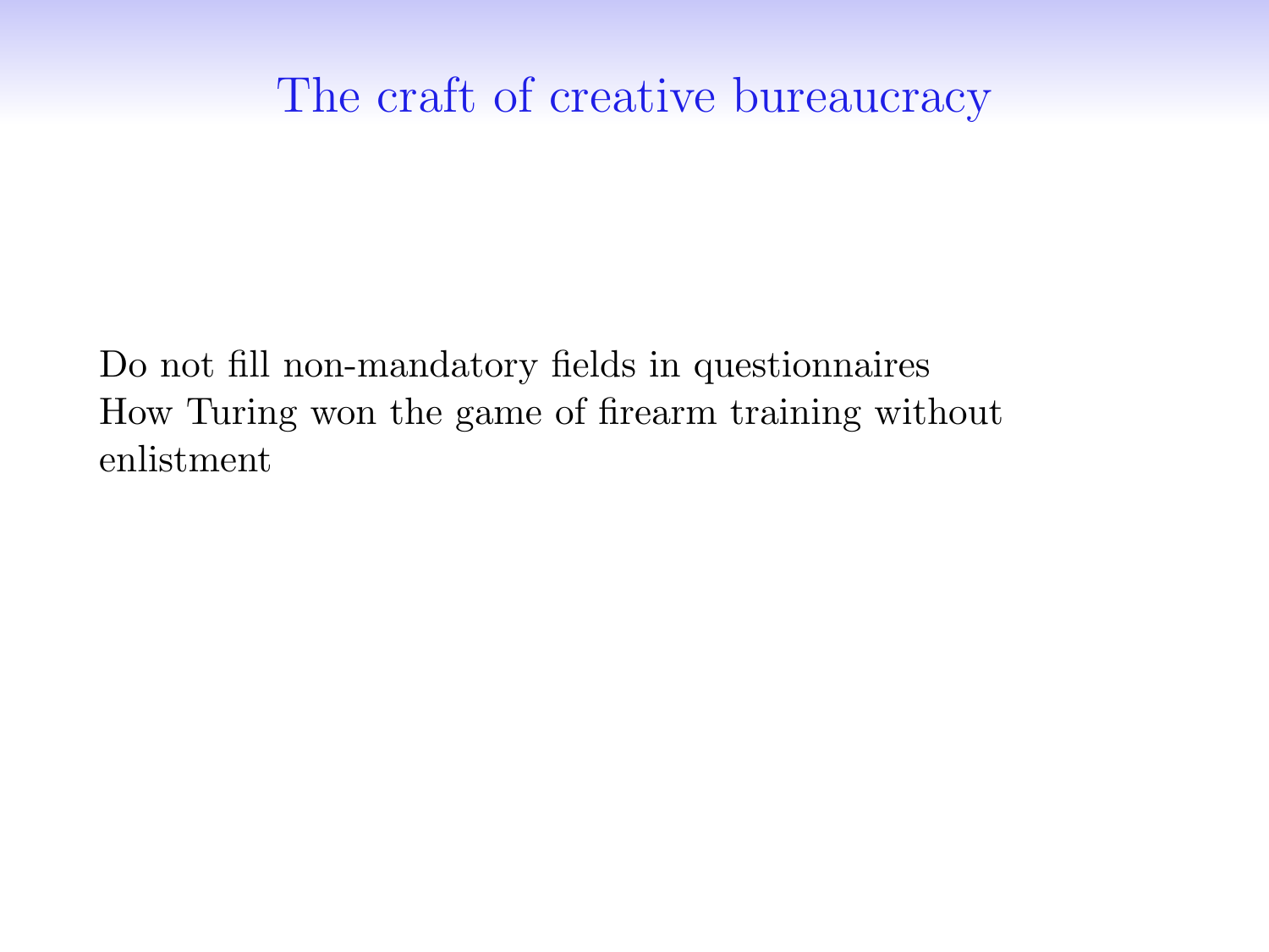# The craft of creative bureaucracy

Do not fill non-mandatory fields in questionnaires
How Turing won the game of firearm training without enlistment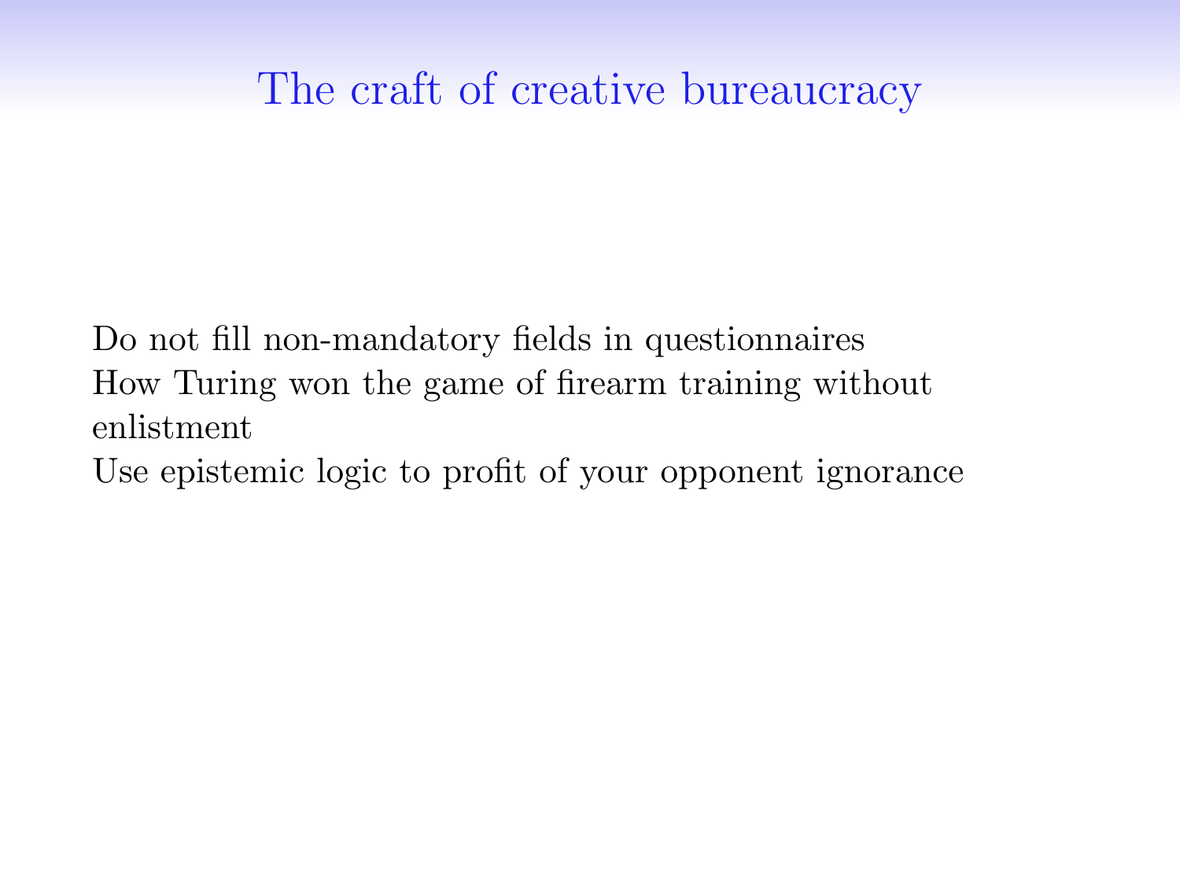# The craft of creative bureaucracy

Do not fill non-mandatory fields in questionnaires
How Turing won the game of firearm training without enlistment
Use epistemic logic to profit of your opponent ignorance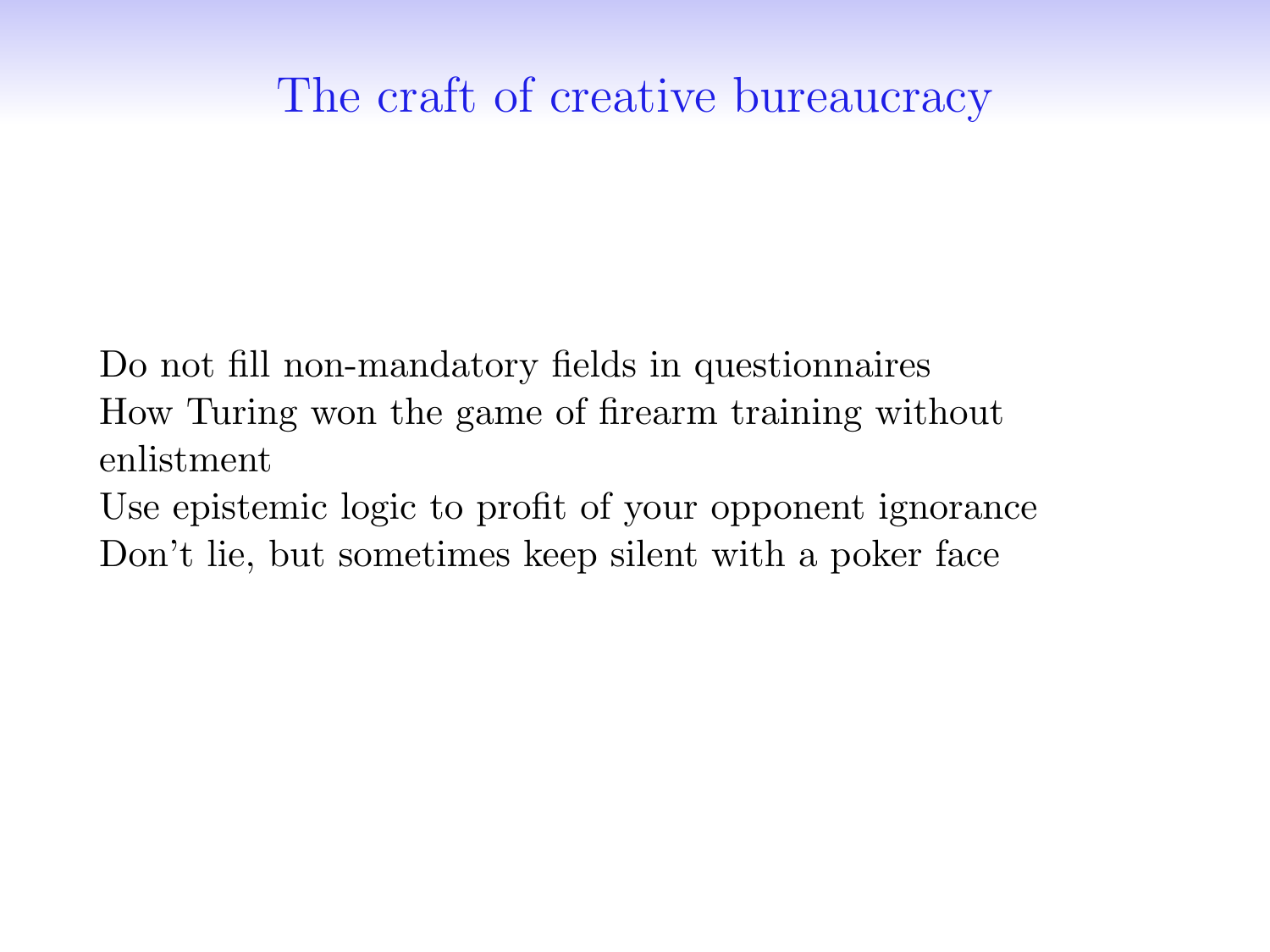# The craft of creative bureaucracy

Do not fill non-mandatory fields in questionnaires
How Turing won the game of firearm training without enlistment
Use epistemic logic to profit of your opponent ignorance
Don't lie, but sometimes keep silent with a poker face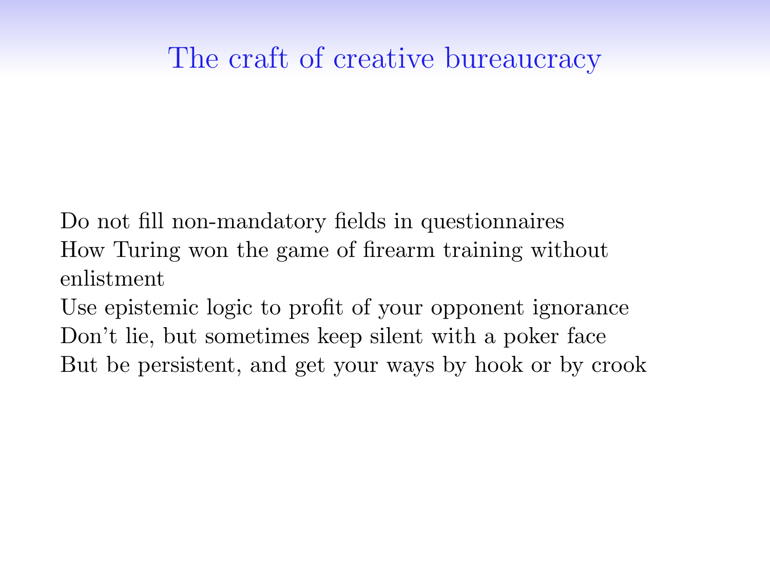# The craft of creative bureaucracy

Do not fill non-mandatory fields in questionnaires
How Turing won the game of firearm training without enlistment
Use epistemic logic to profit of your opponent ignorance
Don't lie, but sometimes keep silent with a poker face
But be persistent, and get your ways by hook or by crook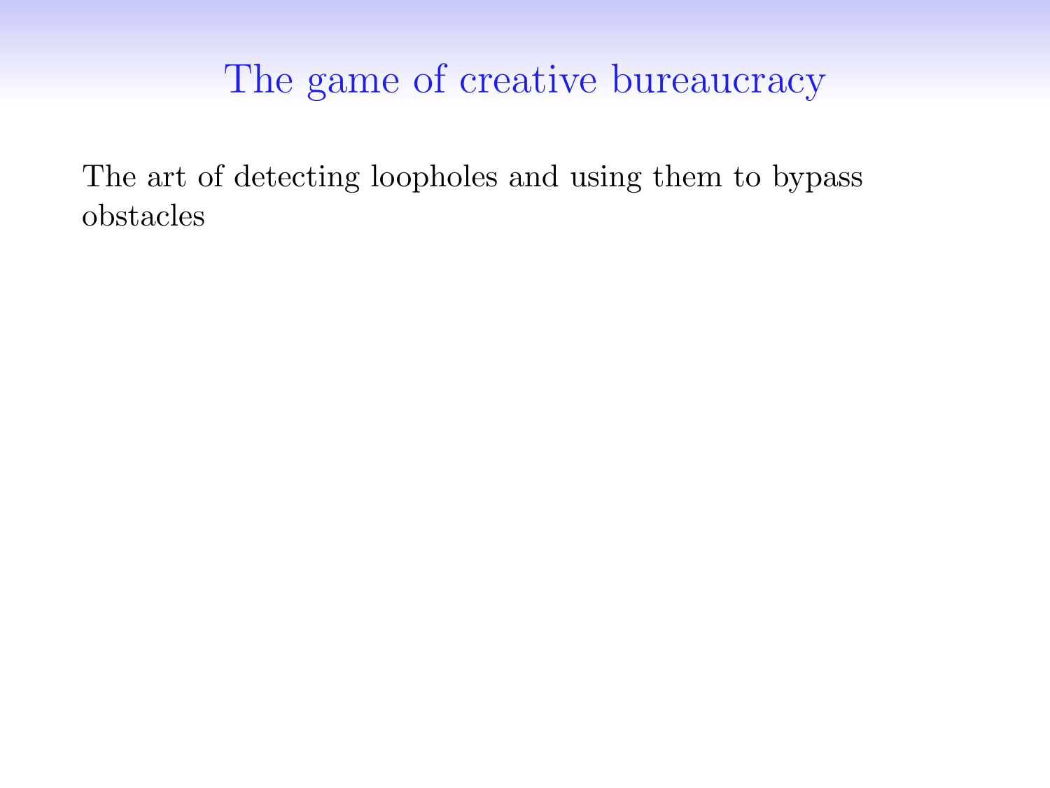# The game of creative bureaucracy

The art of detecting loopholes and using them to bypass obstacles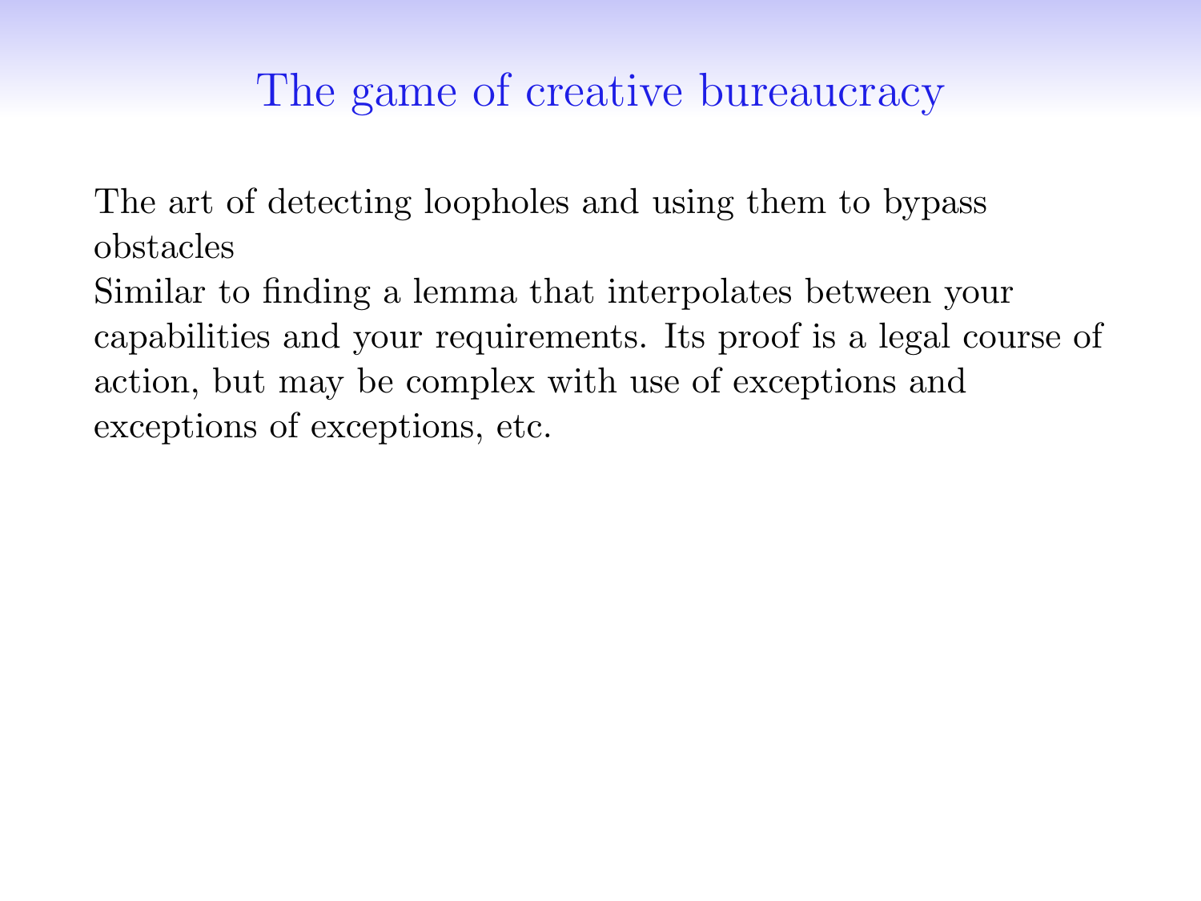# The game of creative bureaucracy

The art of detecting loopholes and using them to bypass obstacles

Similar to finding a lemma that interpolates between your capabilities and your requirements. Its proof is a legal course of action, but may be complex with use of exceptions and exceptions of exceptions, etc.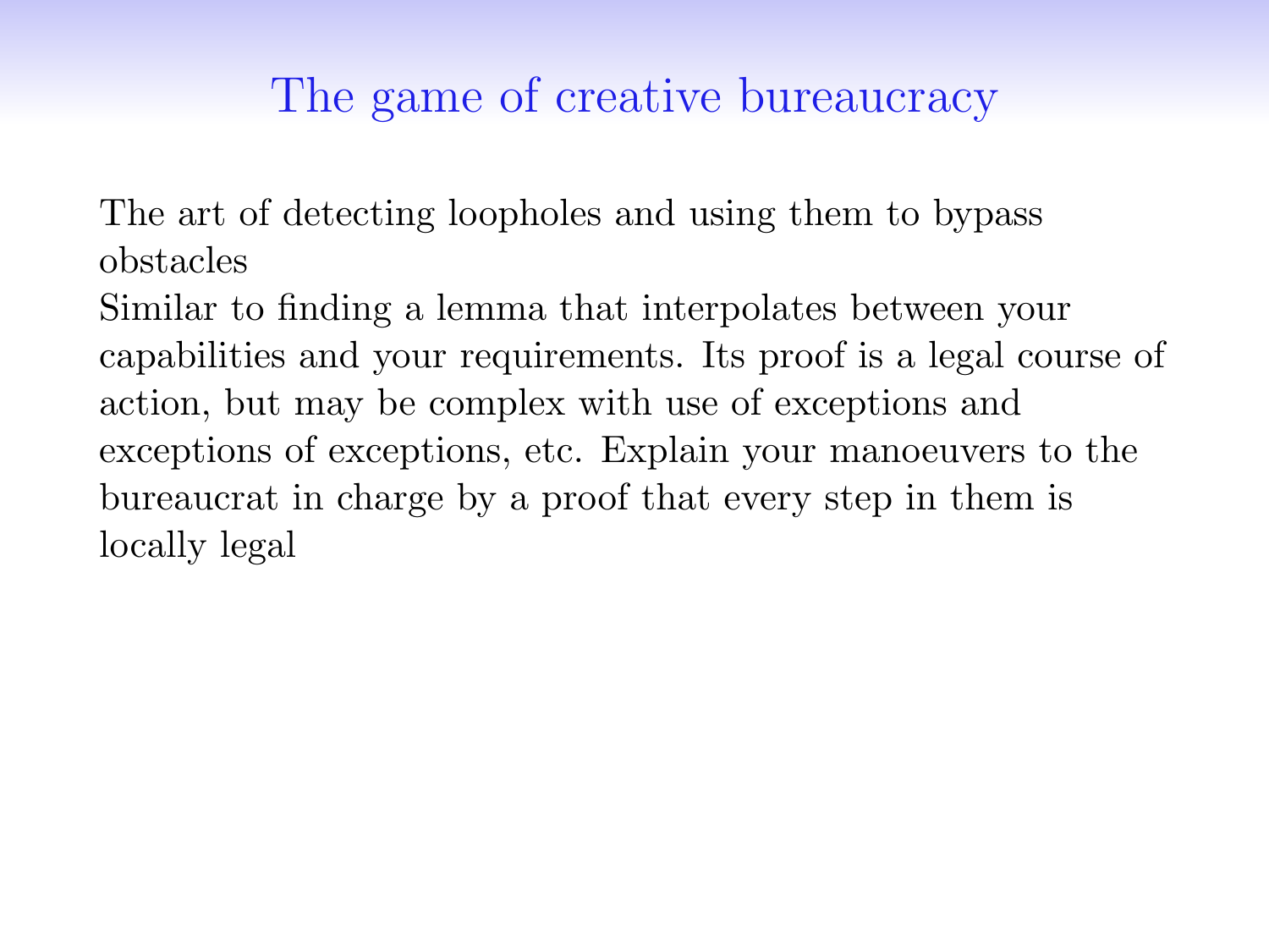# The game of creative bureaucracy

The art of detecting loopholes and using them to bypass obstacles

Similar to finding a lemma that interpolates between your capabilities and your requirements. Its proof is a legal course of action, but may be complex with use of exceptions and exceptions of exceptions, etc. Explain your manoeuvers to the bureaucrat in charge by a proof that every step in them is locally legal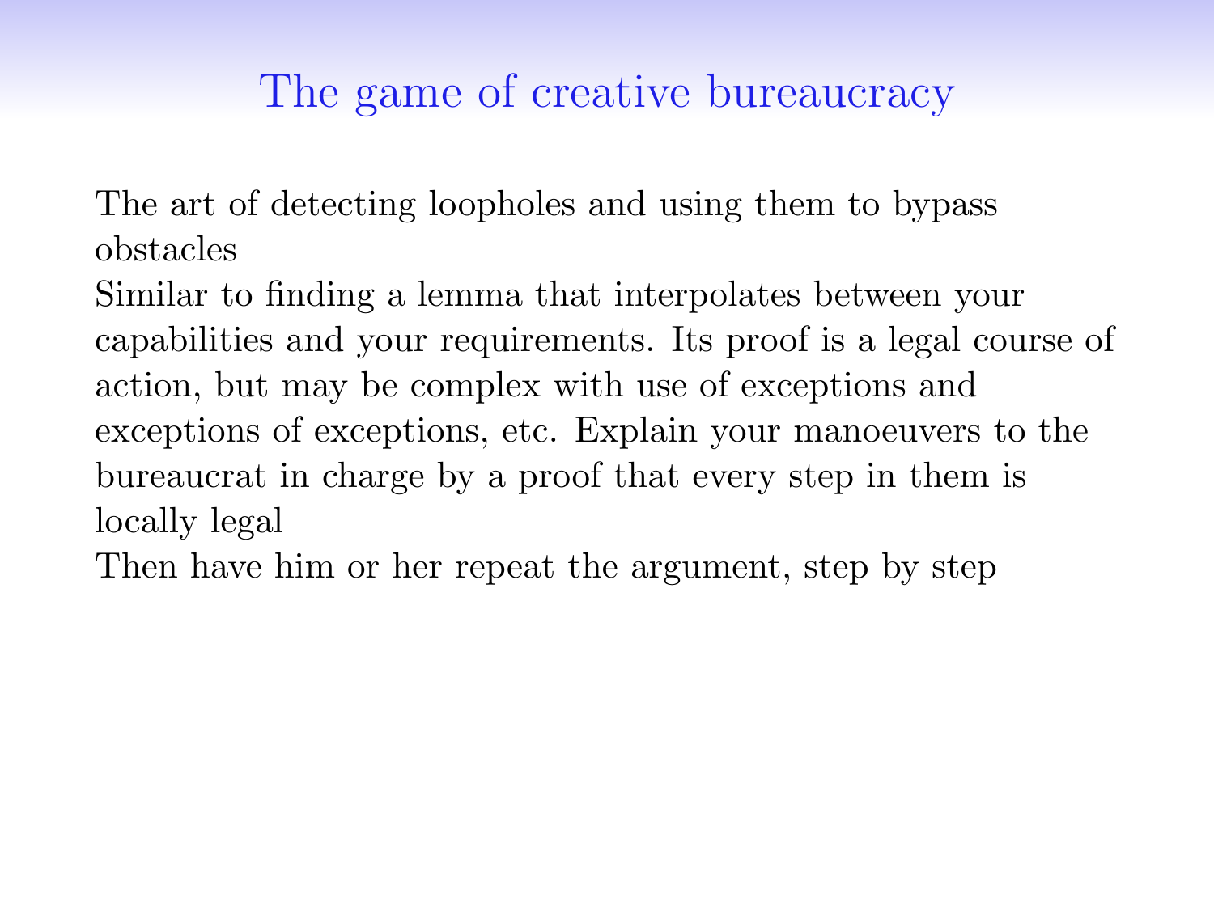# The game of creative bureaucracy

The art of detecting loopholes and using them to bypass obstacles

Similar to finding a lemma that interpolates between your capabilities and your requirements. Its proof is a legal course of action, but may be complex with use of exceptions and exceptions of exceptions, etc. Explain your manoeuvers to the bureaucrat in charge by a proof that every step in them is locally legal

Then have him or her repeat the argument, step by step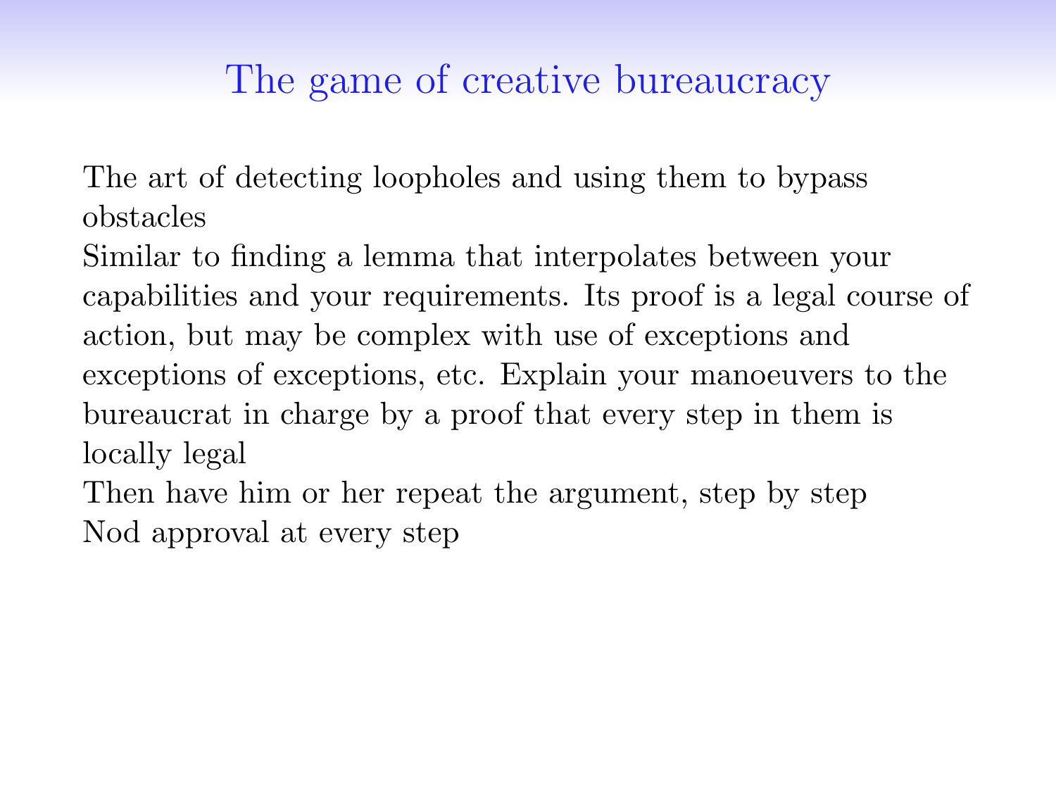# The game of creative bureaucracy

The art of detecting loopholes and using them to bypass obstacles

Similar to finding a lemma that interpolates between your capabilities and your requirements. Its proof is a legal course of action, but may be complex with use of exceptions and exceptions of exceptions, etc. Explain your manoeuvers to the bureaucrat in charge by a proof that every step in them is locally legal

Then have him or her repeat the argument, step by step

Nod approval at every step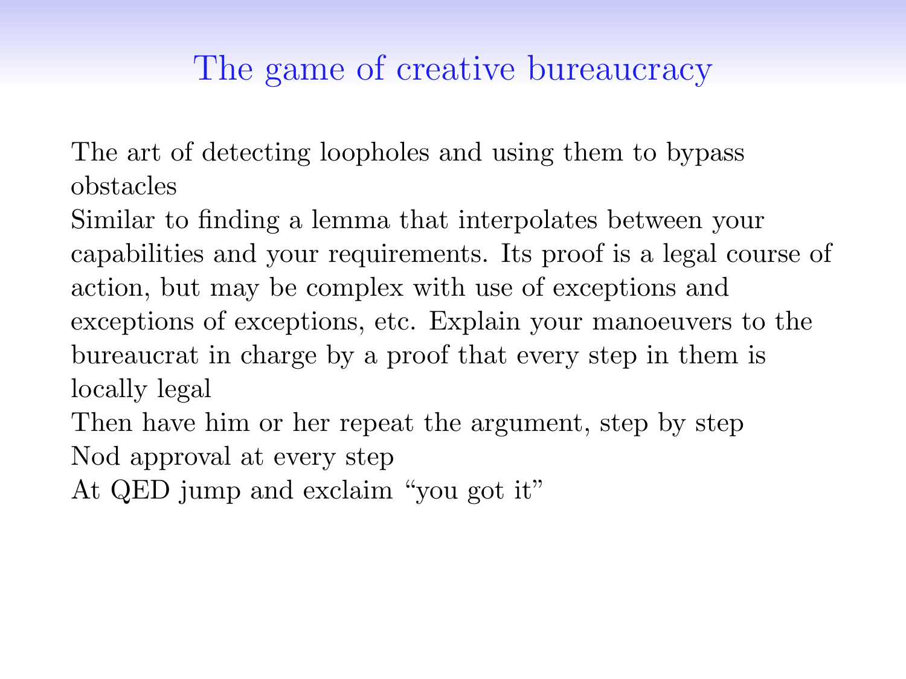## The game of creative bureaucracy

The art of detecting loopholes and using them to bypass obstacles

Similar to finding a lemma that interpolates between your capabilities and your requirements. Its proof is a legal course of action, but may be complex with use of exceptions and exceptions of exceptions, etc. Explain your manoeuvers to the bureaucrat in charge by a proof that every step in them is locally legal

Then have him or her repeat the argument, step by step

Nod approval at every step

At QED jump and exclaim "you got it"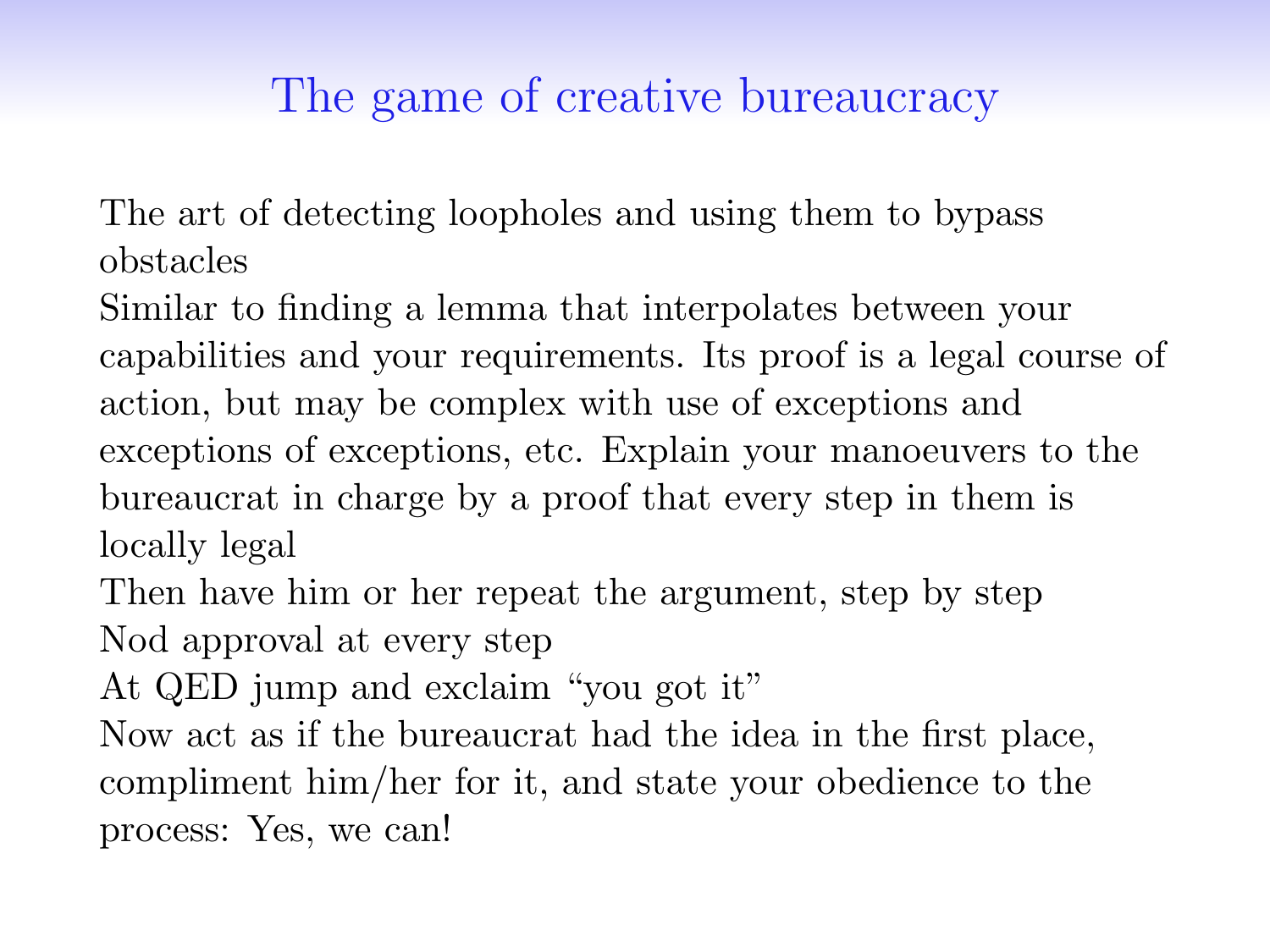# The game of creative bureaucracy

The art of detecting loopholes and using them to bypass obstacles

Similar to finding a lemma that interpolates between your capabilities and your requirements. Its proof is a legal course of action, but may be complex with use of exceptions and exceptions of exceptions, etc. Explain your manoeuvers to the bureaucrat in charge by a proof that every step in them is locally legal

Then have him or her repeat the argument, step by step

Nod approval at every step

At QED jump and exclaim “you got it”

Now act as if the bureaucrat had the idea in the first place, compliment him/her for it, and state your obedience to the process: Yes, we can!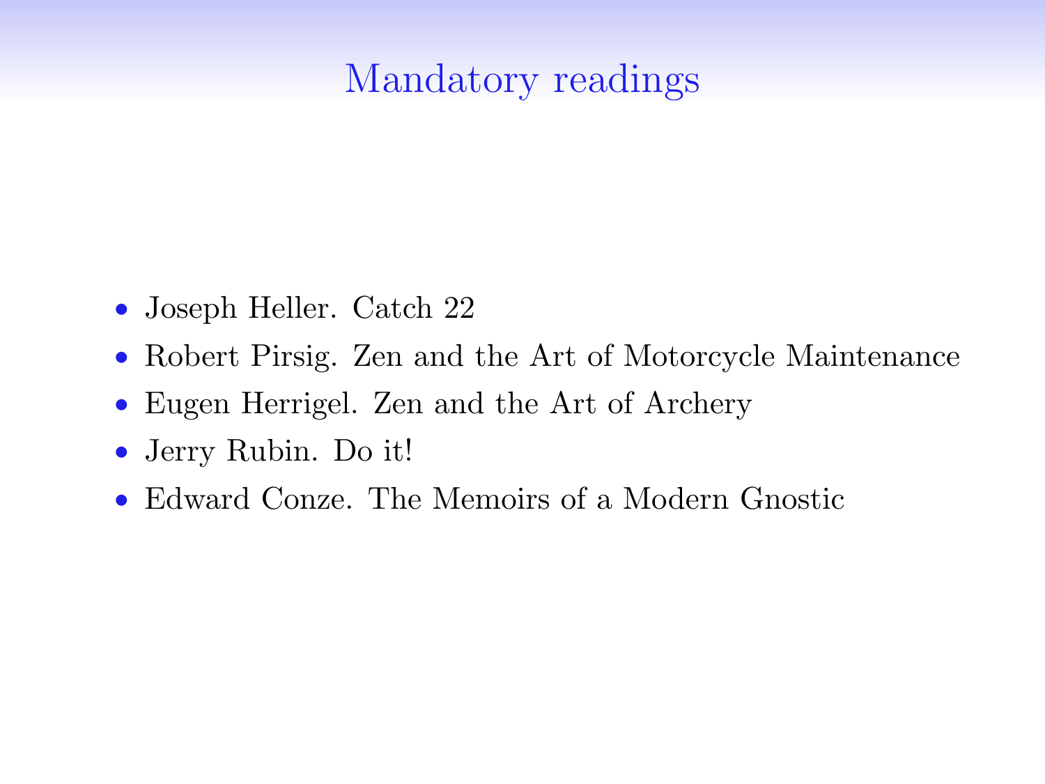# Mandatory readings

- Joseph Heller. Catch 22
- Robert Pirsig. Zen and the Art of Motorcycle Maintenance
- Eugen Herrigel. Zen and the Art of Archery
- Jerry Rubin. Do it!
- Edward Conze. The Memoirs of a Modern Gnostic